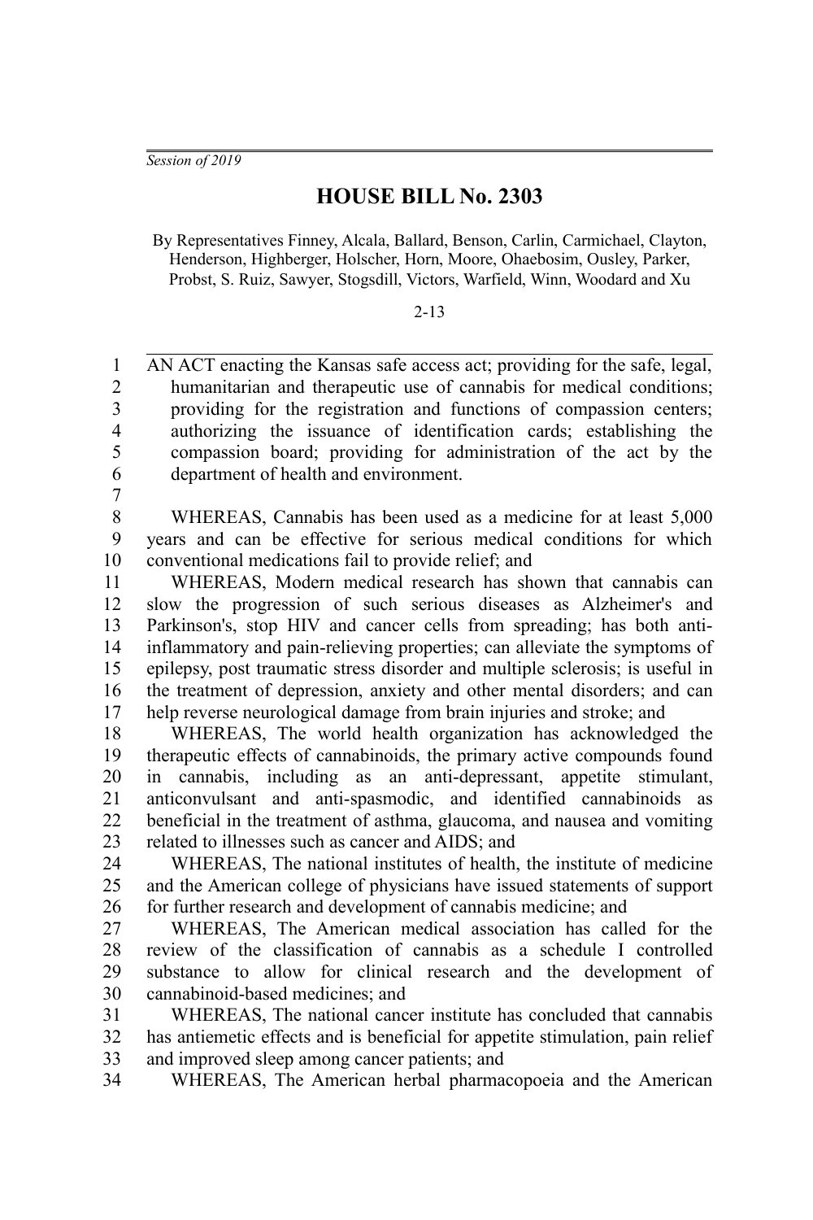*Session of 2019*

# HOUSE BILL No. 2303

By Representatives Finney, Alcala, Ballard, Benson, Carlin, Carmichael, Clayton, Henderson, Highberger, Holscher, Horn, Moore, Ohaebosim, Ousley, Parker, Probst, S. Ruiz, Sawyer, Stogsdill, Victors, Warfield, Winn, Woodard and Xu

2-13

AN ACT enacting the Kansas safe access act; providing for the safe, legal, humanitarian and therapeutic use of cannabis for medical conditions; providing for the registration and functions of compassion centers; authorizing the issuance of identification cards; establishing the compassion board; providing for administration of the act by the department of health and environment.

WHEREAS, Cannabis has been used as a medicine for at least 5,000 years and can be effective for serious medical conditions for which conventional medications fail to provide relief; and

WHEREAS, Modern medical research has shown that cannabis can slow the progression of such serious diseases as Alzheimer's and Parkinson's, stop HIV and cancer cells from spreading; has both anti-inflammatory and pain-relieving properties; can alleviate the symptoms of epilepsy, post traumatic stress disorder and multiple sclerosis; is useful in the treatment of depression, anxiety and other mental disorders; and can help reverse neurological damage from brain injuries and stroke; and

WHEREAS, The world health organization has acknowledged the therapeutic effects of cannabinoids, the primary active compounds found in cannabis, including as an anti-depressant, appetite stimulant, anticonvulsant and anti-spasmodic, and identified cannabinoids as beneficial in the treatment of asthma, glaucoma, and nausea and vomiting related to illnesses such as cancer and AIDS; and

WHEREAS, The national institutes of health, the institute of medicine and the American college of physicians have issued statements of support for further research and development of cannabis medicine; and

WHEREAS, The American medical association has called for the review of the classification of cannabis as a schedule I controlled substance to allow for clinical research and the development of cannabinoid-based medicines; and

WHEREAS, The national cancer institute has concluded that cannabis has antiemetic effects and is beneficial for appetite stimulation, pain relief and improved sleep among cancer patients; and

WHEREAS, The American herbal pharmacopoeia and the American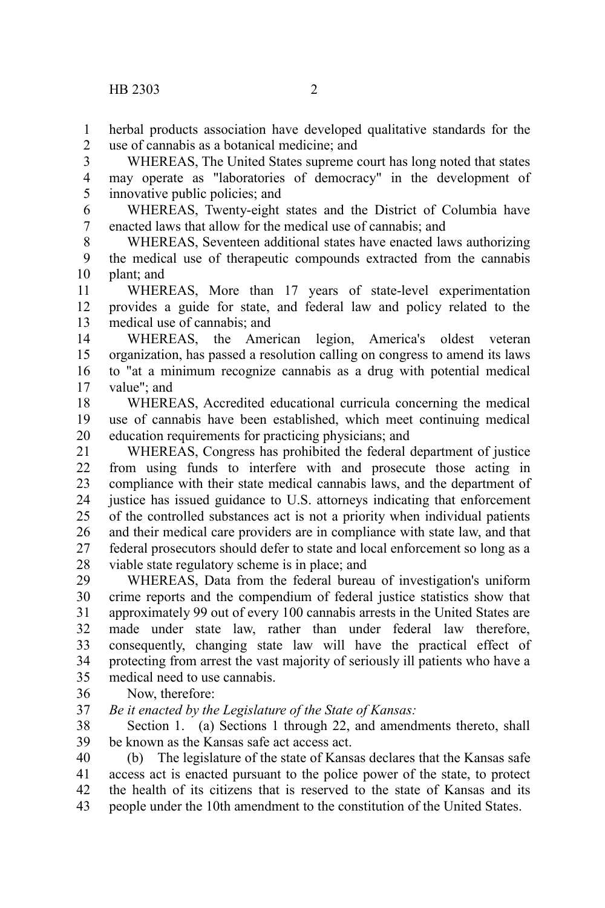herbal products association have developed qualitative standards for the use of cannabis as a botanical medicine; and

WHEREAS, The United States supreme court has long noted that states may operate as "laboratories of democracy" in the development of innovative public policies; and

WHEREAS, Twenty-eight states and the District of Columbia have enacted laws that allow for the medical use of cannabis; and

WHEREAS, Seventeen additional states have enacted laws authorizing the medical use of therapeutic compounds extracted from the cannabis plant; and

WHEREAS, More than 17 years of state-level experimentation provides a guide for state, and federal law and policy related to the medical use of cannabis; and

WHEREAS, the American legion, America's oldest veteran organization, has passed a resolution calling on congress to amend its laws to "at a minimum recognize cannabis as a drug with potential medical value"; and

WHEREAS, Accredited educational curricula concerning the medical use of cannabis have been established, which meet continuing medical education requirements for practicing physicians; and

WHEREAS, Congress has prohibited the federal department of justice from using funds to interfere with and prosecute those acting in compliance with their state medical cannabis laws, and the department of justice has issued guidance to U.S. attorneys indicating that enforcement of the controlled substances act is not a priority when individual patients and their medical care providers are in compliance with state law, and that federal prosecutors should defer to state and local enforcement so long as a viable state regulatory scheme is in place; and

WHEREAS, Data from the federal bureau of investigation's uniform crime reports and the compendium of federal justice statistics show that approximately 99 out of every 100 cannabis arrests in the United States are made under state law, rather than under federal law therefore, consequently, changing state law will have the practical effect of protecting from arrest the vast majority of seriously ill patients who have a medical need to use cannabis.

Now, therefore:

*Be it enacted by the Legislature of the State of Kansas:*

Section 1. (a) Sections 1 through 22, and amendments thereto, shall be known as the Kansas safe act access act.

(b) The legislature of the state of Kansas declares that the Kansas safe access act is enacted pursuant to the police power of the state, to protect the health of its citizens that is reserved to the state of Kansas and its people under the 10th amendment to the constitution of the United States.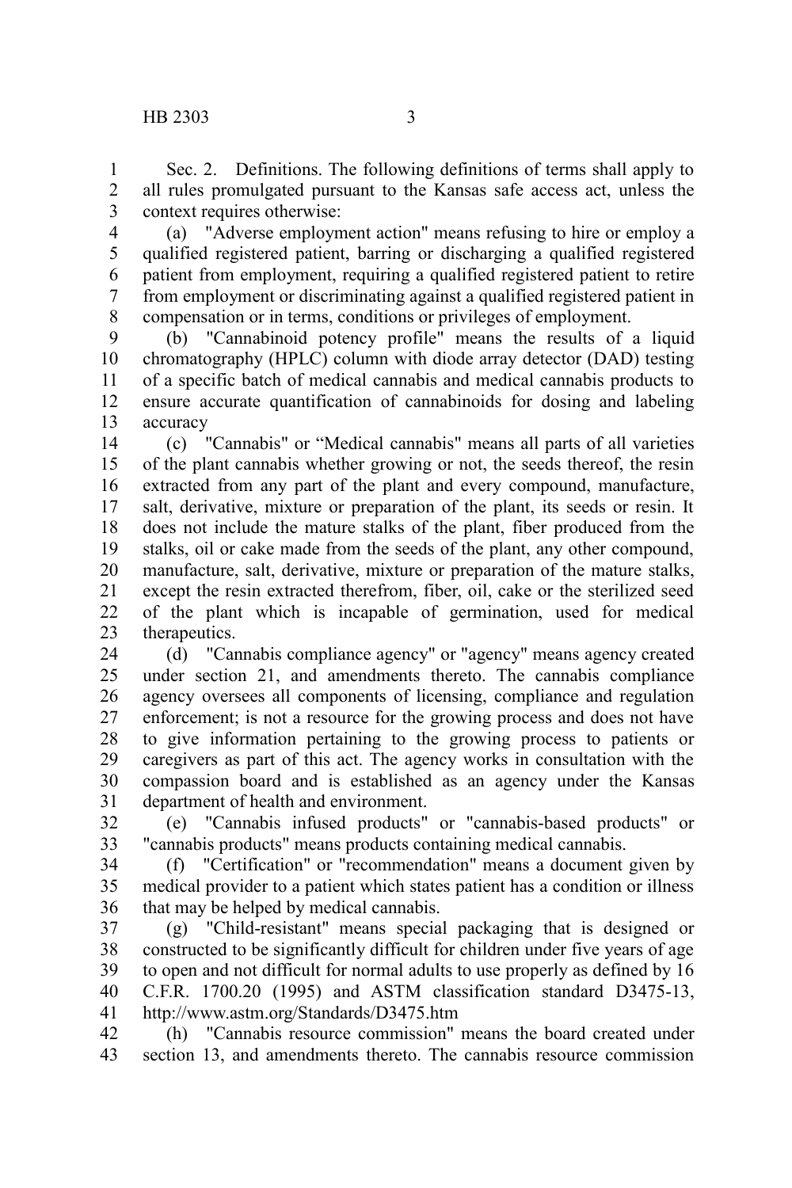Sec. 2. Definitions. The following definitions of terms shall apply to all rules promulgated pursuant to the Kansas safe access act, unless the context requires otherwise:

(a) "Adverse employment action" means refusing to hire or employ a qualified registered patient, barring or discharging a qualified registered patient from employment, requiring a qualified registered patient to retire from employment or discriminating against a qualified registered patient in compensation or in terms, conditions or privileges of employment.

(b) "Cannabinoid potency profile" means the results of a liquid chromatography (HPLC) column with diode array detector (DAD) testing of a specific batch of medical cannabis and medical cannabis products to ensure accurate quantification of cannabinoids for dosing and labeling accuracy

(c) "Cannabis" or “Medical cannabis" means all parts of all varieties of the plant cannabis whether growing or not, the seeds thereof, the resin extracted from any part of the plant and every compound, manufacture, salt, derivative, mixture or preparation of the plant, its seeds or resin. It does not include the mature stalks of the plant, fiber produced from the stalks, oil or cake made from the seeds of the plant, any other compound, manufacture, salt, derivative, mixture or preparation of the mature stalks, except the resin extracted therefrom, fiber, oil, cake or the sterilized seed of the plant which is incapable of germination, used for medical therapeutics.

(d) "Cannabis compliance agency" or "agency" means agency created under section 21, and amendments thereto. The cannabis compliance agency oversees all components of licensing, compliance and regulation enforcement; is not a resource for the growing process and does not have to give information pertaining to the growing process to patients or caregivers as part of this act. The agency works in consultation with the compassion board and is established as an agency under the Kansas department of health and environment.

(e) "Cannabis infused products" or "cannabis-based products" or "cannabis products" means products containing medical cannabis.

(f) "Certification" or "recommendation" means a document given by medical provider to a patient which states patient has a condition or illness that may be helped by medical cannabis.

(g) "Child-resistant" means special packaging that is designed or constructed to be significantly difficult for children under five years of age to open and not difficult for normal adults to use properly as defined by 16 C.F.R. 1700.20 (1995) and ASTM classification standard D3475-13, http://www.astm.org/Standards/D3475.htm

(h) "Cannabis resource commission" means the board created under section 13, and amendments thereto. The cannabis resource commission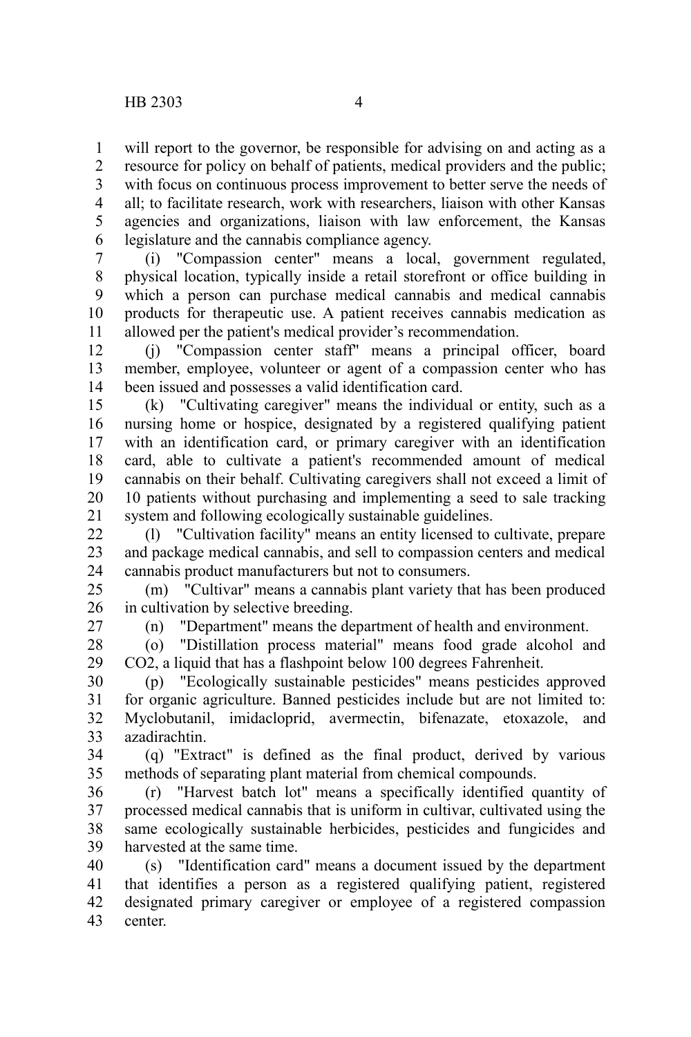will report to the governor, be responsible for advising on and acting as a resource for policy on behalf of patients, medical providers and the public; with focus on continuous process improvement to better serve the needs of all; to facilitate research, work with researchers, liaison with other Kansas agencies and organizations, liaison with law enforcement, the Kansas legislature and the cannabis compliance agency.

(i) "Compassion center" means a local, government regulated, physical location, typically inside a retail storefront or office building in which a person can purchase medical cannabis and medical cannabis products for therapeutic use. A patient receives cannabis medication as allowed per the patient's medical provider's recommendation.

(j) "Compassion center staff" means a principal officer, board member, employee, volunteer or agent of a compassion center who has been issued and possesses a valid identification card.

(k) "Cultivating caregiver" means the individual or entity, such as a nursing home or hospice, designated by a registered qualifying patient with an identification card, or primary caregiver with an identification card, able to cultivate a patient's recommended amount of medical cannabis on their behalf. Cultivating caregivers shall not exceed a limit of 10 patients without purchasing and implementing a seed to sale tracking system and following ecologically sustainable guidelines.

(l) "Cultivation facility" means an entity licensed to cultivate, prepare and package medical cannabis, and sell to compassion centers and medical cannabis product manufacturers but not to consumers.

(m) "Cultivar" means a cannabis plant variety that has been produced in cultivation by selective breeding.

(n) "Department" means the department of health and environment.

(o) "Distillation process material" means food grade alcohol and CO2, a liquid that has a flashpoint below 100 degrees Fahrenheit.

(p) "Ecologically sustainable pesticides" means pesticides approved for organic agriculture. Banned pesticides include but are not limited to: Myclobutanil, imidacloprid, avermectin, bifenazate, etoxazole, and azadirachtin.

(q) "Extract" is defined as the final product, derived by various methods of separating plant material from chemical compounds.

(r) "Harvest batch lot" means a specifically identified quantity of processed medical cannabis that is uniform in cultivar, cultivated using the same ecologically sustainable herbicides, pesticides and fungicides and harvested at the same time.

(s) "Identification card" means a document issued by the department that identifies a person as a registered qualifying patient, registered designated primary caregiver or employee of a registered compassion center.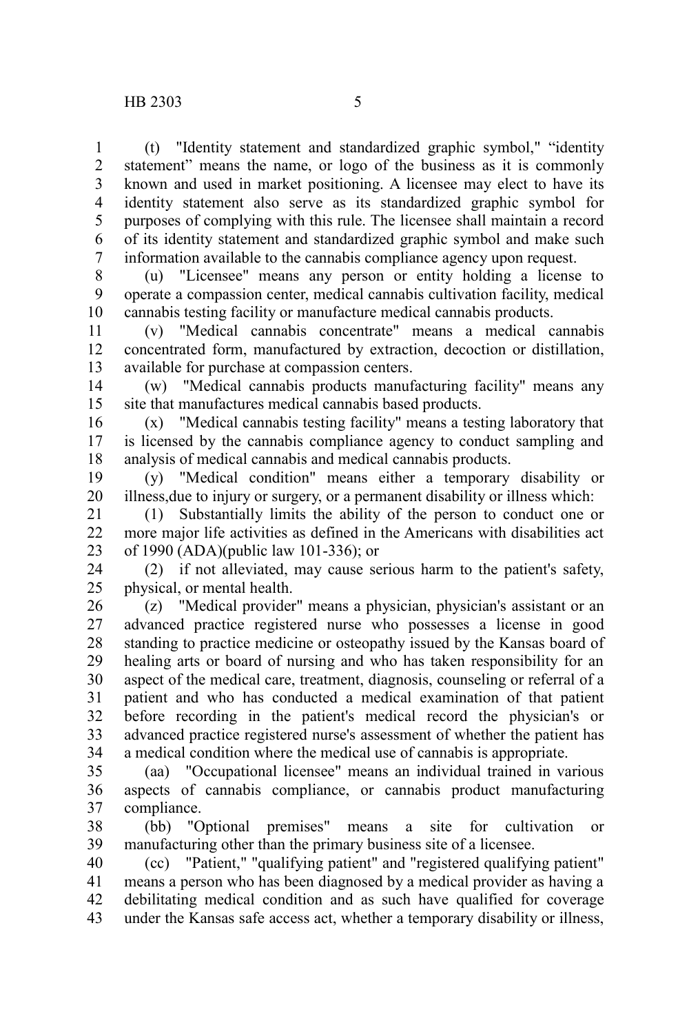(t) "Identity statement and standardized graphic symbol," "identity statement" means the name, or logo of the business as it is commonly known and used in market positioning. A licensee may elect to have its identity statement also serve as its standardized graphic symbol for purposes of complying with this rule. The licensee shall maintain a record of its identity statement and standardized graphic symbol and make such information available to the cannabis compliance agency upon request.

(u) "Licensee" means any person or entity holding a license to operate a compassion center, medical cannabis cultivation facility, medical cannabis testing facility or manufacture medical cannabis products.

(v) "Medical cannabis concentrate" means a medical cannabis concentrated form, manufactured by extraction, decoction or distillation, available for purchase at compassion centers.

(w) "Medical cannabis products manufacturing facility" means any site that manufactures medical cannabis based products.

(x) "Medical cannabis testing facility" means a testing laboratory that is licensed by the cannabis compliance agency to conduct sampling and analysis of medical cannabis and medical cannabis products.

(y) "Medical condition" means either a temporary disability or illness,due to injury or surgery, or a permanent disability or illness which:

(1) Substantially limits the ability of the person to conduct one or more major life activities as defined in the Americans with disabilities act of 1990 (ADA)(public law 101-336); or

(2) if not alleviated, may cause serious harm to the patient's safety, physical, or mental health.

(z) "Medical provider" means a physician, physician's assistant or an advanced practice registered nurse who possesses a license in good standing to practice medicine or osteopathy issued by the Kansas board of healing arts or board of nursing and who has taken responsibility for an aspect of the medical care, treatment, diagnosis, counseling or referral of a patient and who has conducted a medical examination of that patient before recording in the patient's medical record the physician's or advanced practice registered nurse's assessment of whether the patient has a medical condition where the medical use of cannabis is appropriate.

(aa) "Occupational licensee" means an individual trained in various aspects of cannabis compliance, or cannabis product manufacturing compliance.

(bb) "Optional premises" means a site for cultivation or manufacturing other than the primary business site of a licensee.

(cc) "Patient," "qualifying patient" and "registered qualifying patient" means a person who has been diagnosed by a medical provider as having a debilitating medical condition and as such have qualified for coverage under the Kansas safe access act, whether a temporary disability or illness,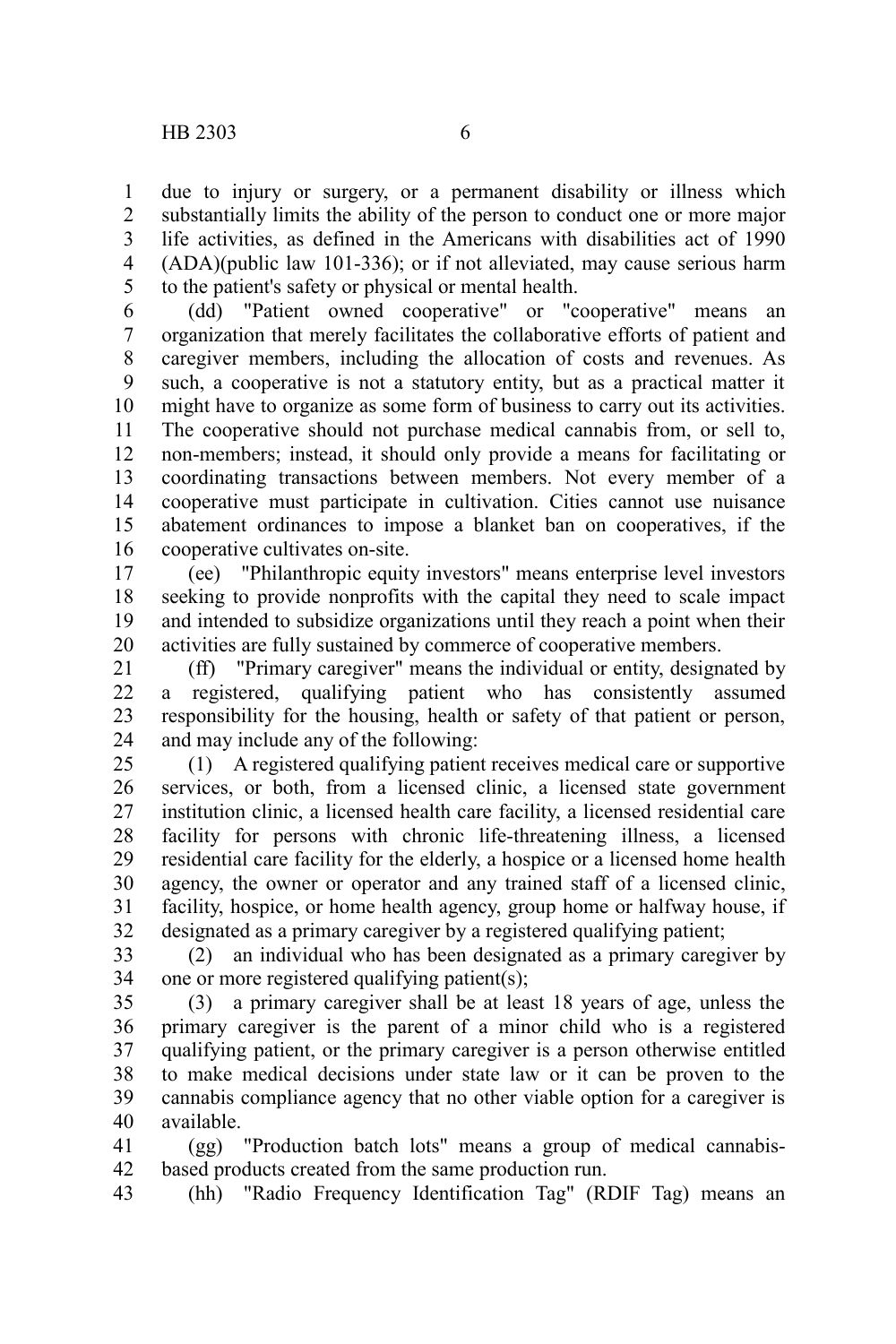due to injury or surgery, or a permanent disability or illness which substantially limits the ability of the person to conduct one or more major life activities, as defined in the Americans with disabilities act of 1990 (ADA)(public law 101-336); or if not alleviated, may cause serious harm to the patient's safety or physical or mental health.

(dd) "Patient owned cooperative" or "cooperative" means an organization that merely facilitates the collaborative efforts of patient and caregiver members, including the allocation of costs and revenues. As such, a cooperative is not a statutory entity, but as a practical matter it might have to organize as some form of business to carry out its activities. The cooperative should not purchase medical cannabis from, or sell to, non-members; instead, it should only provide a means for facilitating or coordinating transactions between members. Not every member of a cooperative must participate in cultivation. Cities cannot use nuisance abatement ordinances to impose a blanket ban on cooperatives, if the cooperative cultivates on-site.

(ee) "Philanthropic equity investors" means enterprise level investors seeking to provide nonprofits with the capital they need to scale impact and intended to subsidize organizations until they reach a point when their activities are fully sustained by commerce of cooperative members.

(ff) "Primary caregiver" means the individual or entity, designated by a registered, qualifying patient who has consistently assumed responsibility for the housing, health or safety of that patient or person, and may include any of the following:

(1) A registered qualifying patient receives medical care or supportive services, or both, from a licensed clinic, a licensed state government institution clinic, a licensed health care facility, a licensed residential care facility for persons with chronic life-threatening illness, a licensed residential care facility for the elderly, a hospice or a licensed home health agency, the owner or operator and any trained staff of a licensed clinic, facility, hospice, or home health agency, group home or halfway house, if designated as a primary caregiver by a registered qualifying patient;

(2) an individual who has been designated as a primary caregiver by one or more registered qualifying patient(s);

(3) a primary caregiver shall be at least 18 years of age, unless the primary caregiver is the parent of a minor child who is a registered qualifying patient, or the primary caregiver is a person otherwise entitled to make medical decisions under state law or it can be proven to the cannabis compliance agency that no other viable option for a caregiver is available.

(gg) "Production batch lots" means a group of medical cannabis-based products created from the same production run.

(hh) "Radio Frequency Identification Tag" (RDIF Tag) means an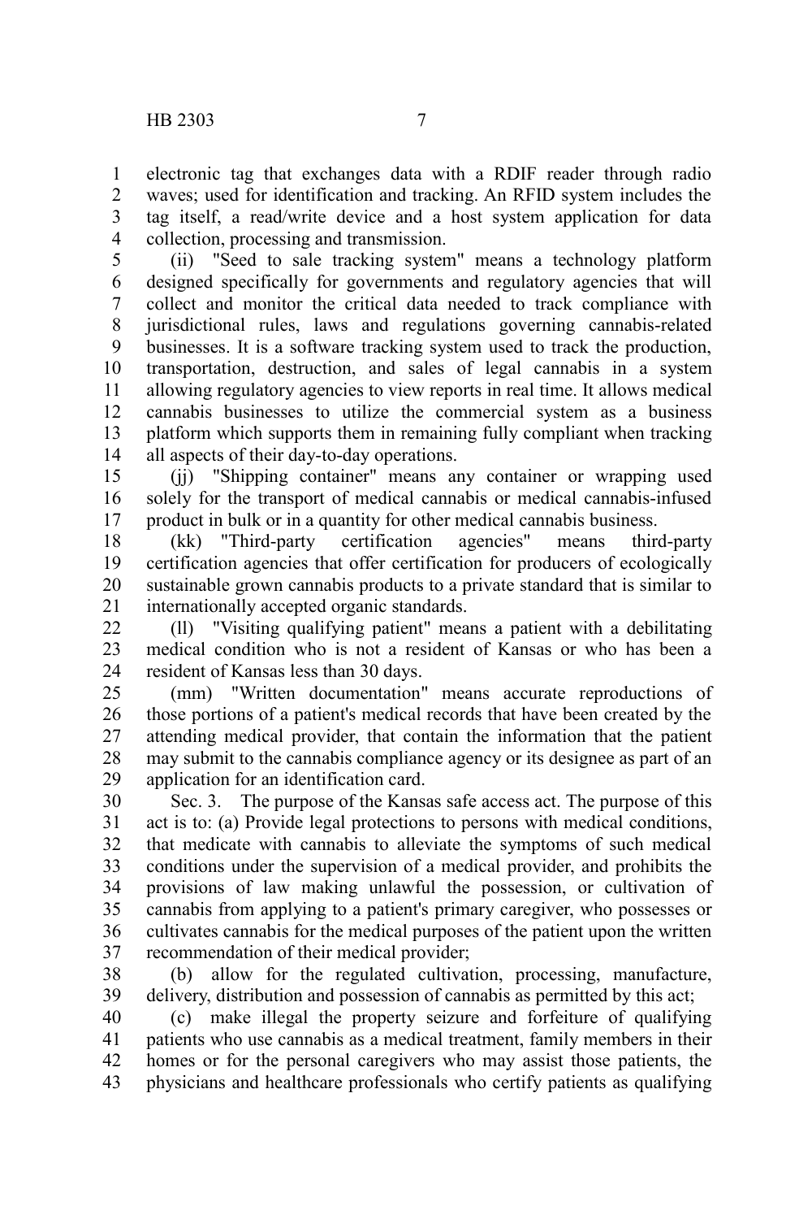electronic tag that exchanges data with a RDIF reader through radio waves; used for identification and tracking. An RFID system includes the tag itself, a read/write device and a host system application for data collection, processing and transmission.

(ii) "Seed to sale tracking system" means a technology platform designed specifically for governments and regulatory agencies that will collect and monitor the critical data needed to track compliance with jurisdictional rules, laws and regulations governing cannabis-related businesses. It is a software tracking system used to track the production, transportation, destruction, and sales of legal cannabis in a system allowing regulatory agencies to view reports in real time. It allows medical cannabis businesses to utilize the commercial system as a business platform which supports them in remaining fully compliant when tracking all aspects of their day-to-day operations.

(jj) "Shipping container" means any container or wrapping used solely for the transport of medical cannabis or medical cannabis-infused product in bulk or in a quantity for other medical cannabis business.

(kk) "Third-party certification agencies" means third-party certification agencies that offer certification for producers of ecologically sustainable grown cannabis products to a private standard that is similar to internationally accepted organic standards.

(ll) "Visiting qualifying patient" means a patient with a debilitating medical condition who is not a resident of Kansas or who has been a resident of Kansas less than 30 days.

(mm) "Written documentation" means accurate reproductions of those portions of a patient's medical records that have been created by the attending medical provider, that contain the information that the patient may submit to the cannabis compliance agency or its designee as part of an application for an identification card.

Sec. 3. The purpose of the Kansas safe access act. The purpose of this act is to: (a) Provide legal protections to persons with medical conditions, that medicate with cannabis to alleviate the symptoms of such medical conditions under the supervision of a medical provider, and prohibits the provisions of law making unlawful the possession, or cultivation of cannabis from applying to a patient's primary caregiver, who possesses or cultivates cannabis for the medical purposes of the patient upon the written recommendation of their medical provider;

(b) allow for the regulated cultivation, processing, manufacture, delivery, distribution and possession of cannabis as permitted by this act;

(c) make illegal the property seizure and forfeiture of qualifying patients who use cannabis as a medical treatment, family members in their homes or for the personal caregivers who may assist those patients, the physicians and healthcare professionals who certify patients as qualifying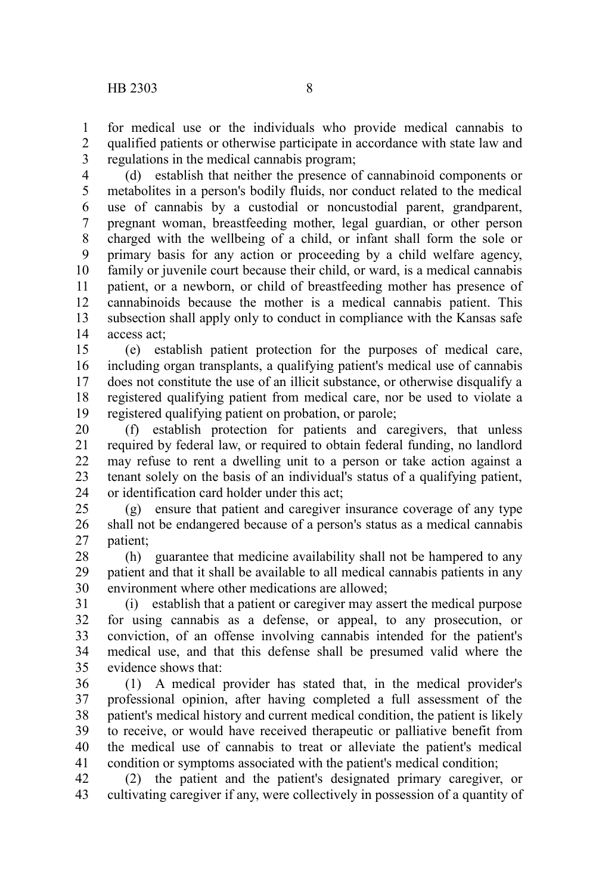for medical use or the individuals who provide medical cannabis to qualified patients or otherwise participate in accordance with state law and regulations in the medical cannabis program;

(d) establish that neither the presence of cannabinoid components or metabolites in a person's bodily fluids, nor conduct related to the medical use of cannabis by a custodial or noncustodial parent, grandparent, pregnant woman, breastfeeding mother, legal guardian, or other person charged with the wellbeing of a child, or infant shall form the sole or primary basis for any action or proceeding by a child welfare agency, family or juvenile court because their child, or ward, is a medical cannabis patient, or a newborn, or child of breastfeeding mother has presence of cannabinoids because the mother is a medical cannabis patient. This subsection shall apply only to conduct in compliance with the Kansas safe access act;

(e) establish patient protection for the purposes of medical care, including organ transplants, a qualifying patient's medical use of cannabis does not constitute the use of an illicit substance, or otherwise disqualify a registered qualifying patient from medical care, nor be used to violate a registered qualifying patient on probation, or parole;

(f) establish protection for patients and caregivers, that unless required by federal law, or required to obtain federal funding, no landlord may refuse to rent a dwelling unit to a person or take action against a tenant solely on the basis of an individual's status of a qualifying patient, or identification card holder under this act;

(g) ensure that patient and caregiver insurance coverage of any type shall not be endangered because of a person's status as a medical cannabis patient;

(h) guarantee that medicine availability shall not be hampered to any patient and that it shall be available to all medical cannabis patients in any environment where other medications are allowed;

(i) establish that a patient or caregiver may assert the medical purpose for using cannabis as a defense, or appeal, to any prosecution, or conviction, of an offense involving cannabis intended for the patient's medical use, and that this defense shall be presumed valid where the evidence shows that:

(1) A medical provider has stated that, in the medical provider's professional opinion, after having completed a full assessment of the patient's medical history and current medical condition, the patient is likely to receive, or would have received therapeutic or palliative benefit from the medical use of cannabis to treat or alleviate the patient's medical condition or symptoms associated with the patient's medical condition;

(2) the patient and the patient's designated primary caregiver, or cultivating caregiver if any, were collectively in possession of a quantity of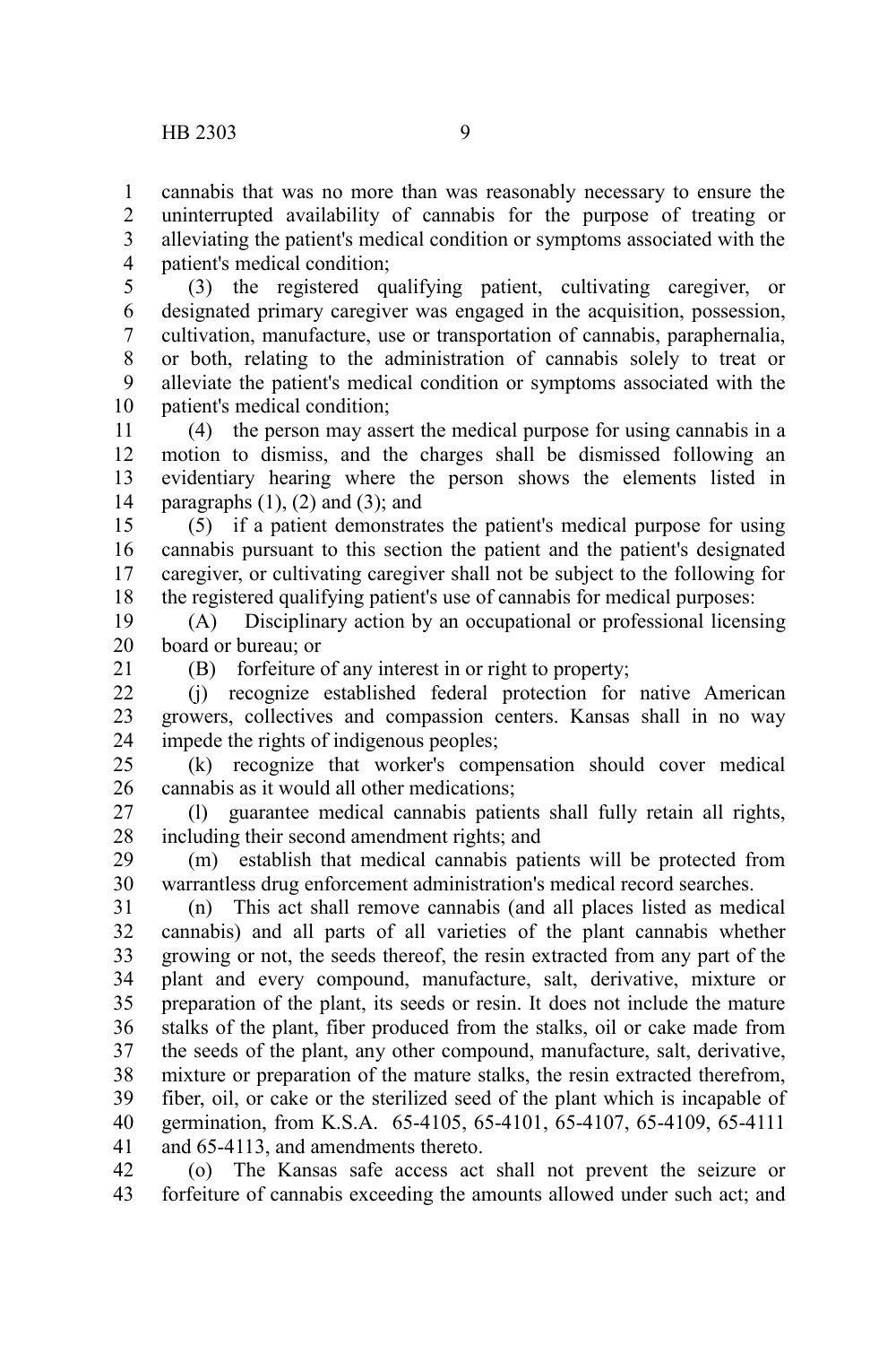cannabis that was no more than was reasonably necessary to ensure the uninterrupted availability of cannabis for the purpose of treating or alleviating the patient's medical condition or symptoms associated with the patient's medical condition;

(3) the registered qualifying patient, cultivating caregiver, or designated primary caregiver was engaged in the acquisition, possession, cultivation, manufacture, use or transportation of cannabis, paraphernalia, or both, relating to the administration of cannabis solely to treat or alleviate the patient's medical condition or symptoms associated with the patient's medical condition;

(4) the person may assert the medical purpose for using cannabis in a motion to dismiss, and the charges shall be dismissed following an evidentiary hearing where the person shows the elements listed in paragraphs (1), (2) and (3); and

(5) if a patient demonstrates the patient's medical purpose for using cannabis pursuant to this section the patient and the patient's designated caregiver, or cultivating caregiver shall not be subject to the following for the registered qualifying patient's use of cannabis for medical purposes:

(A) Disciplinary action by an occupational or professional licensing board or bureau; or

(B) forfeiture of any interest in or right to property;

(j) recognize established federal protection for native American growers, collectives and compassion centers. Kansas shall in no way impede the rights of indigenous peoples;

(k) recognize that worker's compensation should cover medical cannabis as it would all other medications;

(l) guarantee medical cannabis patients shall fully retain all rights, including their second amendment rights; and

(m) establish that medical cannabis patients will be protected from warrantless drug enforcement administration's medical record searches.

(n) This act shall remove cannabis (and all places listed as medical cannabis) and all parts of all varieties of the plant cannabis whether growing or not, the seeds thereof, the resin extracted from any part of the plant and every compound, manufacture, salt, derivative, mixture or preparation of the plant, its seeds or resin. It does not include the mature stalks of the plant, fiber produced from the stalks, oil or cake made from the seeds of the plant, any other compound, manufacture, salt, derivative, mixture or preparation of the mature stalks, the resin extracted therefrom, fiber, oil, or cake or the sterilized seed of the plant which is incapable of germination, from K.S.A. 65-4105, 65-4101, 65-4107, 65-4109, 65-4111 and 65-4113, and amendments thereto.

(o) The Kansas safe access act shall not prevent the seizure or forfeiture of cannabis exceeding the amounts allowed under such act; and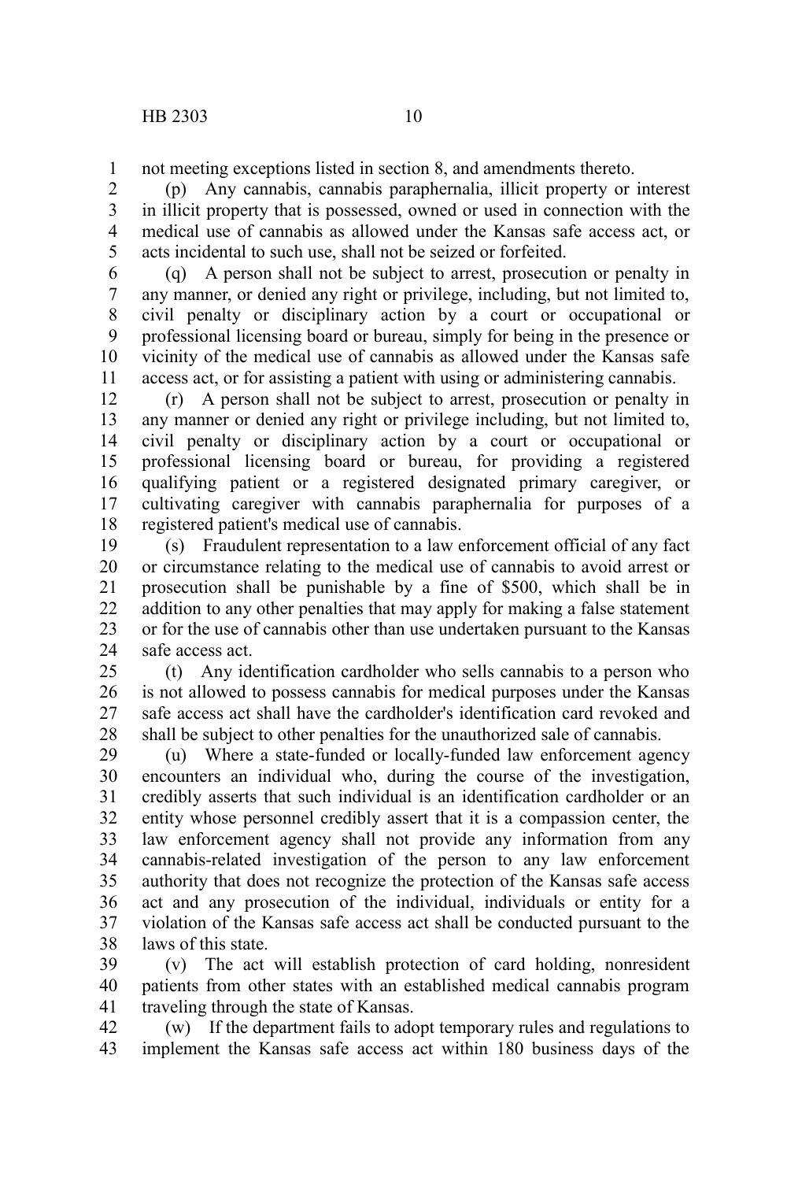not meeting exceptions listed in section 8, and amendments thereto.

(p) Any cannabis, cannabis paraphernalia, illicit property or interest in illicit property that is possessed, owned or used in connection with the medical use of cannabis as allowed under the Kansas safe access act, or acts incidental to such use, shall not be seized or forfeited.

(q) A person shall not be subject to arrest, prosecution or penalty in any manner, or denied any right or privilege, including, but not limited to, civil penalty or disciplinary action by a court or occupational or professional licensing board or bureau, simply for being in the presence or vicinity of the medical use of cannabis as allowed under the Kansas safe access act, or for assisting a patient with using or administering cannabis.

(r) A person shall not be subject to arrest, prosecution or penalty in any manner or denied any right or privilege including, but not limited to, civil penalty or disciplinary action by a court or occupational or professional licensing board or bureau, for providing a registered qualifying patient or a registered designated primary caregiver, or cultivating caregiver with cannabis paraphernalia for purposes of a registered patient's medical use of cannabis.

(s) Fraudulent representation to a law enforcement official of any fact or circumstance relating to the medical use of cannabis to avoid arrest or prosecution shall be punishable by a fine of $500, which shall be in addition to any other penalties that may apply for making a false statement or for the use of cannabis other than use undertaken pursuant to the Kansas safe access act.

(t) Any identification cardholder who sells cannabis to a person who is not allowed to possess cannabis for medical purposes under the Kansas safe access act shall have the cardholder's identification card revoked and shall be subject to other penalties for the unauthorized sale of cannabis.

(u) Where a state-funded or locally-funded law enforcement agency encounters an individual who, during the course of the investigation, credibly asserts that such individual is an identification cardholder or an entity whose personnel credibly assert that it is a compassion center, the law enforcement agency shall not provide any information from any cannabis-related investigation of the person to any law enforcement authority that does not recognize the protection of the Kansas safe access act and any prosecution of the individual, individuals or entity for a violation of the Kansas safe access act shall be conducted pursuant to the laws of this state.

(v) The act will establish protection of card holding, nonresident patients from other states with an established medical cannabis program traveling through the state of Kansas.

(w) If the department fails to adopt temporary rules and regulations to implement the Kansas safe access act within 180 business days of the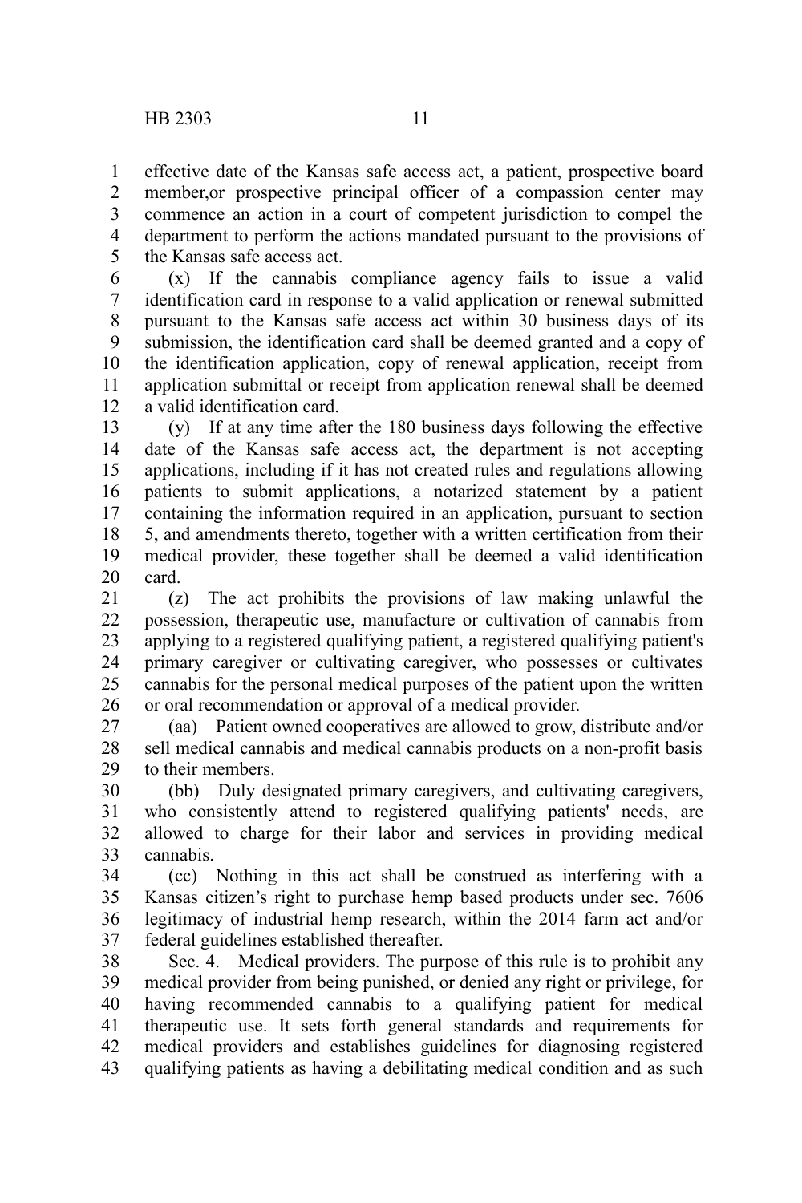effective date of the Kansas safe access act, a patient, prospective board member,or prospective principal officer of a compassion center may commence an action in a court of competent jurisdiction to compel the department to perform the actions mandated pursuant to the provisions of the Kansas safe access act.

(x) If the cannabis compliance agency fails to issue a valid identification card in response to a valid application or renewal submitted pursuant to the Kansas safe access act within 30 business days of its submission, the identification card shall be deemed granted and a copy of the identification application, copy of renewal application, receipt from application submittal or receipt from application renewal shall be deemed a valid identification card.

(y) If at any time after the 180 business days following the effective date of the Kansas safe access act, the department is not accepting applications, including if it has not created rules and regulations allowing patients to submit applications, a notarized statement by a patient containing the information required in an application, pursuant to section 5, and amendments thereto, together with a written certification from their medical provider, these together shall be deemed a valid identification card.

(z) The act prohibits the provisions of law making unlawful the possession, therapeutic use, manufacture or cultivation of cannabis from applying to a registered qualifying patient, a registered qualifying patient's primary caregiver or cultivating caregiver, who possesses or cultivates cannabis for the personal medical purposes of the patient upon the written or oral recommendation or approval of a medical provider.

(aa) Patient owned cooperatives are allowed to grow, distribute and/or sell medical cannabis and medical cannabis products on a non-profit basis to their members.

(bb) Duly designated primary caregivers, and cultivating caregivers, who consistently attend to registered qualifying patients' needs, are allowed to charge for their labor and services in providing medical cannabis.

(cc) Nothing in this act shall be construed as interfering with a Kansas citizen's right to purchase hemp based products under sec. 7606 legitimacy of industrial hemp research, within the 2014 farm act and/or federal guidelines established thereafter.

Sec. 4. Medical providers. The purpose of this rule is to prohibit any medical provider from being punished, or denied any right or privilege, for having recommended cannabis to a qualifying patient for medical therapeutic use. It sets forth general standards and requirements for medical providers and establishes guidelines for diagnosing registered qualifying patients as having a debilitating medical condition and as such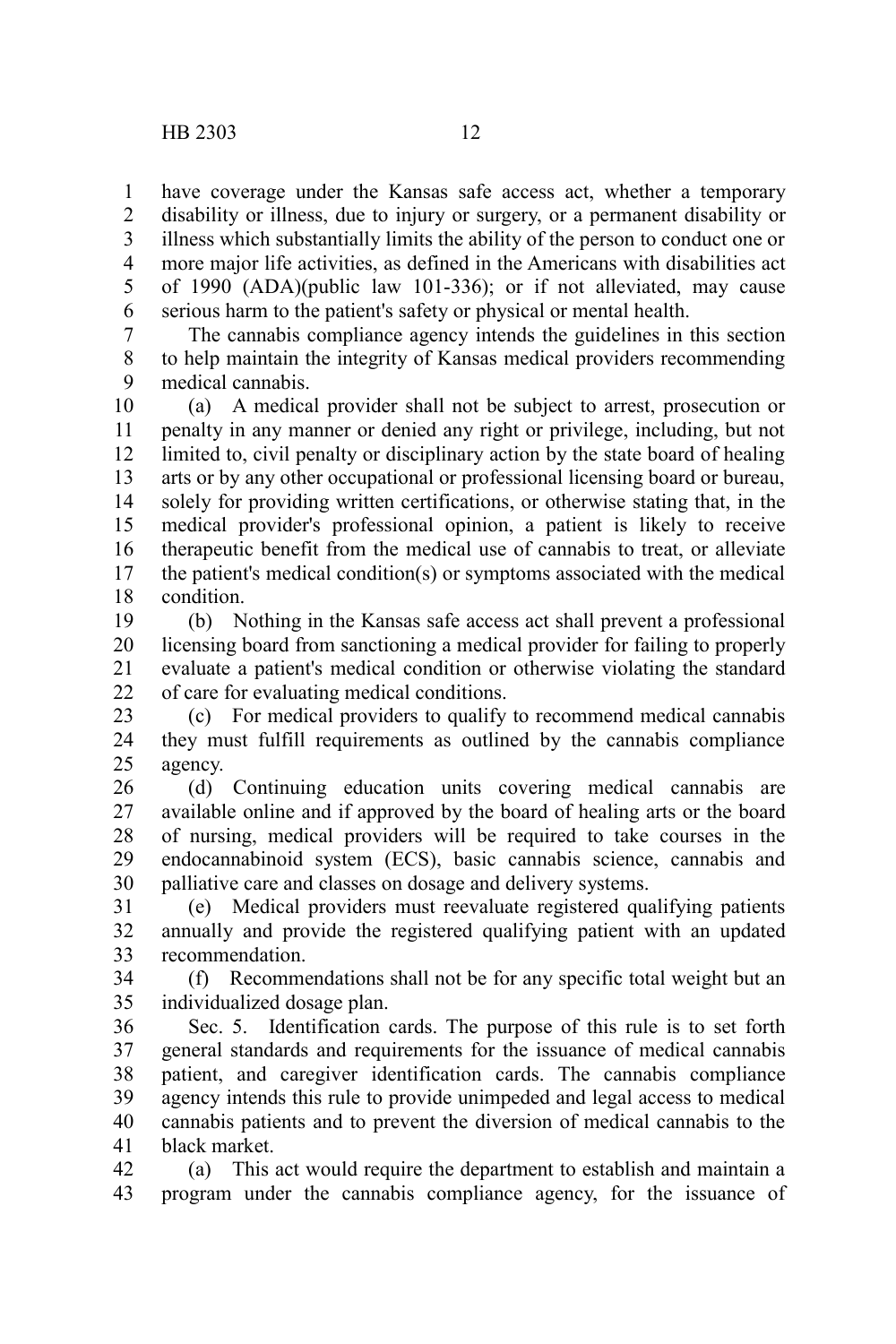have coverage under the Kansas safe access act, whether a temporary disability or illness, due to injury or surgery, or a permanent disability or illness which substantially limits the ability of the person to conduct one or more major life activities, as defined in the Americans with disabilities act of 1990 (ADA)(public law 101-336); or if not alleviated, may cause serious harm to the patient's safety or physical or mental health.

The cannabis compliance agency intends the guidelines in this section to help maintain the integrity of Kansas medical providers recommending medical cannabis.

(a) A medical provider shall not be subject to arrest, prosecution or penalty in any manner or denied any right or privilege, including, but not limited to, civil penalty or disciplinary action by the state board of healing arts or by any other occupational or professional licensing board or bureau, solely for providing written certifications, or otherwise stating that, in the medical provider's professional opinion, a patient is likely to receive therapeutic benefit from the medical use of cannabis to treat, or alleviate the patient's medical condition(s) or symptoms associated with the medical condition.

(b) Nothing in the Kansas safe access act shall prevent a professional licensing board from sanctioning a medical provider for failing to properly evaluate a patient's medical condition or otherwise violating the standard of care for evaluating medical conditions.

(c) For medical providers to qualify to recommend medical cannabis they must fulfill requirements as outlined by the cannabis compliance agency.

(d) Continuing education units covering medical cannabis are available online and if approved by the board of healing arts or the board of nursing, medical providers will be required to take courses in the endocannabinoid system (ECS), basic cannabis science, cannabis and palliative care and classes on dosage and delivery systems.

(e) Medical providers must reevaluate registered qualifying patients annually and provide the registered qualifying patient with an updated recommendation.

(f) Recommendations shall not be for any specific total weight but an individualized dosage plan.

Sec. 5. Identification cards. The purpose of this rule is to set forth general standards and requirements for the issuance of medical cannabis patient, and caregiver identification cards. The cannabis compliance agency intends this rule to provide unimpeded and legal access to medical cannabis patients and to prevent the diversion of medical cannabis to the black market.

(a) This act would require the department to establish and maintain a program under the cannabis compliance agency, for the issuance of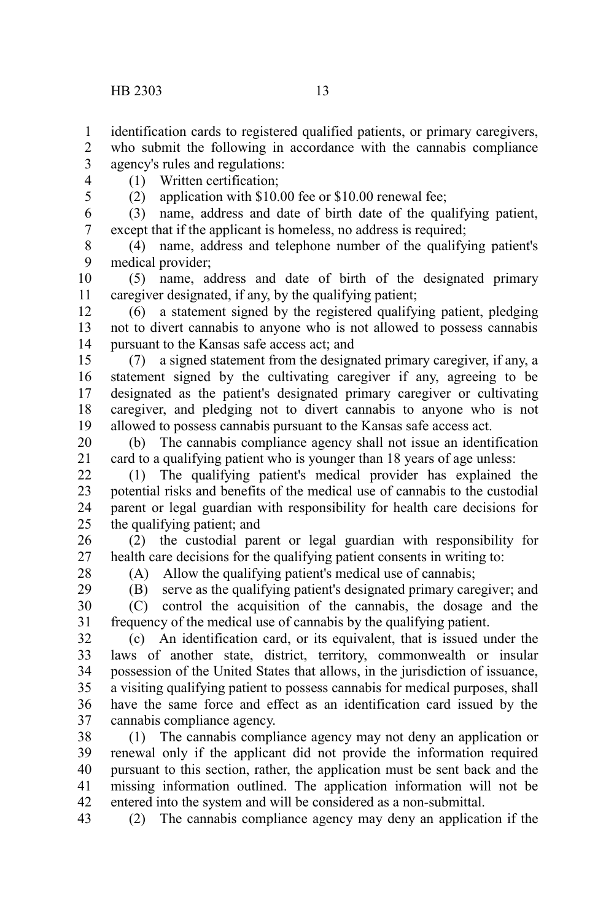identification cards to registered qualified patients, or primary caregivers, who submit the following in accordance with the cannabis compliance agency's rules and regulations:

(1) Written certification;

(2) application with $10.00 fee or $10.00 renewal fee;

(3) name, address and date of birth date of the qualifying patient, except that if the applicant is homeless, no address is required;

(4) name, address and telephone number of the qualifying patient's medical provider;

(5) name, address and date of birth of the designated primary caregiver designated, if any, by the qualifying patient;

(6) a statement signed by the registered qualifying patient, pledging not to divert cannabis to anyone who is not allowed to possess cannabis pursuant to the Kansas safe access act; and

(7) a signed statement from the designated primary caregiver, if any, a statement signed by the cultivating caregiver if any, agreeing to be designated as the patient's designated primary caregiver or cultivating caregiver, and pledging not to divert cannabis to anyone who is not allowed to possess cannabis pursuant to the Kansas safe access act.

(b) The cannabis compliance agency shall not issue an identification card to a qualifying patient who is younger than 18 years of age unless:

(1) The qualifying patient's medical provider has explained the potential risks and benefits of the medical use of cannabis to the custodial parent or legal guardian with responsibility for health care decisions for the qualifying patient; and

(2) the custodial parent or legal guardian with responsibility for health care decisions for the qualifying patient consents in writing to:

(A) Allow the qualifying patient's medical use of cannabis;

(B) serve as the qualifying patient's designated primary caregiver; and

(C) control the acquisition of the cannabis, the dosage and the frequency of the medical use of cannabis by the qualifying patient.

(c) An identification card, or its equivalent, that is issued under the laws of another state, district, territory, commonwealth or insular possession of the United States that allows, in the jurisdiction of issuance, a visiting qualifying patient to possess cannabis for medical purposes, shall have the same force and effect as an identification card issued by the cannabis compliance agency.

(1) The cannabis compliance agency may not deny an application or renewal only if the applicant did not provide the information required pursuant to this section, rather, the application must be sent back and the missing information outlined. The application information will not be entered into the system and will be considered as a non-submittal.

(2) The cannabis compliance agency may deny an application if the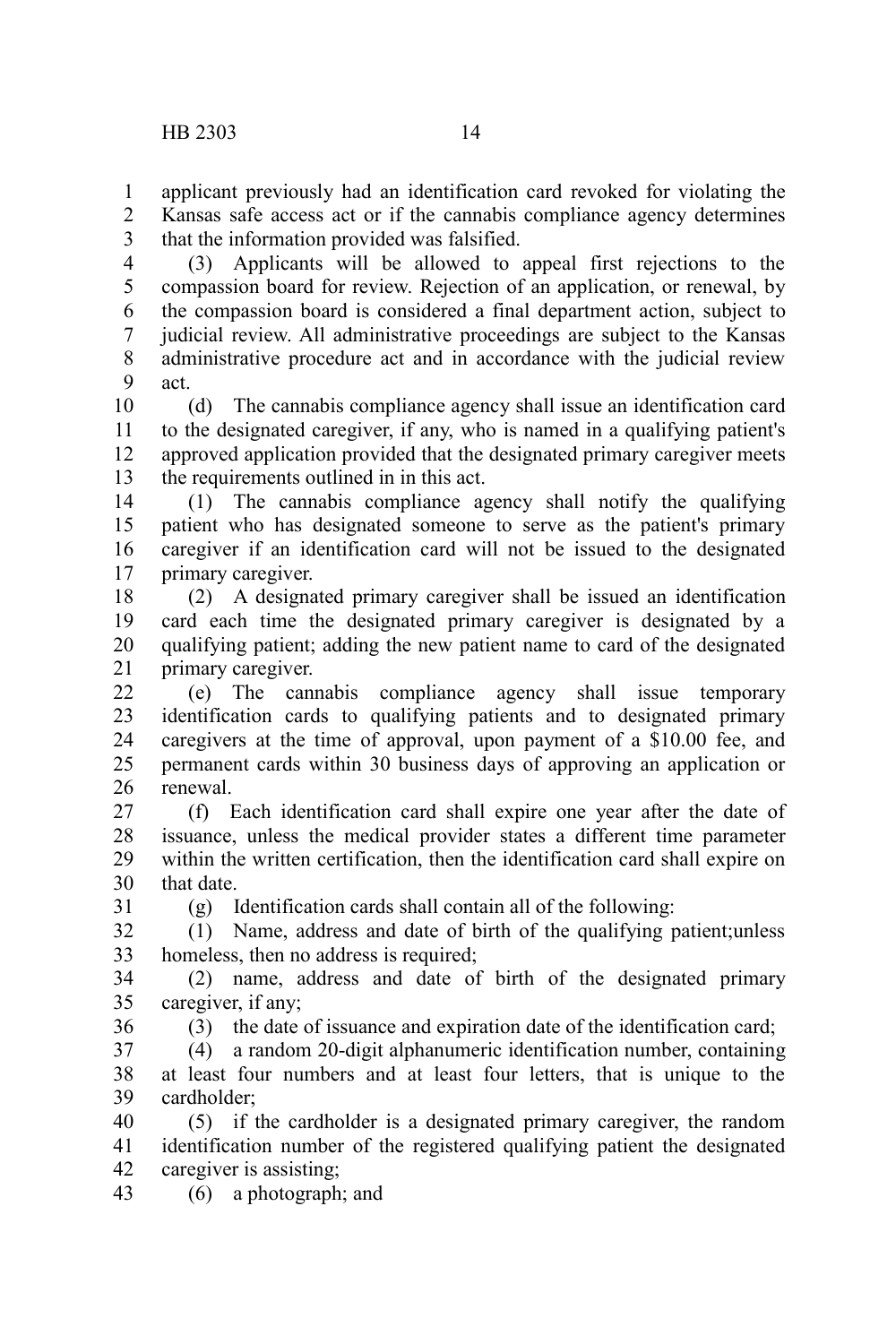applicant previously had an identification card revoked for violating the Kansas safe access act or if the cannabis compliance agency determines that the information provided was falsified.

(3) Applicants will be allowed to appeal first rejections to the compassion board for review. Rejection of an application, or renewal, by the compassion board is considered a final department action, subject to judicial review. All administrative proceedings are subject to the Kansas administrative procedure act and in accordance with the judicial review act.

(d) The cannabis compliance agency shall issue an identification card to the designated caregiver, if any, who is named in a qualifying patient's approved application provided that the designated primary caregiver meets the requirements outlined in in this act.

(1) The cannabis compliance agency shall notify the qualifying patient who has designated someone to serve as the patient's primary caregiver if an identification card will not be issued to the designated primary caregiver.

(2) A designated primary caregiver shall be issued an identification card each time the designated primary caregiver is designated by a qualifying patient; adding the new patient name to card of the designated primary caregiver.

(e) The cannabis compliance agency shall issue temporary identification cards to qualifying patients and to designated primary caregivers at the time of approval, upon payment of a $10.00 fee, and permanent cards within 30 business days of approving an application or renewal.

(f) Each identification card shall expire one year after the date of issuance, unless the medical provider states a different time parameter within the written certification, then the identification card shall expire on that date.

(g) Identification cards shall contain all of the following:

(1) Name, address and date of birth of the qualifying patient;unless homeless, then no address is required;

(2) name, address and date of birth of the designated primary caregiver, if any;

(3) the date of issuance and expiration date of the identification card;

(4) a random 20-digit alphanumeric identification number, containing at least four numbers and at least four letters, that is unique to the cardholder;

(5) if the cardholder is a designated primary caregiver, the random identification number of the registered qualifying patient the designated caregiver is assisting;

(6) a photograph; and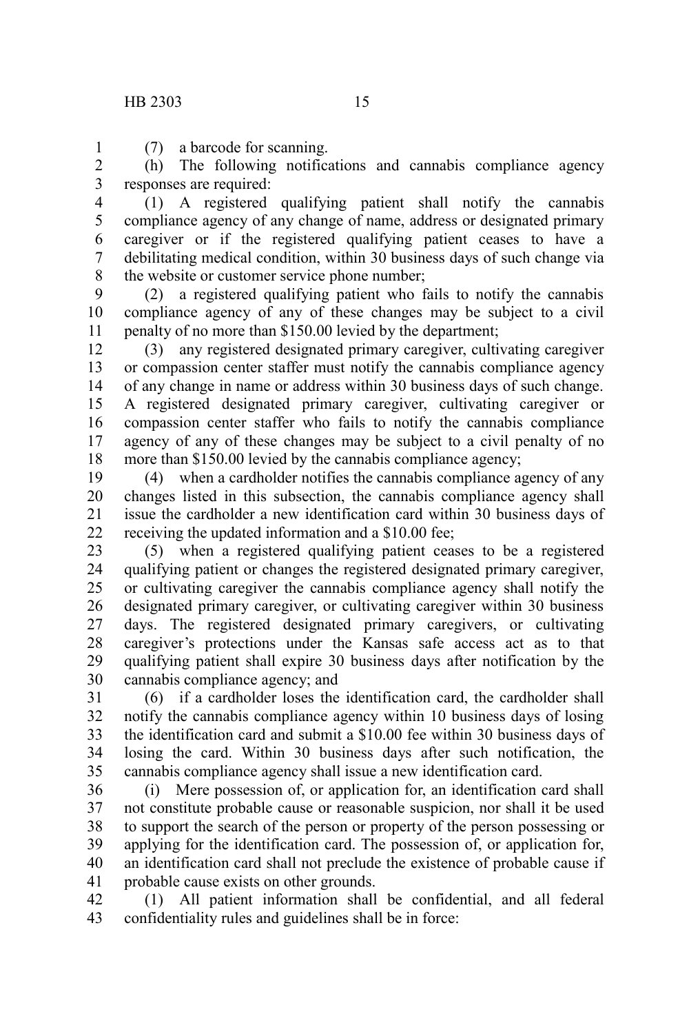(7) a barcode for scanning.

(h) The following notifications and cannabis compliance agency responses are required:

(1) A registered qualifying patient shall notify the cannabis compliance agency of any change of name, address or designated primary caregiver or if the registered qualifying patient ceases to have a debilitating medical condition, within 30 business days of such change via the website or customer service phone number;

(2) a registered qualifying patient who fails to notify the cannabis compliance agency of any of these changes may be subject to a civil penalty of no more than $150.00 levied by the department;

(3) any registered designated primary caregiver, cultivating caregiver or compassion center staffer must notify the cannabis compliance agency of any change in name or address within 30 business days of such change. A registered designated primary caregiver, cultivating caregiver or compassion center staffer who fails to notify the cannabis compliance agency of any of these changes may be subject to a civil penalty of no more than $150.00 levied by the cannabis compliance agency;

(4) when a cardholder notifies the cannabis compliance agency of any changes listed in this subsection, the cannabis compliance agency shall issue the cardholder a new identification card within 30 business days of receiving the updated information and a $10.00 fee;

(5) when a registered qualifying patient ceases to be a registered qualifying patient or changes the registered designated primary caregiver, or cultivating caregiver the cannabis compliance agency shall notify the designated primary caregiver, or cultivating caregiver within 30 business days. The registered designated primary caregivers, or cultivating caregiver's protections under the Kansas safe access act as to that qualifying patient shall expire 30 business days after notification by the cannabis compliance agency; and

(6) if a cardholder loses the identification card, the cardholder shall notify the cannabis compliance agency within 10 business days of losing the identification card and submit a $10.00 fee within 30 business days of losing the card. Within 30 business days after such notification, the cannabis compliance agency shall issue a new identification card.

(i) Mere possession of, or application for, an identification card shall not constitute probable cause or reasonable suspicion, nor shall it be used to support the search of the person or property of the person possessing or applying for the identification card. The possession of, or application for, an identification card shall not preclude the existence of probable cause if probable cause exists on other grounds.

(1) All patient information shall be confidential, and all federal confidentiality rules and guidelines shall be in force: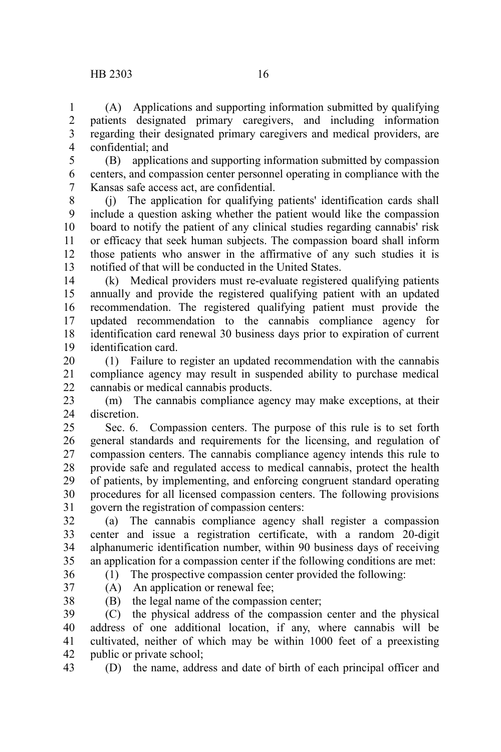(A) Applications and supporting information submitted by qualifying patients designated primary caregivers, and including information regarding their designated primary caregivers and medical providers, are confidential; and

(B) applications and supporting information submitted by compassion centers, and compassion center personnel operating in compliance with the Kansas safe access act, are confidential.

(j) The application for qualifying patients' identification cards shall include a question asking whether the patient would like the compassion board to notify the patient of any clinical studies regarding cannabis' risk or efficacy that seek human subjects. The compassion board shall inform those patients who answer in the affirmative of any such studies it is notified of that will be conducted in the United States.

(k) Medical providers must re-evaluate registered qualifying patients annually and provide the registered qualifying patient with an updated recommendation. The registered qualifying patient must provide the updated recommendation to the cannabis compliance agency for identification card renewal 30 business days prior to expiration of current identification card.

(l) Failure to register an updated recommendation with the cannabis compliance agency may result in suspended ability to purchase medical cannabis or medical cannabis products.

(m) The cannabis compliance agency may make exceptions, at their discretion.

Sec. 6. Compassion centers. The purpose of this rule is to set forth general standards and requirements for the licensing, and regulation of compassion centers. The cannabis compliance agency intends this rule to provide safe and regulated access to medical cannabis, protect the health of patients, by implementing, and enforcing congruent standard operating procedures for all licensed compassion centers. The following provisions govern the registration of compassion centers:

(a) The cannabis compliance agency shall register a compassion center and issue a registration certificate, with a random 20-digit alphanumeric identification number, within 90 business days of receiving an application for a compassion center if the following conditions are met:

(1) The prospective compassion center provided the following:

(A) An application or renewal fee;

(B) the legal name of the compassion center;

(C) the physical address of the compassion center and the physical address of one additional location, if any, where cannabis will be cultivated, neither of which may be within 1000 feet of a preexisting public or private school;

(D) the name, address and date of birth of each principal officer and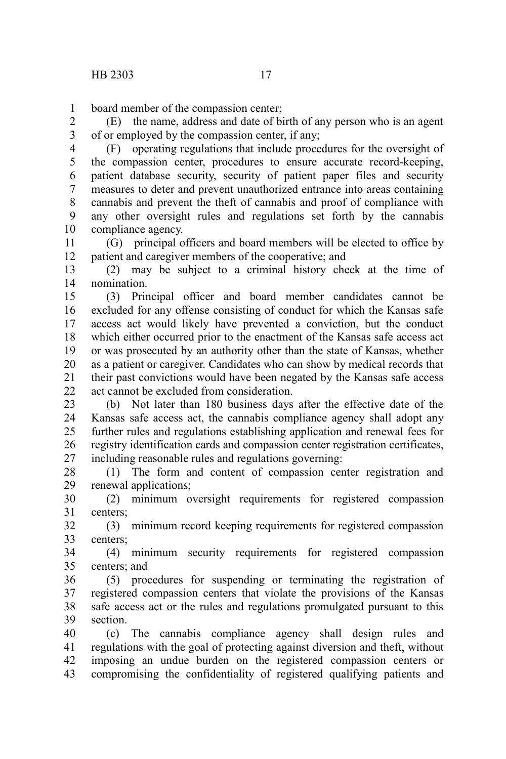board member of the compassion center;

(E) the name, address and date of birth of any person who is an agent of or employed by the compassion center, if any;

(F) operating regulations that include procedures for the oversight of the compassion center, procedures to ensure accurate record-keeping, patient database security, security of patient paper files and security measures to deter and prevent unauthorized entrance into areas containing cannabis and prevent the theft of cannabis and proof of compliance with any other oversight rules and regulations set forth by the cannabis compliance agency.

(G) principal officers and board members will be elected to office by patient and caregiver members of the cooperative; and

(2) may be subject to a criminal history check at the time of nomination.

(3) Principal officer and board member candidates cannot be excluded for any offense consisting of conduct for which the Kansas safe access act would likely have prevented a conviction, but the conduct which either occurred prior to the enactment of the Kansas safe access act or was prosecuted by an authority other than the state of Kansas, whether as a patient or caregiver. Candidates who can show by medical records that their past convictions would have been negated by the Kansas safe access act cannot be excluded from consideration.

(b) Not later than 180 business days after the effective date of the Kansas safe access act, the cannabis compliance agency shall adopt any further rules and regulations establishing application and renewal fees for registry identification cards and compassion center registration certificates, including reasonable rules and regulations governing:

(1) The form and content of compassion center registration and renewal applications;

(2) minimum oversight requirements for registered compassion centers;

(3) minimum record keeping requirements for registered compassion centers;

(4) minimum security requirements for registered compassion centers; and

(5) procedures for suspending or terminating the registration of registered compassion centers that violate the provisions of the Kansas safe access act or the rules and regulations promulgated pursuant to this section.

(c) The cannabis compliance agency shall design rules and regulations with the goal of protecting against diversion and theft, without imposing an undue burden on the registered compassion centers or compromising the confidentiality of registered qualifying patients and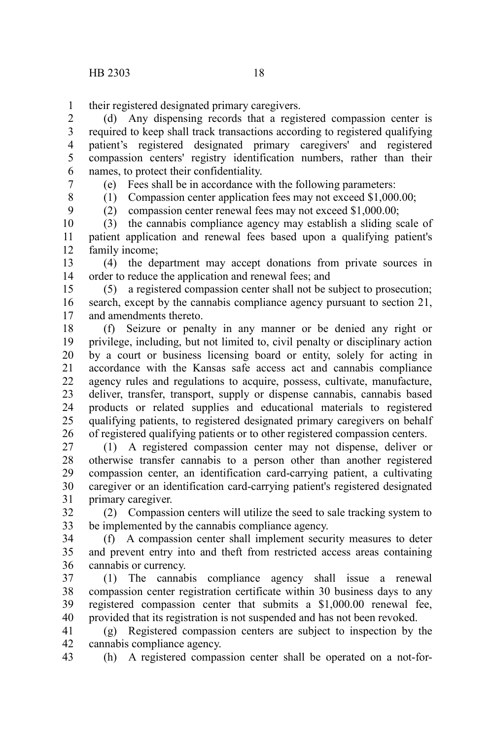their registered designated primary caregivers.

(d) Any dispensing records that a registered compassion center is required to keep shall track transactions according to registered qualifying patient's registered designated primary caregivers' and registered compassion centers' registry identification numbers, rather than their names, to protect their confidentiality.

(e) Fees shall be in accordance with the following parameters:

(1) Compassion center application fees may not exceed $1,000.00;

(2) compassion center renewal fees may not exceed $1,000.00;

(3) the cannabis compliance agency may establish a sliding scale of patient application and renewal fees based upon a qualifying patient's family income;

(4) the department may accept donations from private sources in order to reduce the application and renewal fees; and

(5) a registered compassion center shall not be subject to prosecution; search, except by the cannabis compliance agency pursuant to section 21, and amendments thereto.

(f) Seizure or penalty in any manner or be denied any right or privilege, including, but not limited to, civil penalty or disciplinary action by a court or business licensing board or entity, solely for acting in accordance with the Kansas safe access act and cannabis compliance agency rules and regulations to acquire, possess, cultivate, manufacture, deliver, transfer, transport, supply or dispense cannabis, cannabis based products or related supplies and educational materials to registered qualifying patients, to registered designated primary caregivers on behalf of registered qualifying patients or to other registered compassion centers.

(1) A registered compassion center may not dispense, deliver or otherwise transfer cannabis to a person other than another registered compassion center, an identification card-carrying patient, a cultivating caregiver or an identification card-carrying patient's registered designated primary caregiver.

(2) Compassion centers will utilize the seed to sale tracking system to be implemented by the cannabis compliance agency.

(f) A compassion center shall implement security measures to deter and prevent entry into and theft from restricted access areas containing cannabis or currency.

(1) The cannabis compliance agency shall issue a renewal compassion center registration certificate within 30 business days to any registered compassion center that submits a $1,000.00 renewal fee, provided that its registration is not suspended and has not been revoked.

(g) Registered compassion centers are subject to inspection by the cannabis compliance agency.

(h) A registered compassion center shall be operated on a not-for-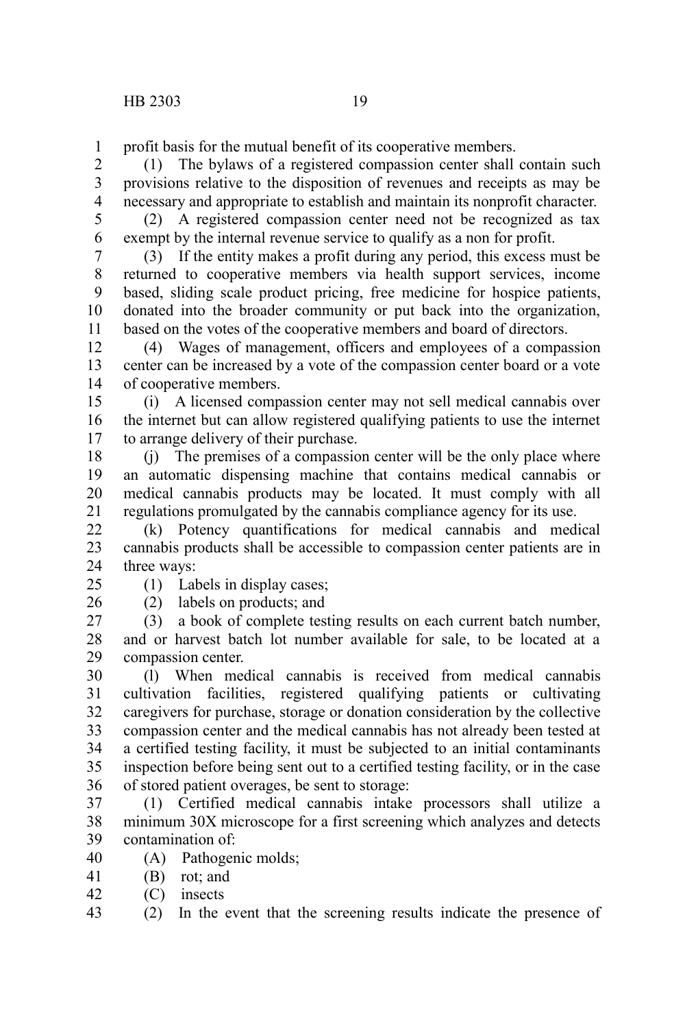profit basis for the mutual benefit of its cooperative members.

(1) The bylaws of a registered compassion center shall contain such provisions relative to the disposition of revenues and receipts as may be necessary and appropriate to establish and maintain its nonprofit character.

(2) A registered compassion center need not be recognized as tax exempt by the internal revenue service to qualify as a non for profit.

(3) If the entity makes a profit during any period, this excess must be returned to cooperative members via health support services, income based, sliding scale product pricing, free medicine for hospice patients, donated into the broader community or put back into the organization, based on the votes of the cooperative members and board of directors.

(4) Wages of management, officers and employees of a compassion center can be increased by a vote of the compassion center board or a vote of cooperative members.

(i) A licensed compassion center may not sell medical cannabis over the internet but can allow registered qualifying patients to use the internet to arrange delivery of their purchase.

(j) The premises of a compassion center will be the only place where an automatic dispensing machine that contains medical cannabis or medical cannabis products may be located. It must comply with all regulations promulgated by the cannabis compliance agency for its use.

(k) Potency quantifications for medical cannabis and medical cannabis products shall be accessible to compassion center patients are in three ways:

(1) Labels in display cases;

(2) labels on products; and

(3) a book of complete testing results on each current batch number, and or harvest batch lot number available for sale, to be located at a compassion center.

(l) When medical cannabis is received from medical cannabis cultivation facilities, registered qualifying patients or cultivating caregivers for purchase, storage or donation consideration by the collective compassion center and the medical cannabis has not already been tested at a certified testing facility, it must be subjected to an initial contaminants inspection before being sent out to a certified testing facility, or in the case of stored patient overages, be sent to storage:

(1) Certified medical cannabis intake processors shall utilize a minimum 30X microscope for a first screening which analyzes and detects contamination of:

(A) Pathogenic molds;

(B) rot; and

(C) insects

(2) In the event that the screening results indicate the presence of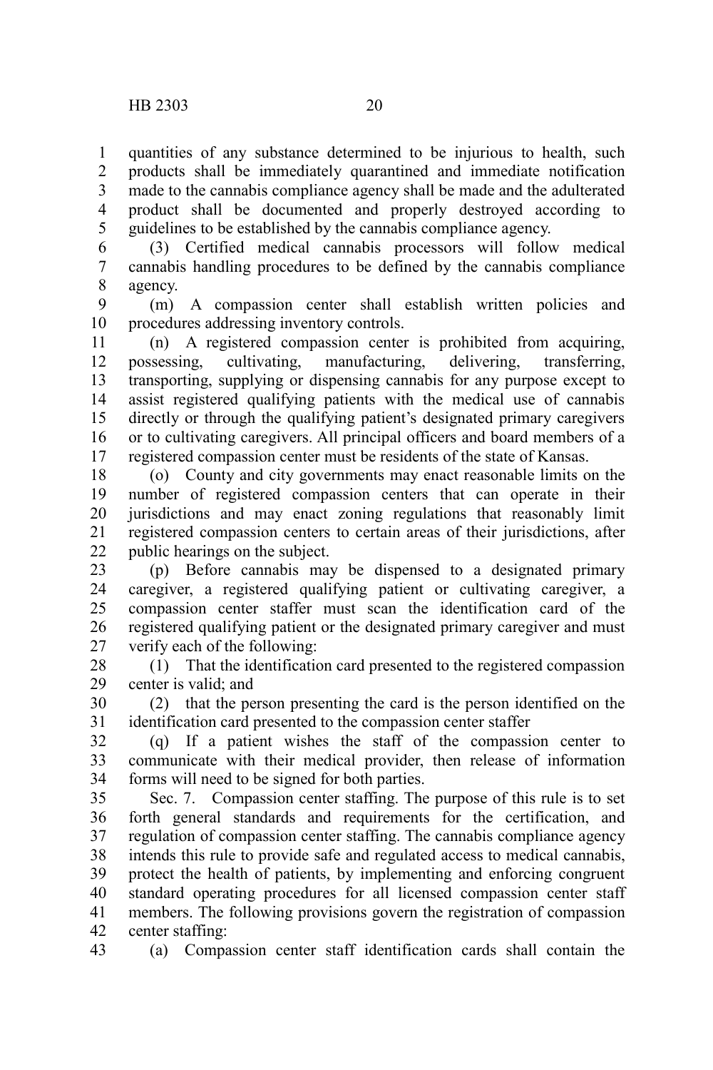quantities of any substance determined to be injurious to health, such products shall be immediately quarantined and immediate notification made to the cannabis compliance agency shall be made and the adulterated product shall be documented and properly destroyed according to guidelines to be established by the cannabis compliance agency.

(3) Certified medical cannabis processors will follow medical cannabis handling procedures to be defined by the cannabis compliance agency.

(m) A compassion center shall establish written policies and procedures addressing inventory controls.

(n) A registered compassion center is prohibited from acquiring, possessing, cultivating, manufacturing, delivering, transferring, transporting, supplying or dispensing cannabis for any purpose except to assist registered qualifying patients with the medical use of cannabis directly or through the qualifying patient's designated primary caregivers or to cultivating caregivers. All principal officers and board members of a registered compassion center must be residents of the state of Kansas.

(o) County and city governments may enact reasonable limits on the number of registered compassion centers that can operate in their jurisdictions and may enact zoning regulations that reasonably limit registered compassion centers to certain areas of their jurisdictions, after public hearings on the subject.

(p) Before cannabis may be dispensed to a designated primary caregiver, a registered qualifying patient or cultivating caregiver, a compassion center staffer must scan the identification card of the registered qualifying patient or the designated primary caregiver and must verify each of the following:

(1) That the identification card presented to the registered compassion center is valid; and

(2) that the person presenting the card is the person identified on the identification card presented to the compassion center staffer

(q) If a patient wishes the staff of the compassion center to communicate with their medical provider, then release of information forms will need to be signed for both parties.

Sec. 7. Compassion center staffing. The purpose of this rule is to set forth general standards and requirements for the certification, and regulation of compassion center staffing. The cannabis compliance agency intends this rule to provide safe and regulated access to medical cannabis, protect the health of patients, by implementing and enforcing congruent standard operating procedures for all licensed compassion center staff members. The following provisions govern the registration of compassion center staffing:

(a) Compassion center staff identification cards shall contain the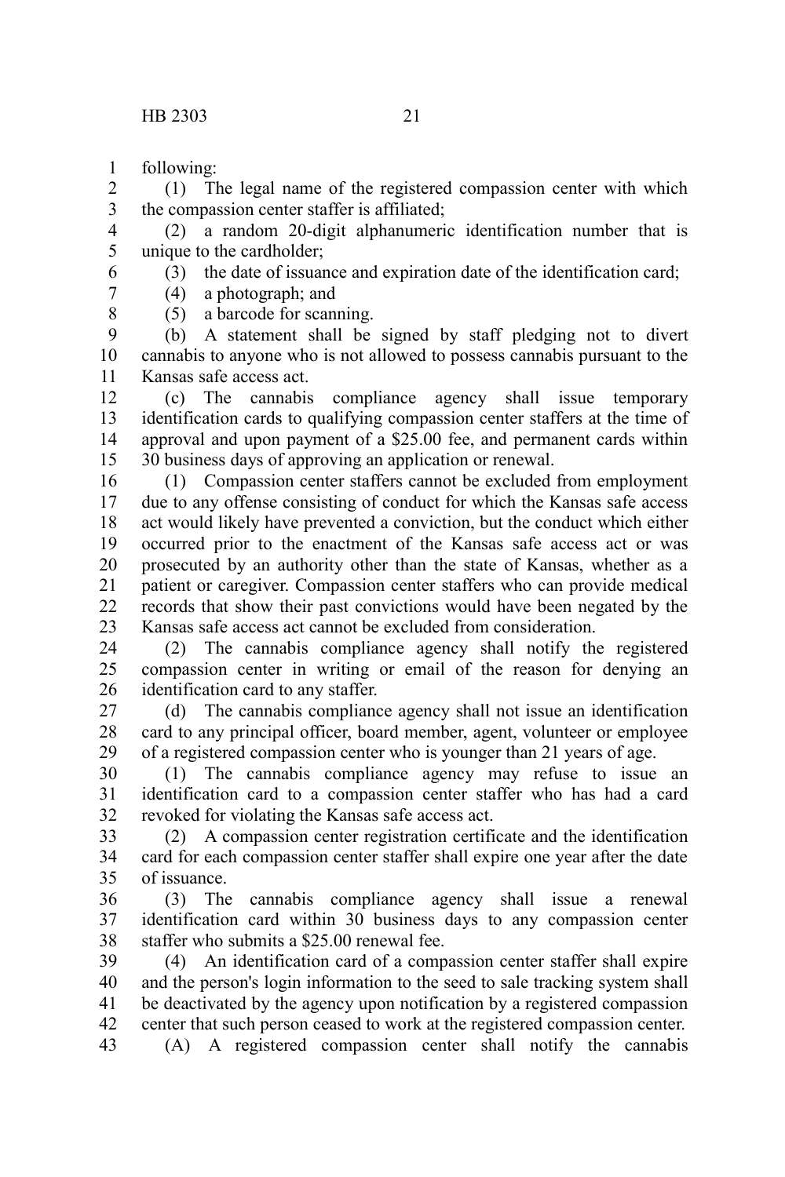following:

(1) The legal name of the registered compassion center with which the compassion center staffer is affiliated;

(2) a random 20-digit alphanumeric identification number that is unique to the cardholder;

(3) the date of issuance and expiration date of the identification card;

(4) a photograph; and

(5) a barcode for scanning.

(b) A statement shall be signed by staff pledging not to divert cannabis to anyone who is not allowed to possess cannabis pursuant to the Kansas safe access act.

(c) The cannabis compliance agency shall issue temporary identification cards to qualifying compassion center staffers at the time of approval and upon payment of a $25.00 fee, and permanent cards within 30 business days of approving an application or renewal.

(1) Compassion center staffers cannot be excluded from employment due to any offense consisting of conduct for which the Kansas safe access act would likely have prevented a conviction, but the conduct which either occurred prior to the enactment of the Kansas safe access act or was prosecuted by an authority other than the state of Kansas, whether as a patient or caregiver. Compassion center staffers who can provide medical records that show their past convictions would have been negated by the Kansas safe access act cannot be excluded from consideration.

(2) The cannabis compliance agency shall notify the registered compassion center in writing or email of the reason for denying an identification card to any staffer.

(d) The cannabis compliance agency shall not issue an identification card to any principal officer, board member, agent, volunteer or employee of a registered compassion center who is younger than 21 years of age.

(1) The cannabis compliance agency may refuse to issue an identification card to a compassion center staffer who has had a card revoked for violating the Kansas safe access act.

(2) A compassion center registration certificate and the identification card for each compassion center staffer shall expire one year after the date of issuance.

(3) The cannabis compliance agency shall issue a renewal identification card within 30 business days to any compassion center staffer who submits a $25.00 renewal fee.

(4) An identification card of a compassion center staffer shall expire and the person's login information to the seed to sale tracking system shall be deactivated by the agency upon notification by a registered compassion center that such person ceased to work at the registered compassion center.

(A) A registered compassion center shall notify the cannabis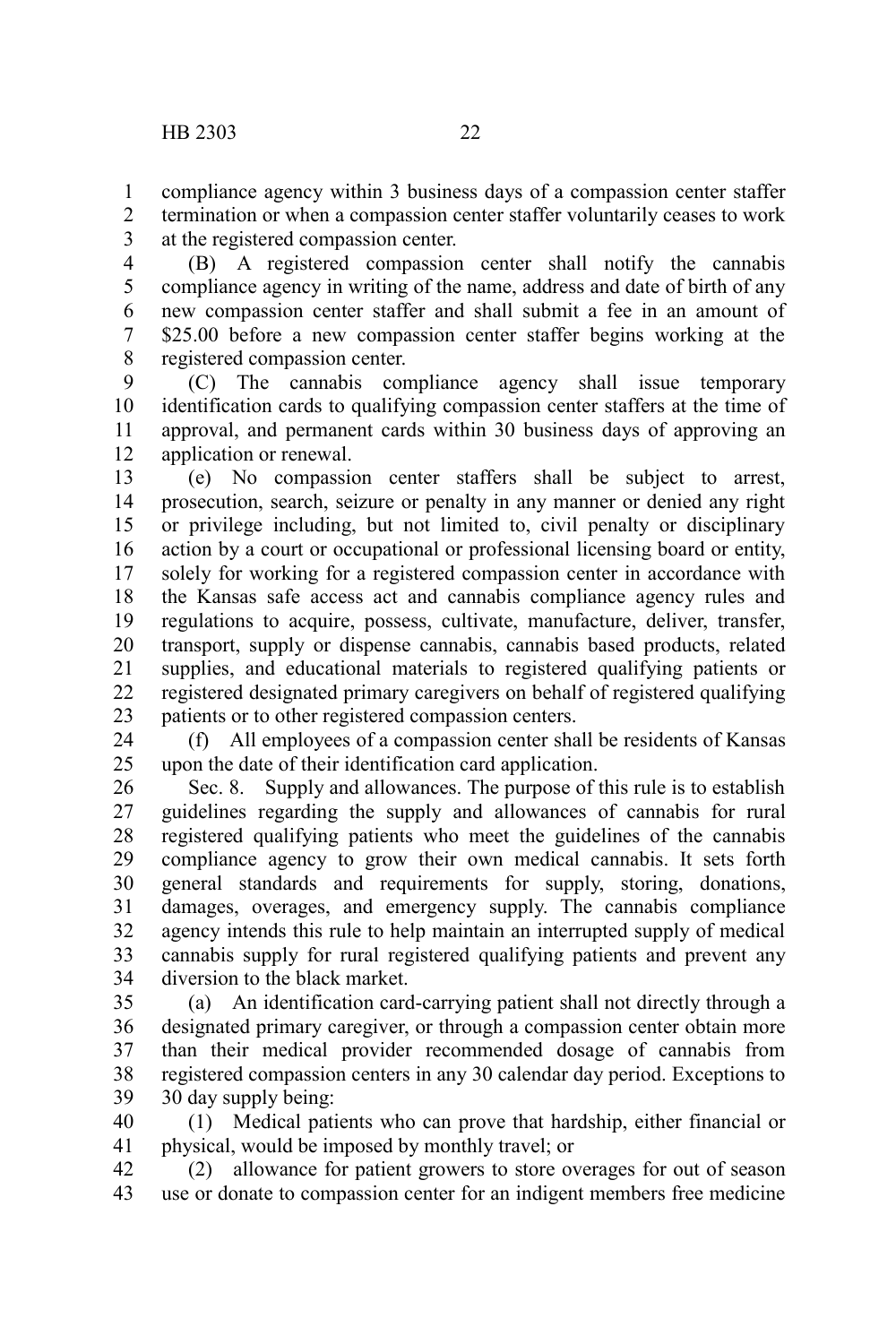compliance agency within 3 business days of a compassion center staffer termination or when a compassion center staffer voluntarily ceases to work at the registered compassion center.

(B) A registered compassion center shall notify the cannabis compliance agency in writing of the name, address and date of birth of any new compassion center staffer and shall submit a fee in an amount of $25.00 before a new compassion center staffer begins working at the registered compassion center.

(C) The cannabis compliance agency shall issue temporary identification cards to qualifying compassion center staffers at the time of approval, and permanent cards within 30 business days of approving an application or renewal.

(e) No compassion center staffers shall be subject to arrest, prosecution, search, seizure or penalty in any manner or denied any right or privilege including, but not limited to, civil penalty or disciplinary action by a court or occupational or professional licensing board or entity, solely for working for a registered compassion center in accordance with the Kansas safe access act and cannabis compliance agency rules and regulations to acquire, possess, cultivate, manufacture, deliver, transfer, transport, supply or dispense cannabis, cannabis based products, related supplies, and educational materials to registered qualifying patients or registered designated primary caregivers on behalf of registered qualifying patients or to other registered compassion centers.

(f) All employees of a compassion center shall be residents of Kansas upon the date of their identification card application.

Sec. 8. Supply and allowances. The purpose of this rule is to establish guidelines regarding the supply and allowances of cannabis for rural registered qualifying patients who meet the guidelines of the cannabis compliance agency to grow their own medical cannabis. It sets forth general standards and requirements for supply, storing, donations, damages, overages, and emergency supply. The cannabis compliance agency intends this rule to help maintain an interrupted supply of medical cannabis supply for rural registered qualifying patients and prevent any diversion to the black market.

(a) An identification card-carrying patient shall not directly through a designated primary caregiver, or through a compassion center obtain more than their medical provider recommended dosage of cannabis from registered compassion centers in any 30 calendar day period. Exceptions to 30 day supply being:

(1) Medical patients who can prove that hardship, either financial or physical, would be imposed by monthly travel; or

(2) allowance for patient growers to store overages for out of season use or donate to compassion center for an indigent members free medicine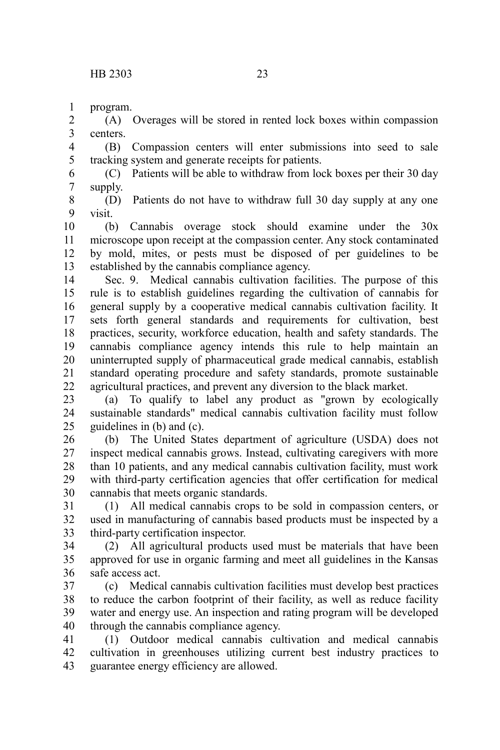program.

(A) Overages will be stored in rented lock boxes within compassion centers.

(B) Compassion centers will enter submissions into seed to sale tracking system and generate receipts for patients.

(C) Patients will be able to withdraw from lock boxes per their 30 day supply.

(D) Patients do not have to withdraw full 30 day supply at any one visit.

(b) Cannabis overage stock should examine under the 30x microscope upon receipt at the compassion center. Any stock contaminated by mold, mites, or pests must be disposed of per guidelines to be established by the cannabis compliance agency.

Sec. 9. Medical cannabis cultivation facilities. The purpose of this rule is to establish guidelines regarding the cultivation of cannabis for general supply by a cooperative medical cannabis cultivation facility. It sets forth general standards and requirements for cultivation, best practices, security, workforce education, health and safety standards. The cannabis compliance agency intends this rule to help maintain an uninterrupted supply of pharmaceutical grade medical cannabis, establish standard operating procedure and safety standards, promote sustainable agricultural practices, and prevent any diversion to the black market.

(a) To qualify to label any product as "grown by ecologically sustainable standards" medical cannabis cultivation facility must follow guidelines in (b) and (c).

(b) The United States department of agriculture (USDA) does not inspect medical cannabis grows. Instead, cultivating caregivers with more than 10 patients, and any medical cannabis cultivation facility, must work with third-party certification agencies that offer certification for medical cannabis that meets organic standards.

(1) All medical cannabis crops to be sold in compassion centers, or used in manufacturing of cannabis based products must be inspected by a third-party certification inspector.

(2) All agricultural products used must be materials that have been approved for use in organic farming and meet all guidelines in the Kansas safe access act.

(c) Medical cannabis cultivation facilities must develop best practices to reduce the carbon footprint of their facility, as well as reduce facility water and energy use. An inspection and rating program will be developed through the cannabis compliance agency.

(1) Outdoor medical cannabis cultivation and medical cannabis cultivation in greenhouses utilizing current best industry practices to guarantee energy efficiency are allowed.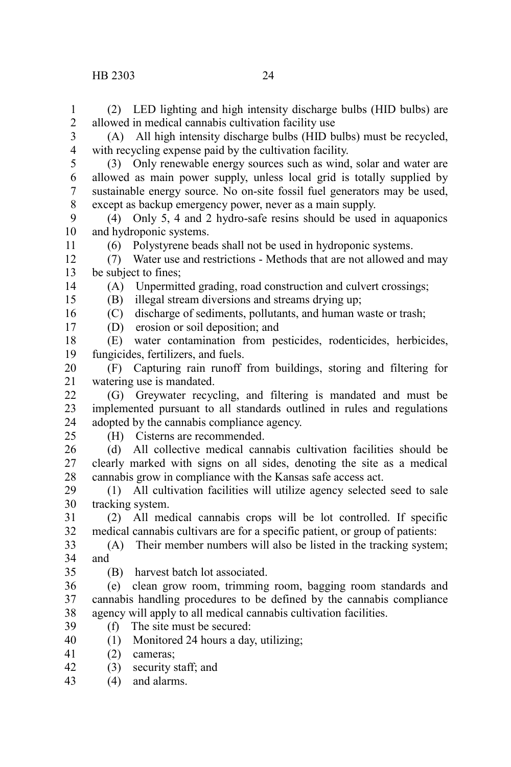(2) LED lighting and high intensity discharge bulbs (HID bulbs) are allowed in medical cannabis cultivation facility use

(A) All high intensity discharge bulbs (HID bulbs) must be recycled, with recycling expense paid by the cultivation facility.

(3) Only renewable energy sources such as wind, solar and water are allowed as main power supply, unless local grid is totally supplied by sustainable energy source. No on-site fossil fuel generators may be used, except as backup emergency power, never as a main supply.

(4) Only 5, 4 and 2 hydro-safe resins should be used in aquaponics and hydroponic systems.

(6) Polystyrene beads shall not be used in hydroponic systems.

(7) Water use and restrictions - Methods that are not allowed and may be subject to fines;

(A) Unpermitted grading, road construction and culvert crossings;

(B) illegal stream diversions and streams drying up;

(C) discharge of sediments, pollutants, and human waste or trash;

(D) erosion or soil deposition; and

(E) water contamination from pesticides, rodenticides, herbicides, fungicides, fertilizers, and fuels.

(F) Capturing rain runoff from buildings, storing and filtering for watering use is mandated.

(G) Greywater recycling, and filtering is mandated and must be implemented pursuant to all standards outlined in rules and regulations adopted by the cannabis compliance agency.

(H) Cisterns are recommended.

(d) All collective medical cannabis cultivation facilities should be clearly marked with signs on all sides, denoting the site as a medical cannabis grow in compliance with the Kansas safe access act.

(1) All cultivation facilities will utilize agency selected seed to sale tracking system.

(2) All medical cannabis crops will be lot controlled. If specific medical cannabis cultivars are for a specific patient, or group of patients:

(A) Their member numbers will also be listed in the tracking system; and

(B) harvest batch lot associated.

(e) clean grow room, trimming room, bagging room standards and cannabis handling procedures to be defined by the cannabis compliance agency will apply to all medical cannabis cultivation facilities.

(f) The site must be secured:

(1) Monitored 24 hours a day, utilizing;

(2) cameras;

(3) security staff; and

(4) and alarms.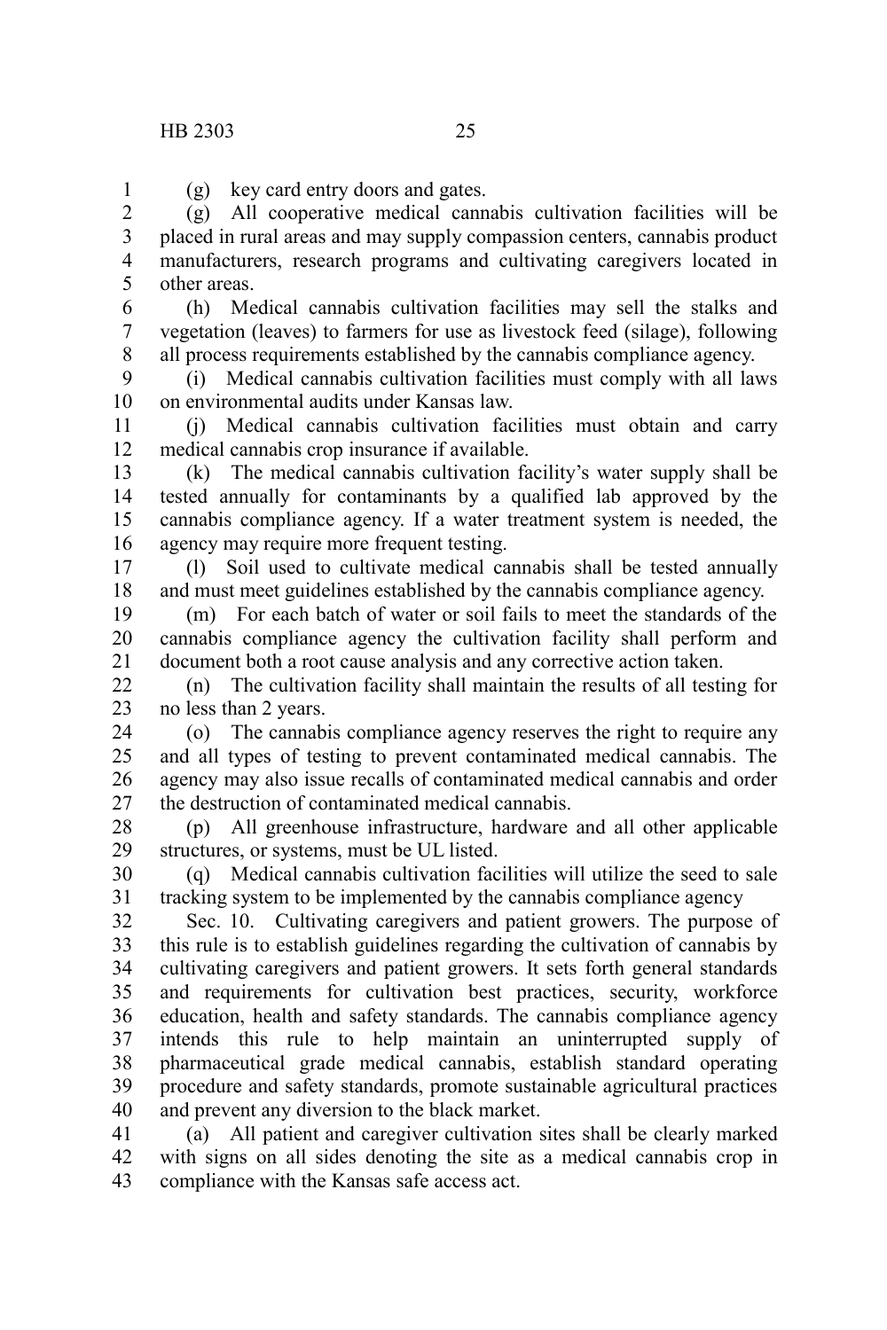(g) key card entry doors and gates.

(g) All cooperative medical cannabis cultivation facilities will be placed in rural areas and may supply compassion centers, cannabis product manufacturers, research programs and cultivating caregivers located in other areas.

(h) Medical cannabis cultivation facilities may sell the stalks and vegetation (leaves) to farmers for use as livestock feed (silage), following all process requirements established by the cannabis compliance agency.

(i) Medical cannabis cultivation facilities must comply with all laws on environmental audits under Kansas law.

(j) Medical cannabis cultivation facilities must obtain and carry medical cannabis crop insurance if available.

(k) The medical cannabis cultivation facility's water supply shall be tested annually for contaminants by a qualified lab approved by the cannabis compliance agency. If a water treatment system is needed, the agency may require more frequent testing.

(l) Soil used to cultivate medical cannabis shall be tested annually and must meet guidelines established by the cannabis compliance agency.

(m) For each batch of water or soil fails to meet the standards of the cannabis compliance agency the cultivation facility shall perform and document both a root cause analysis and any corrective action taken.

(n) The cultivation facility shall maintain the results of all testing for no less than 2 years.

(o) The cannabis compliance agency reserves the right to require any and all types of testing to prevent contaminated medical cannabis. The agency may also issue recalls of contaminated medical cannabis and order the destruction of contaminated medical cannabis.

(p) All greenhouse infrastructure, hardware and all other applicable structures, or systems, must be UL listed.

(q) Medical cannabis cultivation facilities will utilize the seed to sale tracking system to be implemented by the cannabis compliance agency

Sec. 10. Cultivating caregivers and patient growers. The purpose of this rule is to establish guidelines regarding the cultivation of cannabis by cultivating caregivers and patient growers. It sets forth general standards and requirements for cultivation best practices, security, workforce education, health and safety standards. The cannabis compliance agency intends this rule to help maintain an uninterrupted supply of pharmaceutical grade medical cannabis, establish standard operating procedure and safety standards, promote sustainable agricultural practices and prevent any diversion to the black market.

(a) All patient and caregiver cultivation sites shall be clearly marked with signs on all sides denoting the site as a medical cannabis crop in compliance with the Kansas safe access act.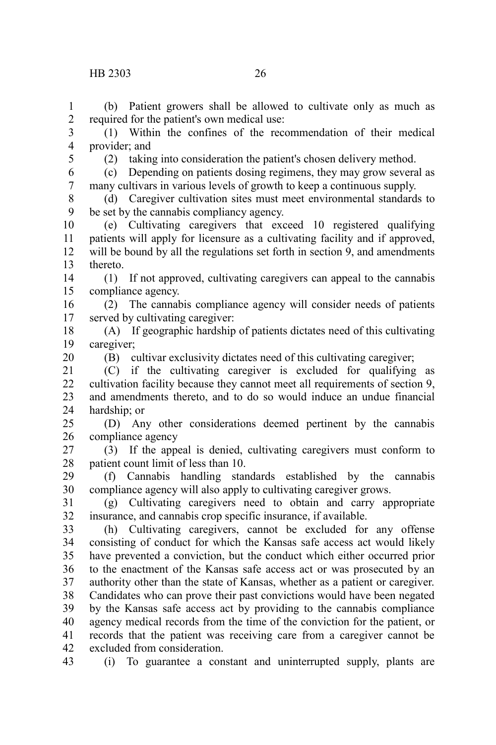(b) Patient growers shall be allowed to cultivate only as much as required for the patient's own medical use:

(1) Within the confines of the recommendation of their medical provider; and

(2) taking into consideration the patient's chosen delivery method.

(c) Depending on patients dosing regimens, they may grow several as many cultivars in various levels of growth to keep a continuous supply.

(d) Caregiver cultivation sites must meet environmental standards to be set by the cannabis compliancy agency.

(e) Cultivating caregivers that exceed 10 registered qualifying patients will apply for licensure as a cultivating facility and if approved, will be bound by all the regulations set forth in section 9, and amendments thereto.

(1) If not approved, cultivating caregivers can appeal to the cannabis compliance agency.

(2) The cannabis compliance agency will consider needs of patients served by cultivating caregiver:

(A) If geographic hardship of patients dictates need of this cultivating caregiver;

(B) cultivar exclusivity dictates need of this cultivating caregiver;

(C) if the cultivating caregiver is excluded for qualifying as cultivation facility because they cannot meet all requirements of section 9, and amendments thereto, and to do so would induce an undue financial hardship; or

(D) Any other considerations deemed pertinent by the cannabis compliance agency

(3) If the appeal is denied, cultivating caregivers must conform to patient count limit of less than 10.

(f) Cannabis handling standards established by the cannabis compliance agency will also apply to cultivating caregiver grows.

(g) Cultivating caregivers need to obtain and carry appropriate insurance, and cannabis crop specific insurance, if available.

(h) Cultivating caregivers, cannot be excluded for any offense consisting of conduct for which the Kansas safe access act would likely have prevented a conviction, but the conduct which either occurred prior to the enactment of the Kansas safe access act or was prosecuted by an authority other than the state of Kansas, whether as a patient or caregiver. Candidates who can prove their past convictions would have been negated by the Kansas safe access act by providing to the cannabis compliance agency medical records from the time of the conviction for the patient, or records that the patient was receiving care from a caregiver cannot be excluded from consideration.

(i) To guarantee a constant and uninterrupted supply, plants are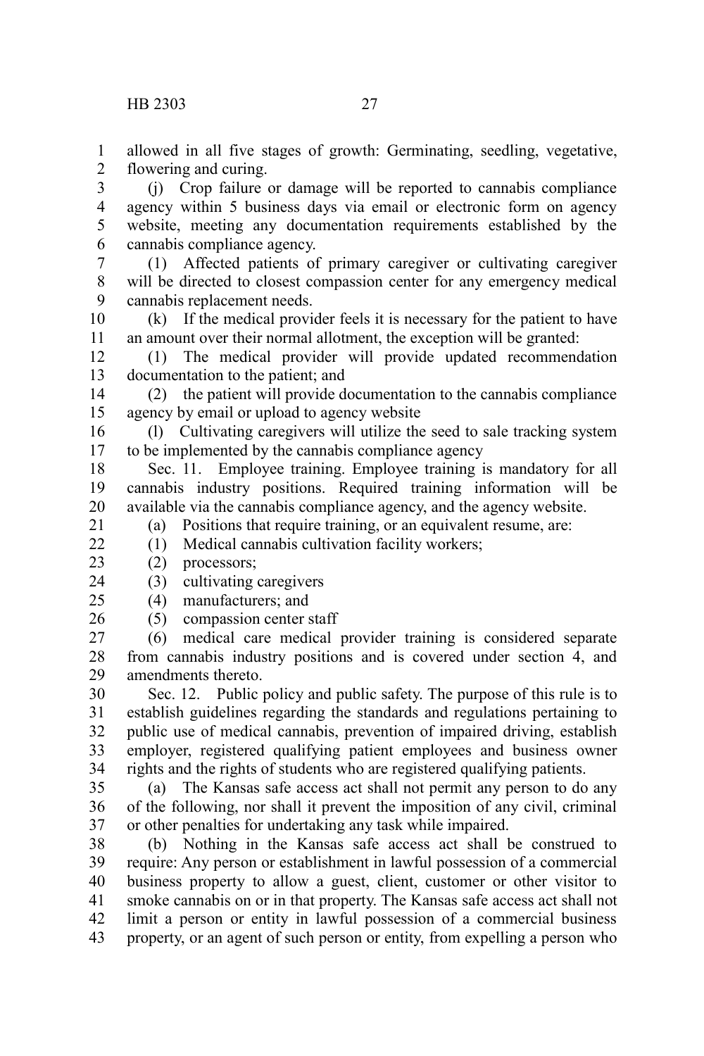allowed in all five stages of growth: Germinating, seedling, vegetative, flowering and curing.

(j) Crop failure or damage will be reported to cannabis compliance agency within 5 business days via email or electronic form on agency website, meeting any documentation requirements established by the cannabis compliance agency.

(1) Affected patients of primary caregiver or cultivating caregiver will be directed to closest compassion center for any emergency medical cannabis replacement needs.

(k) If the medical provider feels it is necessary for the patient to have an amount over their normal allotment, the exception will be granted:

(1) The medical provider will provide updated recommendation documentation to the patient; and

(2) the patient will provide documentation to the cannabis compliance agency by email or upload to agency website

(l) Cultivating caregivers will utilize the seed to sale tracking system to be implemented by the cannabis compliance agency

Sec. 11. Employee training. Employee training is mandatory for all cannabis industry positions. Required training information will be available via the cannabis compliance agency, and the agency website.

(a) Positions that require training, or an equivalent resume, are:

(1) Medical cannabis cultivation facility workers;

(2) processors;

(3) cultivating caregivers

(4) manufacturers; and

(5) compassion center staff

(6) medical care medical provider training is considered separate from cannabis industry positions and is covered under section 4, and amendments thereto.

Sec. 12. Public policy and public safety. The purpose of this rule is to establish guidelines regarding the standards and regulations pertaining to public use of medical cannabis, prevention of impaired driving, establish employer, registered qualifying patient employees and business owner rights and the rights of students who are registered qualifying patients.

(a) The Kansas safe access act shall not permit any person to do any of the following, nor shall it prevent the imposition of any civil, criminal or other penalties for undertaking any task while impaired.

(b) Nothing in the Kansas safe access act shall be construed to require: Any person or establishment in lawful possession of a commercial business property to allow a guest, client, customer or other visitor to smoke cannabis on or in that property. The Kansas safe access act shall not limit a person or entity in lawful possession of a commercial business property, or an agent of such person or entity, from expelling a person who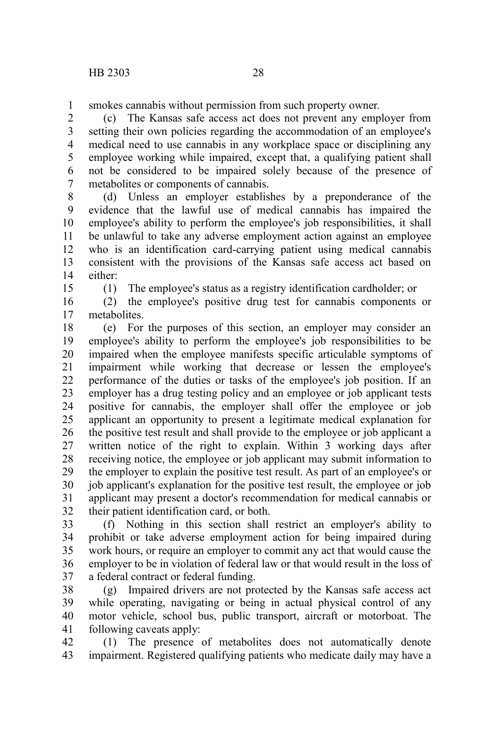smokes cannabis without permission from such property owner.

(c) The Kansas safe access act does not prevent any employer from setting their own policies regarding the accommodation of an employee's medical need to use cannabis in any workplace space or disciplining any employee working while impaired, except that, a qualifying patient shall not be considered to be impaired solely because of the presence of metabolites or components of cannabis.

(d) Unless an employer establishes by a preponderance of the evidence that the lawful use of medical cannabis has impaired the employee's ability to perform the employee's job responsibilities, it shall be unlawful to take any adverse employment action against an employee who is an identification card-carrying patient using medical cannabis consistent with the provisions of the Kansas safe access act based on either:

(1) The employee's status as a registry identification cardholder; or

(2) the employee's positive drug test for cannabis components or metabolites.

(e) For the purposes of this section, an employer may consider an employee's ability to perform the employee's job responsibilities to be impaired when the employee manifests specific articulable symptoms of impairment while working that decrease or lessen the employee's performance of the duties or tasks of the employee's job position. If an employer has a drug testing policy and an employee or job applicant tests positive for cannabis, the employer shall offer the employee or job applicant an opportunity to present a legitimate medical explanation for the positive test result and shall provide to the employee or job applicant a written notice of the right to explain. Within 3 working days after receiving notice, the employee or job applicant may submit information to the employer to explain the positive test result. As part of an employee's or job applicant's explanation for the positive test result, the employee or job applicant may present a doctor's recommendation for medical cannabis or their patient identification card, or both.

(f) Nothing in this section shall restrict an employer's ability to prohibit or take adverse employment action for being impaired during work hours, or require an employer to commit any act that would cause the employer to be in violation of federal law or that would result in the loss of a federal contract or federal funding.

(g) Impaired drivers are not protected by the Kansas safe access act while operating, navigating or being in actual physical control of any motor vehicle, school bus, public transport, aircraft or motorboat. The following caveats apply:

(1) The presence of metabolites does not automatically denote impairment. Registered qualifying patients who medicate daily may have a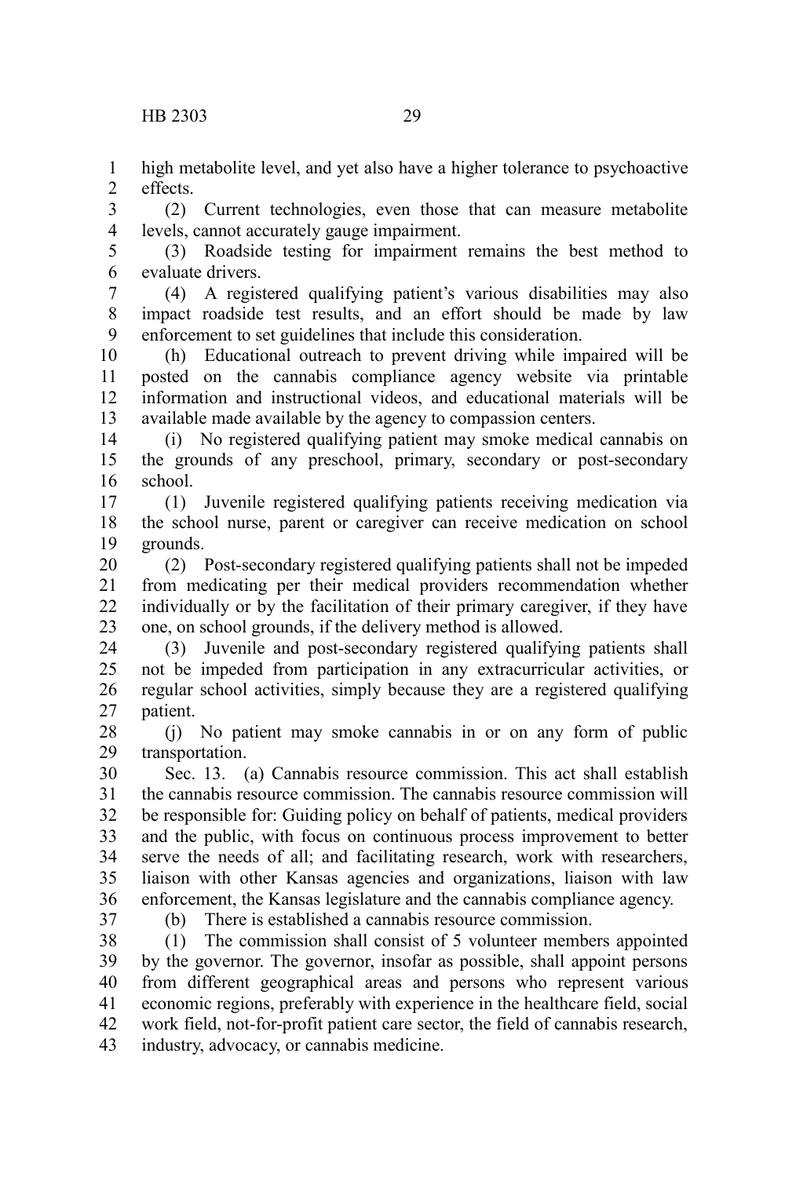high metabolite level, and yet also have a higher tolerance to psychoactive effects.

(2) Current technologies, even those that can measure metabolite levels, cannot accurately gauge impairment.

(3) Roadside testing for impairment remains the best method to evaluate drivers.

(4) A registered qualifying patient's various disabilities may also impact roadside test results, and an effort should be made by law enforcement to set guidelines that include this consideration.

(h) Educational outreach to prevent driving while impaired will be posted on the cannabis compliance agency website via printable information and instructional videos, and educational materials will be available made available by the agency to compassion centers.

(i) No registered qualifying patient may smoke medical cannabis on the grounds of any preschool, primary, secondary or post-secondary school.

(1) Juvenile registered qualifying patients receiving medication via the school nurse, parent or caregiver can receive medication on school grounds.

(2) Post-secondary registered qualifying patients shall not be impeded from medicating per their medical providers recommendation whether individually or by the facilitation of their primary caregiver, if they have one, on school grounds, if the delivery method is allowed.

(3) Juvenile and post-secondary registered qualifying patients shall not be impeded from participation in any extracurricular activities, or regular school activities, simply because they are a registered qualifying patient.

(j) No patient may smoke cannabis in or on any form of public transportation.

Sec. 13. (a) Cannabis resource commission. This act shall establish the cannabis resource commission. The cannabis resource commission will be responsible for: Guiding policy on behalf of patients, medical providers and the public, with focus on continuous process improvement to better serve the needs of all; and facilitating research, work with researchers, liaison with other Kansas agencies and organizations, liaison with law enforcement, the Kansas legislature and the cannabis compliance agency.

(b) There is established a cannabis resource commission.

(1) The commission shall consist of 5 volunteer members appointed by the governor. The governor, insofar as possible, shall appoint persons from different geographical areas and persons who represent various economic regions, preferably with experience in the healthcare field, social work field, not-for-profit patient care sector, the field of cannabis research, industry, advocacy, or cannabis medicine.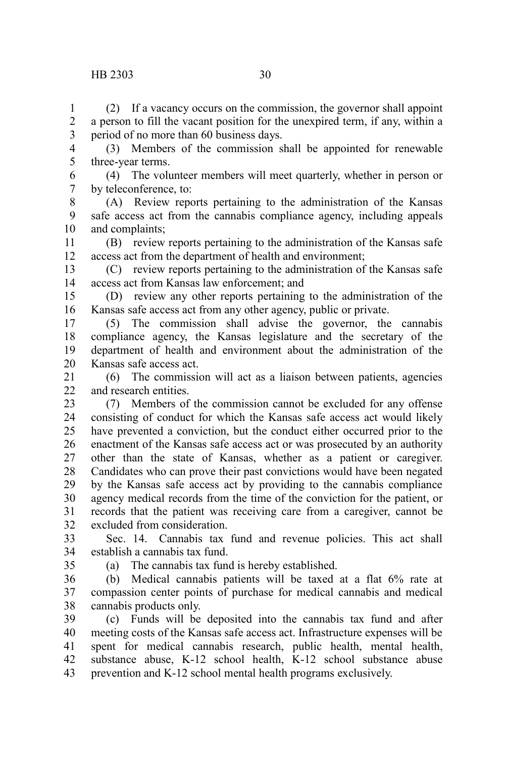(2) If a vacancy occurs on the commission, the governor shall appoint a person to fill the vacant position for the unexpired term, if any, within a period of no more than 60 business days.

(3) Members of the commission shall be appointed for renewable three-year terms.

(4) The volunteer members will meet quarterly, whether in person or by teleconference, to:

(A) Review reports pertaining to the administration of the Kansas safe access act from the cannabis compliance agency, including appeals and complaints;

(B) review reports pertaining to the administration of the Kansas safe access act from the department of health and environment;

(C) review reports pertaining to the administration of the Kansas safe access act from Kansas law enforcement; and

(D) review any other reports pertaining to the administration of the Kansas safe access act from any other agency, public or private.

(5) The commission shall advise the governor, the cannabis compliance agency, the Kansas legislature and the secretary of the department of health and environment about the administration of the Kansas safe access act.

(6) The commission will act as a liaison between patients, agencies and research entities.

(7) Members of the commission cannot be excluded for any offense consisting of conduct for which the Kansas safe access act would likely have prevented a conviction, but the conduct either occurred prior to the enactment of the Kansas safe access act or was prosecuted by an authority other than the state of Kansas, whether as a patient or caregiver. Candidates who can prove their past convictions would have been negated by the Kansas safe access act by providing to the cannabis compliance agency medical records from the time of the conviction for the patient, or records that the patient was receiving care from a caregiver, cannot be excluded from consideration.

Sec. 14. Cannabis tax fund and revenue policies. This act shall establish a cannabis tax fund.

(a) The cannabis tax fund is hereby established.

(b) Medical cannabis patients will be taxed at a flat 6% rate at compassion center points of purchase for medical cannabis and medical cannabis products only.

(c) Funds will be deposited into the cannabis tax fund and after meeting costs of the Kansas safe access act. Infrastructure expenses will be spent for medical cannabis research, public health, mental health, substance abuse, K-12 school health, K-12 school substance abuse prevention and K-12 school mental health programs exclusively.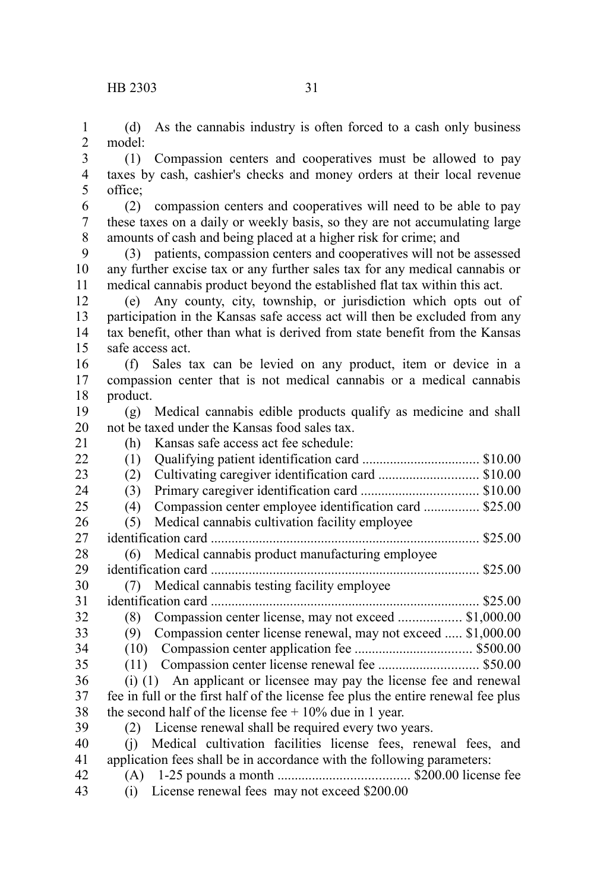(d) As the cannabis industry is often forced to a cash only business model:

(1) Compassion centers and cooperatives must be allowed to pay taxes by cash, cashier's checks and money orders at their local revenue office;

(2) compassion centers and cooperatives will need to be able to pay these taxes on a daily or weekly basis, so they are not accumulating large amounts of cash and being placed at a higher risk for crime; and

(3) patients, compassion centers and cooperatives will not be assessed any further excise tax or any further sales tax for any medical cannabis or medical cannabis product beyond the established flat tax within this act.

(e) Any county, city, township, or jurisdiction which opts out of participation in the Kansas safe access act will then be excluded from any tax benefit, other than what is derived from state benefit from the Kansas safe access act.

(f) Sales tax can be levied on any product, item or device in a compassion center that is not medical cannabis or a medical cannabis product.

(g) Medical cannabis edible products qualify as medicine and shall not be taxed under the Kansas food sales tax.

(h) Kansas safe access act fee schedule:

(1) Qualifying patient identification card .................................. $10.00

(2) Cultivating caregiver identification card ............................. $10.00

(3) Primary caregiver identification card .................................. $10.00

(4) Compassion center employee identification card ................ $25.00

(5) Medical cannabis cultivation facility employee identification card ............................................................................. $25.00

(6) Medical cannabis product manufacturing employee identification card ............................................................................. $25.00

(7) Medical cannabis testing facility employee identification card ............................................................................. $25.00

(8) Compassion center license, may not exceed .................. $1,000.00

(9) Compassion center license renewal, may not exceed ..... $1,000.00

(10) Compassion center application fee .................................. $500.00

(11) Compassion center license renewal fee ............................. $50.00

(i) (1) An applicant or licensee may pay the license fee and renewal fee in full or the first half of the license fee plus the entire renewal fee plus the second half of the license fee + 10% due in 1 year.

(2) License renewal shall be required every two years.

(j) Medical cultivation facilities license fees, renewal fees, and application fees shall be in accordance with the following parameters:

(A) 1-25 pounds a month ...................................... $200.00 license fee

(i) License renewal fees may not exceed $200.00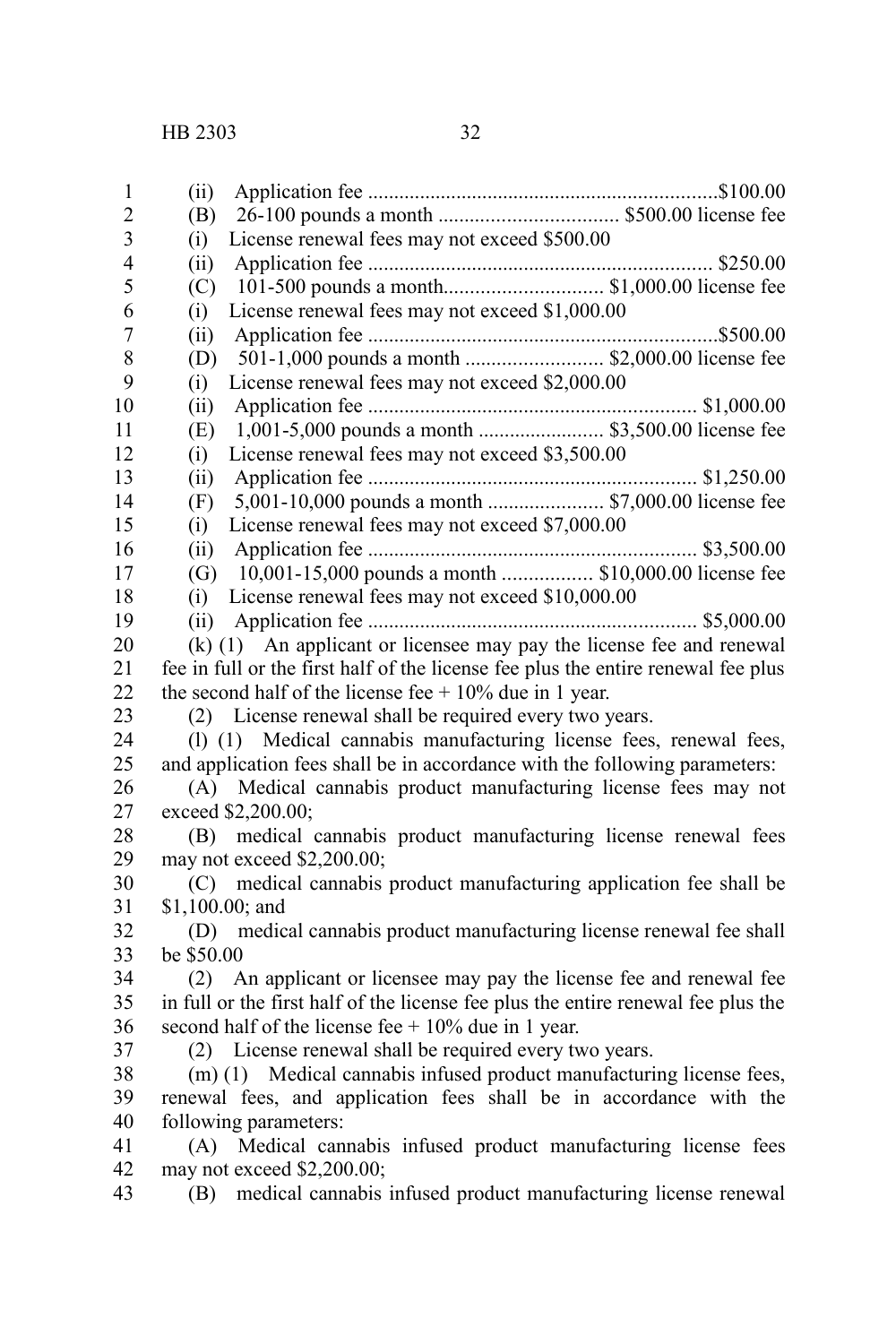(ii) Application fee ..................................................................$100.00

(B) 26-100 pounds a month .................................. $500.00 license fee

(i) License renewal fees may not exceed $500.00

(ii) Application fee .................................................................. $250.00

(C) 101-500 pounds a month.............................. $1,000.00 license fee

(i) License renewal fees may not exceed $1,000.00

(ii) Application fee ..................................................................$500.00

(D) 501-1,000 pounds a month .......................... $2,000.00 license fee

(i) License renewal fees may not exceed $2,000.00

(ii) Application fee .............................................................. $1,000.00

(E) 1,001-5,000 pounds a month ........................ $3,500.00 license fee

(i) License renewal fees may not exceed $3,500.00

(ii) Application fee .............................................................. $1,250.00

(F) 5,001-10,000 pounds a month ...................... $7,000.00 license fee

(i) License renewal fees may not exceed $7,000.00

(ii) Application fee .............................................................. $3,500.00

(G) 10,001-15,000 pounds a month ................. $10,000.00 license fee

(i) License renewal fees may not exceed $10,000.00

(ii) Application fee .............................................................. $5,000.00

(k) (1) An applicant or licensee may pay the license fee and renewal fee in full or the first half of the license fee plus the entire renewal fee plus the second half of the license fee + 10% due in 1 year.

(2) License renewal shall be required every two years.

(l) (1) Medical cannabis manufacturing license fees, renewal fees, and application fees shall be in accordance with the following parameters:

(A) Medical cannabis product manufacturing license fees may not exceed $2,200.00;

(B) medical cannabis product manufacturing license renewal fees may not exceed $2,200.00;

(C) medical cannabis product manufacturing application fee shall be $1,100.00; and

(D) medical cannabis product manufacturing license renewal fee shall be $50.00

(2) An applicant or licensee may pay the license fee and renewal fee in full or the first half of the license fee plus the entire renewal fee plus the second half of the license fee + 10% due in 1 year.

(2) License renewal shall be required every two years.

(m) (1) Medical cannabis infused product manufacturing license fees, renewal fees, and application fees shall be in accordance with the following parameters:

(A) Medical cannabis infused product manufacturing license fees may not exceed $2,200.00;

(B) medical cannabis infused product manufacturing license renewal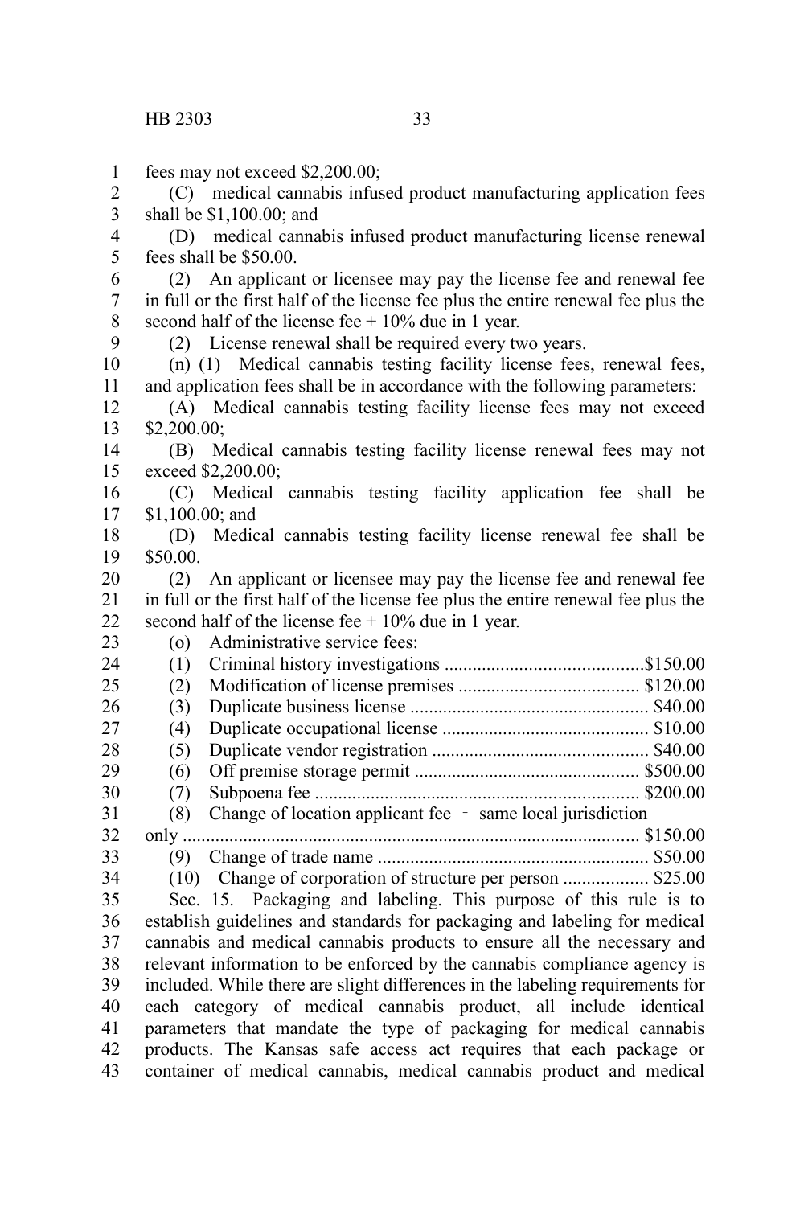fees may not exceed $2,200.00;

(C) medical cannabis infused product manufacturing application fees shall be $1,100.00; and

(D) medical cannabis infused product manufacturing license renewal fees shall be $50.00.

(2) An applicant or licensee may pay the license fee and renewal fee in full or the first half of the license fee plus the entire renewal fee plus the second half of the license fee + 10% due in 1 year.

(2) License renewal shall be required every two years.

(n) (1) Medical cannabis testing facility license fees, renewal fees, and application fees shall be in accordance with the following parameters:

(A) Medical cannabis testing facility license fees may not exceed $2,200.00;

(B) Medical cannabis testing facility license renewal fees may not exceed $2,200.00;

(C) Medical cannabis testing facility application fee shall be $1,100.00; and

(D) Medical cannabis testing facility license renewal fee shall be $50.00.

(2) An applicant or licensee may pay the license fee and renewal fee in full or the first half of the license fee plus the entire renewal fee plus the second half of the license fee + 10% due in 1 year.

(o) Administrative service fees:

(1) Criminal history investigations ..........................................$150.00

(2) Modification of license premises ...................................... $120.00

(3) Duplicate business license .................................................. $40.00

(4) Duplicate occupational license ............................................ $10.00

(5) Duplicate vendor registration ............................................. $40.00

(6) Off premise storage permit ................................................ $500.00

(7) Subpoena fee ..................................................................... $200.00

(8) Change of location applicant fee - same local jurisdiction only ................................................................................................. $150.00

(9) Change of trade name .......................................................... $50.00

(10) Change of corporation of structure per person .................. $25.00

Sec. 15. Packaging and labeling. This purpose of this rule is to establish guidelines and standards for packaging and labeling for medical cannabis and medical cannabis products to ensure all the necessary and relevant information to be enforced by the cannabis compliance agency is included. While there are slight differences in the labeling requirements for each category of medical cannabis product, all include identical parameters that mandate the type of packaging for medical cannabis products. The Kansas safe access act requires that each package or container of medical cannabis, medical cannabis product and medical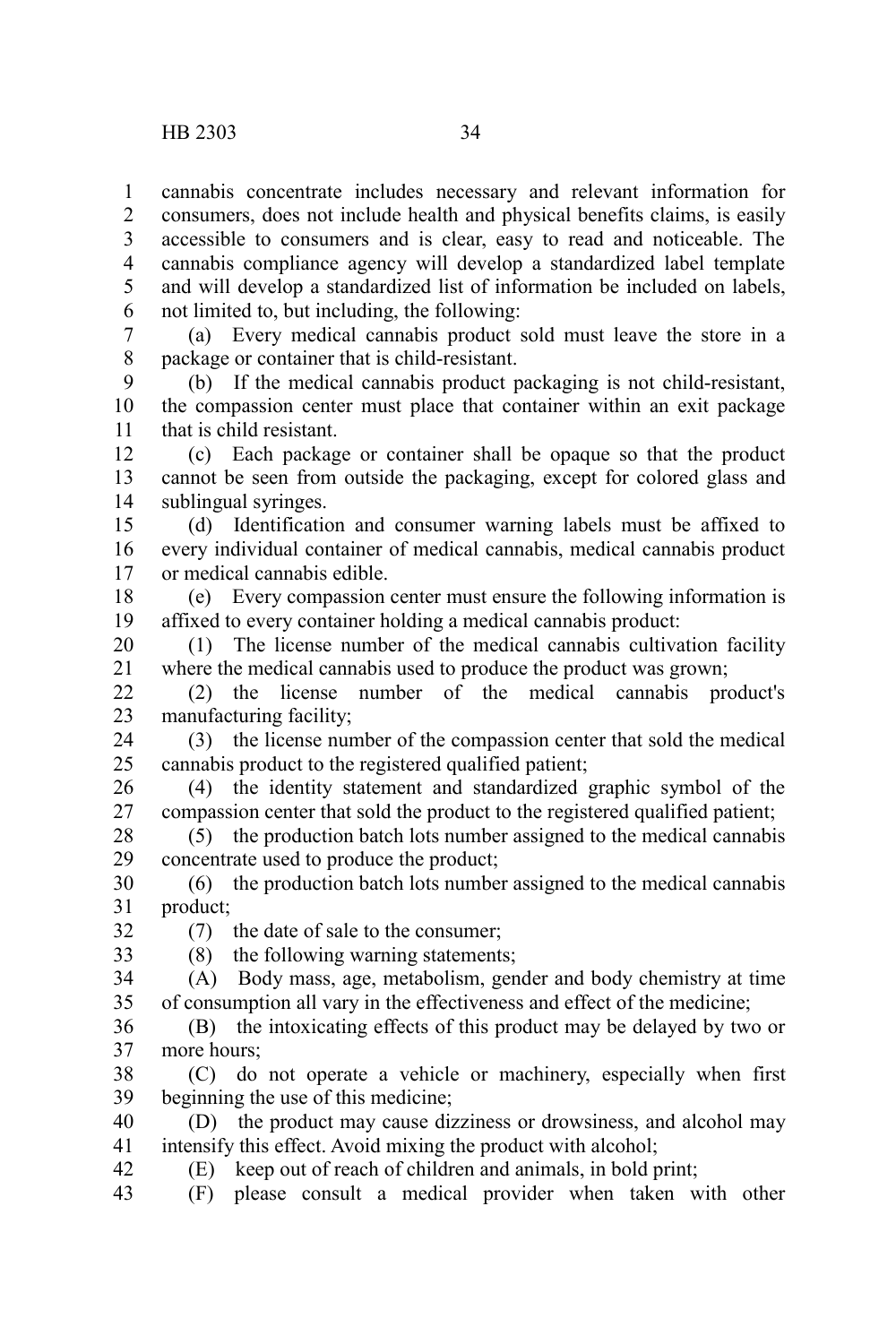cannabis concentrate includes necessary and relevant information for consumers, does not include health and physical benefits claims, is easily accessible to consumers and is clear, easy to read and noticeable. The cannabis compliance agency will develop a standardized label template and will develop a standardized list of information be included on labels, not limited to, but including, the following:

(a) Every medical cannabis product sold must leave the store in a package or container that is child-resistant.

(b) If the medical cannabis product packaging is not child-resistant, the compassion center must place that container within an exit package that is child resistant.

(c) Each package or container shall be opaque so that the product cannot be seen from outside the packaging, except for colored glass and sublingual syringes.

(d) Identification and consumer warning labels must be affixed to every individual container of medical cannabis, medical cannabis product or medical cannabis edible.

(e) Every compassion center must ensure the following information is affixed to every container holding a medical cannabis product:

(1) The license number of the medical cannabis cultivation facility where the medical cannabis used to produce the product was grown;

(2) the license number of the medical cannabis product's manufacturing facility;

(3) the license number of the compassion center that sold the medical cannabis product to the registered qualified patient;

(4) the identity statement and standardized graphic symbol of the compassion center that sold the product to the registered qualified patient;

(5) the production batch lots number assigned to the medical cannabis concentrate used to produce the product;

(6) the production batch lots number assigned to the medical cannabis product;

(7) the date of sale to the consumer;

(8) the following warning statements;

(A) Body mass, age, metabolism, gender and body chemistry at time of consumption all vary in the effectiveness and effect of the medicine;

(B) the intoxicating effects of this product may be delayed by two or more hours;

(C) do not operate a vehicle or machinery, especially when first beginning the use of this medicine;

(D) the product may cause dizziness or drowsiness, and alcohol may intensify this effect. Avoid mixing the product with alcohol;

(E) keep out of reach of children and animals, in bold print;

(F) please consult a medical provider when taken with other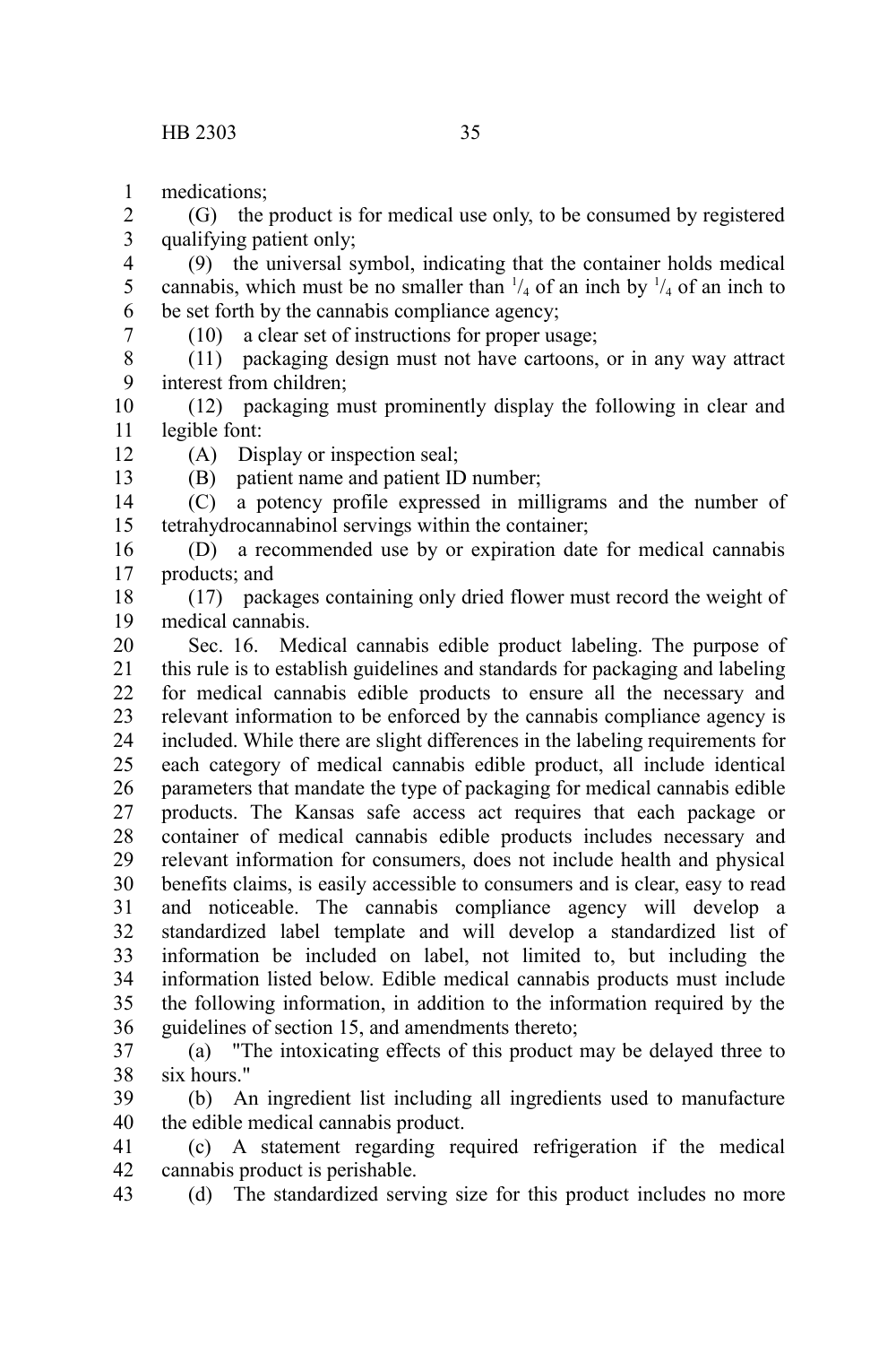medications;

(G) the product is for medical use only, to be consumed by registered qualifying patient only;

(9) the universal symbol, indicating that the container holds medical cannabis, which must be no smaller than $^1/_4$ of an inch by $^1/_4$ of an inch to be set forth by the cannabis compliance agency;

(10) a clear set of instructions for proper usage;

(11) packaging design must not have cartoons, or in any way attract interest from children;

(12) packaging must prominently display the following in clear and legible font:

(A) Display or inspection seal;

(B) patient name and patient ID number;

(C) a potency profile expressed in milligrams and the number of tetrahydrocannabinol servings within the container;

(D) a recommended use by or expiration date for medical cannabis products; and

(17) packages containing only dried flower must record the weight of medical cannabis.

Sec. 16. Medical cannabis edible product labeling. The purpose of this rule is to establish guidelines and standards for packaging and labeling for medical cannabis edible products to ensure all the necessary and relevant information to be enforced by the cannabis compliance agency is included. While there are slight differences in the labeling requirements for each category of medical cannabis edible product, all include identical parameters that mandate the type of packaging for medical cannabis edible products. The Kansas safe access act requires that each package or container of medical cannabis edible products includes necessary and relevant information for consumers, does not include health and physical benefits claims, is easily accessible to consumers and is clear, easy to read and noticeable. The cannabis compliance agency will develop a standardized label template and will develop a standardized list of information be included on label, not limited to, but including the information listed below. Edible medical cannabis products must include the following information, in addition to the information required by the guidelines of section 15, and amendments thereto;

(a) "The intoxicating effects of this product may be delayed three to six hours."

(b) An ingredient list including all ingredients used to manufacture the edible medical cannabis product.

(c) A statement regarding required refrigeration if the medical cannabis product is perishable.

(d) The standardized serving size for this product includes no more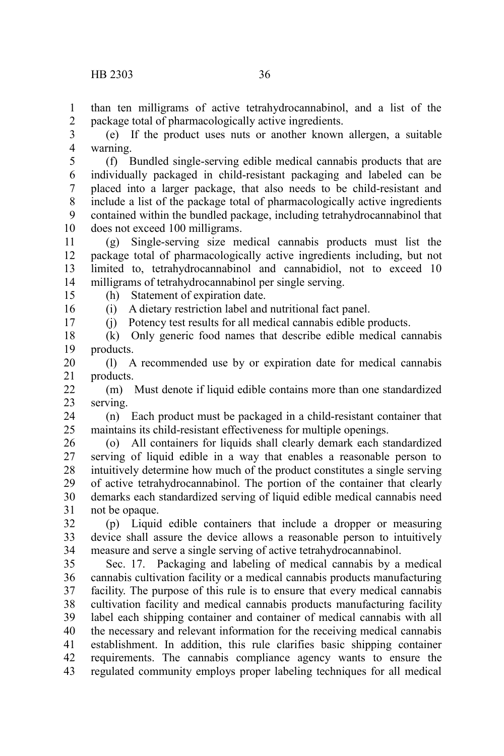than ten milligrams of active tetrahydrocannabinol, and a list of the package total of pharmacologically active ingredients.

(e) If the product uses nuts or another known allergen, a suitable warning.

(f) Bundled single-serving edible medical cannabis products that are individually packaged in child-resistant packaging and labeled can be placed into a larger package, that also needs to be child-resistant and include a list of the package total of pharmacologically active ingredients contained within the bundled package, including tetrahydrocannabinol that does not exceed 100 milligrams.

(g) Single-serving size medical cannabis products must list the package total of pharmacologically active ingredients including, but not limited to, tetrahydrocannabinol and cannabidiol, not to exceed 10 milligrams of tetrahydrocannabinol per single serving.

(h) Statement of expiration date.

(i) A dietary restriction label and nutritional fact panel.

(j) Potency test results for all medical cannabis edible products.

(k) Only generic food names that describe edible medical cannabis products.

(l) A recommended use by or expiration date for medical cannabis products.

(m) Must denote if liquid edible contains more than one standardized serving.

(n) Each product must be packaged in a child-resistant container that maintains its child-resistant effectiveness for multiple openings.

(o) All containers for liquids shall clearly demark each standardized serving of liquid edible in a way that enables a reasonable person to intuitively determine how much of the product constitutes a single serving of active tetrahydrocannabinol. The portion of the container that clearly demarks each standardized serving of liquid edible medical cannabis need not be opaque.

(p) Liquid edible containers that include a dropper or measuring device shall assure the device allows a reasonable person to intuitively measure and serve a single serving of active tetrahydrocannabinol.

Sec. 17. Packaging and labeling of medical cannabis by a medical cannabis cultivation facility or a medical cannabis products manufacturing facility. The purpose of this rule is to ensure that every medical cannabis cultivation facility and medical cannabis products manufacturing facility label each shipping container and container of medical cannabis with all the necessary and relevant information for the receiving medical cannabis establishment. In addition, this rule clarifies basic shipping container requirements. The cannabis compliance agency wants to ensure the regulated community employs proper labeling techniques for all medical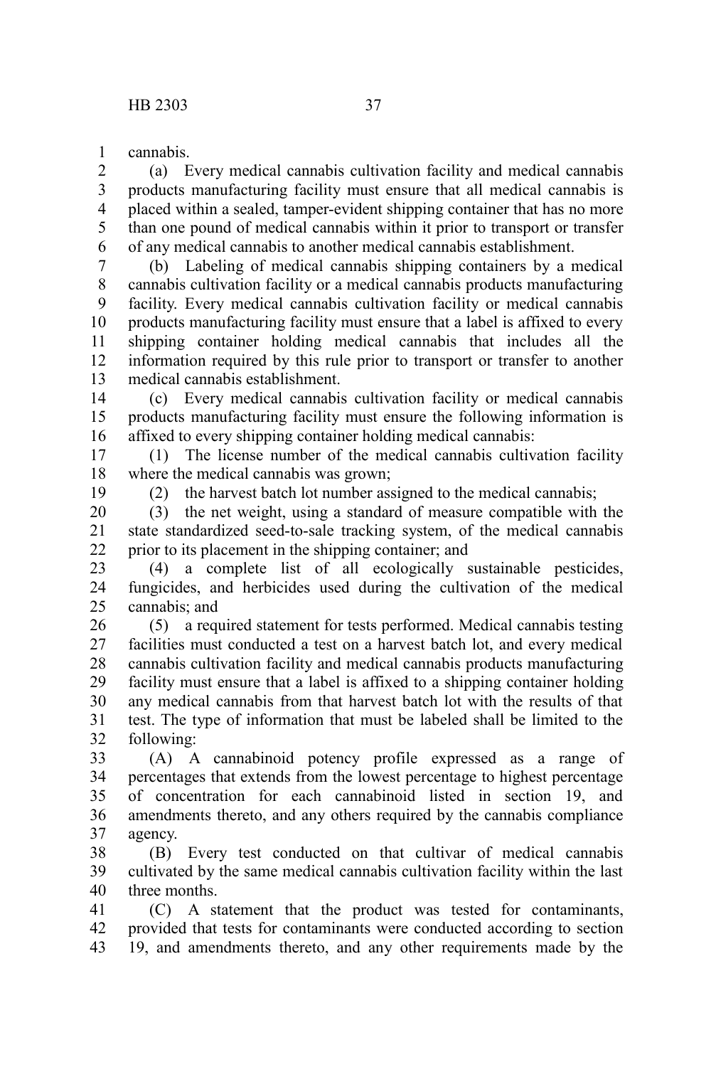cannabis.

(a) Every medical cannabis cultivation facility and medical cannabis products manufacturing facility must ensure that all medical cannabis is placed within a sealed, tamper-evident shipping container that has no more than one pound of medical cannabis within it prior to transport or transfer of any medical cannabis to another medical cannabis establishment.

(b) Labeling of medical cannabis shipping containers by a medical cannabis cultivation facility or a medical cannabis products manufacturing facility. Every medical cannabis cultivation facility or medical cannabis products manufacturing facility must ensure that a label is affixed to every shipping container holding medical cannabis that includes all the information required by this rule prior to transport or transfer to another medical cannabis establishment.

(c) Every medical cannabis cultivation facility or medical cannabis products manufacturing facility must ensure the following information is affixed to every shipping container holding medical cannabis:

(1) The license number of the medical cannabis cultivation facility where the medical cannabis was grown;

(2) the harvest batch lot number assigned to the medical cannabis;

(3) the net weight, using a standard of measure compatible with the state standardized seed-to-sale tracking system, of the medical cannabis prior to its placement in the shipping container; and

(4) a complete list of all ecologically sustainable pesticides, fungicides, and herbicides used during the cultivation of the medical cannabis; and

(5) a required statement for tests performed. Medical cannabis testing facilities must conducted a test on a harvest batch lot, and every medical cannabis cultivation facility and medical cannabis products manufacturing facility must ensure that a label is affixed to a shipping container holding any medical cannabis from that harvest batch lot with the results of that test. The type of information that must be labeled shall be limited to the following:

(A) A cannabinoid potency profile expressed as a range of percentages that extends from the lowest percentage to highest percentage of concentration for each cannabinoid listed in section 19, and amendments thereto, and any others required by the cannabis compliance agency.

(B) Every test conducted on that cultivar of medical cannabis cultivated by the same medical cannabis cultivation facility within the last three months.

(C) A statement that the product was tested for contaminants, provided that tests for contaminants were conducted according to section 19, and amendments thereto, and any other requirements made by the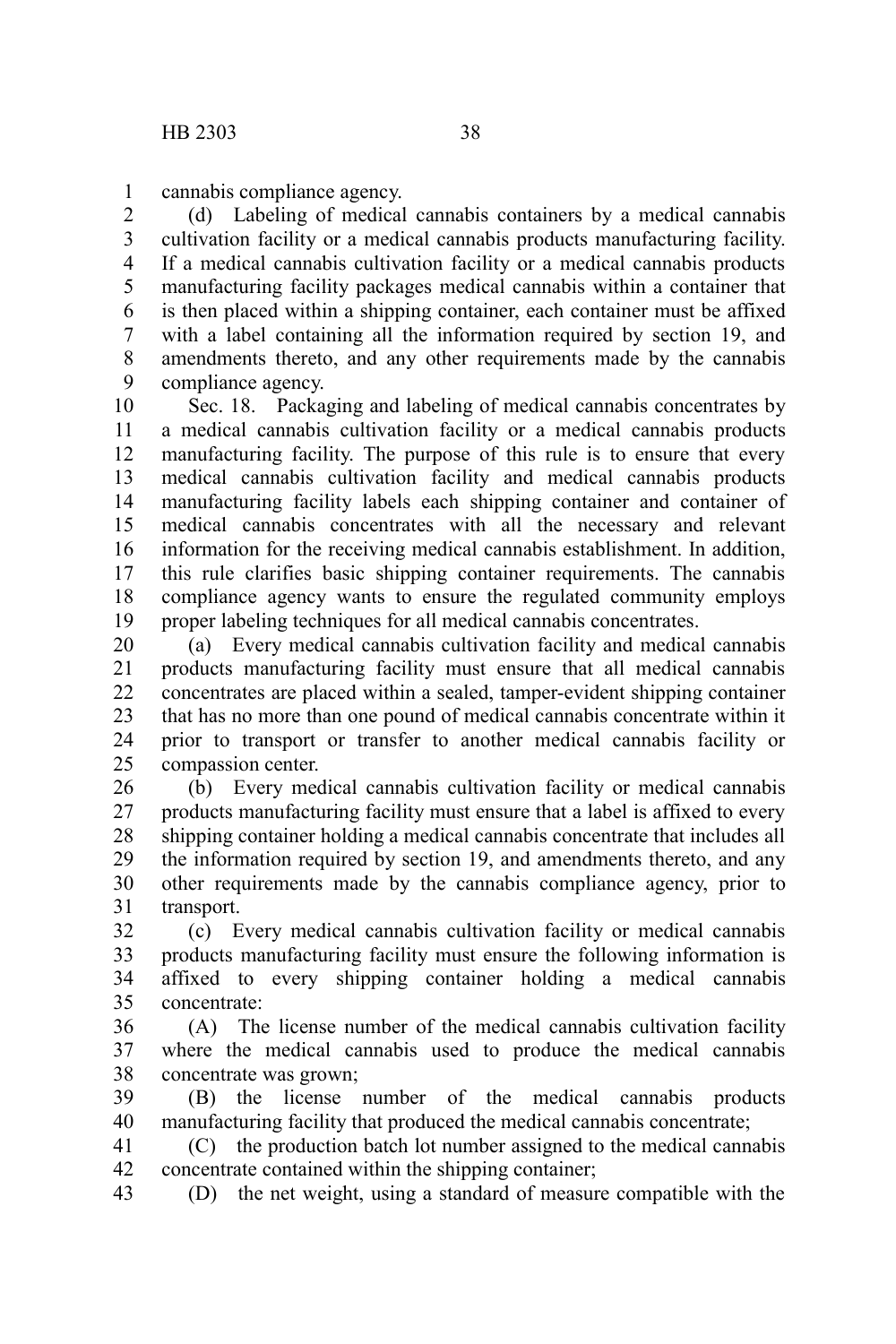cannabis compliance agency.

(d) Labeling of medical cannabis containers by a medical cannabis cultivation facility or a medical cannabis products manufacturing facility. If a medical cannabis cultivation facility or a medical cannabis products manufacturing facility packages medical cannabis within a container that is then placed within a shipping container, each container must be affixed with a label containing all the information required by section 19, and amendments thereto, and any other requirements made by the cannabis compliance agency.

Sec. 18. Packaging and labeling of medical cannabis concentrates by a medical cannabis cultivation facility or a medical cannabis products manufacturing facility. The purpose of this rule is to ensure that every medical cannabis cultivation facility and medical cannabis products manufacturing facility labels each shipping container and container of medical cannabis concentrates with all the necessary and relevant information for the receiving medical cannabis establishment. In addition, this rule clarifies basic shipping container requirements. The cannabis compliance agency wants to ensure the regulated community employs proper labeling techniques for all medical cannabis concentrates.

(a) Every medical cannabis cultivation facility and medical cannabis products manufacturing facility must ensure that all medical cannabis concentrates are placed within a sealed, tamper-evident shipping container that has no more than one pound of medical cannabis concentrate within it prior to transport or transfer to another medical cannabis facility or compassion center.

(b) Every medical cannabis cultivation facility or medical cannabis products manufacturing facility must ensure that a label is affixed to every shipping container holding a medical cannabis concentrate that includes all the information required by section 19, and amendments thereto, and any other requirements made by the cannabis compliance agency, prior to transport.

(c) Every medical cannabis cultivation facility or medical cannabis products manufacturing facility must ensure the following information is affixed to every shipping container holding a medical cannabis concentrate:

(A) The license number of the medical cannabis cultivation facility where the medical cannabis used to produce the medical cannabis concentrate was grown;

(B) the license number of the medical cannabis products manufacturing facility that produced the medical cannabis concentrate;

(C) the production batch lot number assigned to the medical cannabis concentrate contained within the shipping container;

(D) the net weight, using a standard of measure compatible with the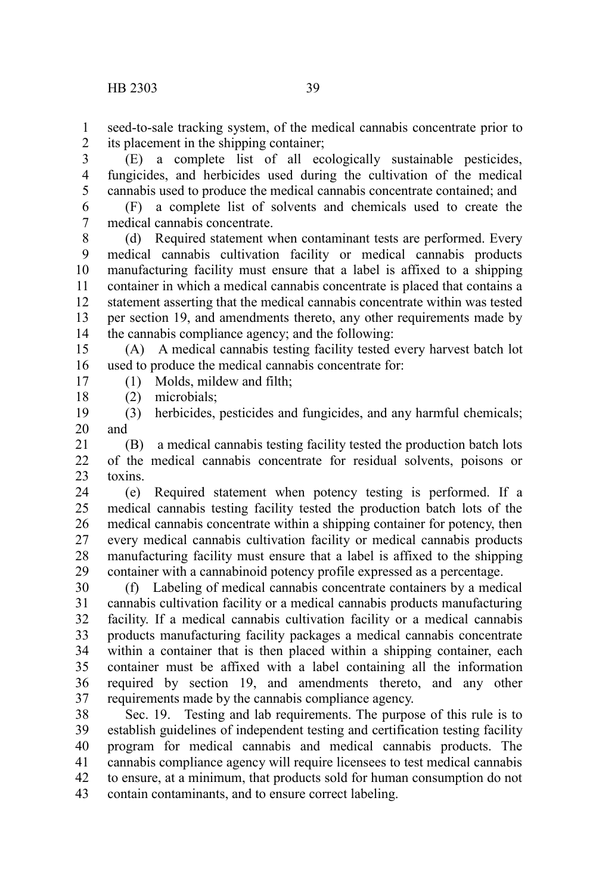seed-to-sale tracking system, of the medical cannabis concentrate prior to its placement in the shipping container;

(E) a complete list of all ecologically sustainable pesticides, fungicides, and herbicides used during the cultivation of the medical cannabis used to produce the medical cannabis concentrate contained; and

(F) a complete list of solvents and chemicals used to create the medical cannabis concentrate.

(d) Required statement when contaminant tests are performed. Every medical cannabis cultivation facility or medical cannabis products manufacturing facility must ensure that a label is affixed to a shipping container in which a medical cannabis concentrate is placed that contains a statement asserting that the medical cannabis concentrate within was tested per section 19, and amendments thereto, any other requirements made by the cannabis compliance agency; and the following:

(A) A medical cannabis testing facility tested every harvest batch lot used to produce the medical cannabis concentrate for:

(1) Molds, mildew and filth;

(2) microbials;

(3) herbicides, pesticides and fungicides, and any harmful chemicals; and

(B) a medical cannabis testing facility tested the production batch lots of the medical cannabis concentrate for residual solvents, poisons or toxins.

(e) Required statement when potency testing is performed. If a medical cannabis testing facility tested the production batch lots of the medical cannabis concentrate within a shipping container for potency, then every medical cannabis cultivation facility or medical cannabis products manufacturing facility must ensure that a label is affixed to the shipping container with a cannabinoid potency profile expressed as a percentage.

(f) Labeling of medical cannabis concentrate containers by a medical cannabis cultivation facility or a medical cannabis products manufacturing facility. If a medical cannabis cultivation facility or a medical cannabis products manufacturing facility packages a medical cannabis concentrate within a container that is then placed within a shipping container, each container must be affixed with a label containing all the information required by section 19, and amendments thereto, and any other requirements made by the cannabis compliance agency.

Sec. 19. Testing and lab requirements. The purpose of this rule is to establish guidelines of independent testing and certification testing facility program for medical cannabis and medical cannabis products. The cannabis compliance agency will require licensees to test medical cannabis to ensure, at a minimum, that products sold for human consumption do not contain contaminants, and to ensure correct labeling.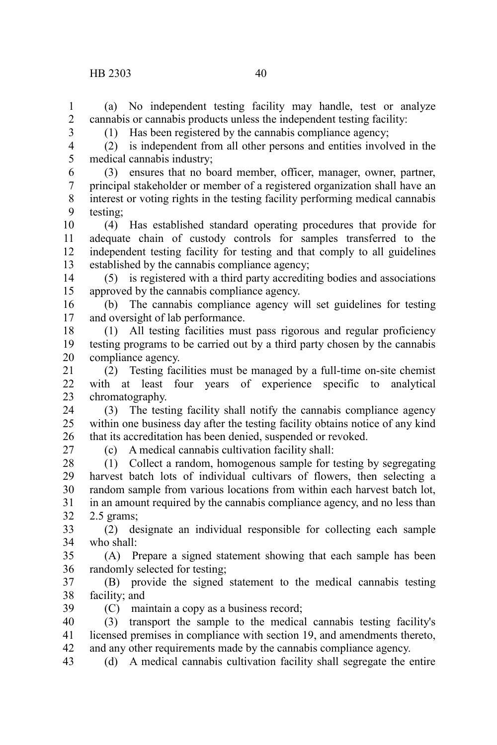(a) No independent testing facility may handle, test or analyze cannabis or cannabis products unless the independent testing facility:

(1) Has been registered by the cannabis compliance agency;

(2) is independent from all other persons and entities involved in the medical cannabis industry;

(3) ensures that no board member, officer, manager, owner, partner, principal stakeholder or member of a registered organization shall have an interest or voting rights in the testing facility performing medical cannabis testing;

(4) Has established standard operating procedures that provide for adequate chain of custody controls for samples transferred to the independent testing facility for testing and that comply to all guidelines established by the cannabis compliance agency;

(5) is registered with a third party accrediting bodies and associations approved by the cannabis compliance agency.

(b) The cannabis compliance agency will set guidelines for testing and oversight of lab performance.

(1) All testing facilities must pass rigorous and regular proficiency testing programs to be carried out by a third party chosen by the cannabis compliance agency.

(2) Testing facilities must be managed by a full-time on-site chemist with at least four years of experience specific to analytical chromatography.

(3) The testing facility shall notify the cannabis compliance agency within one business day after the testing facility obtains notice of any kind that its accreditation has been denied, suspended or revoked.

(c) A medical cannabis cultivation facility shall:

(1) Collect a random, homogenous sample for testing by segregating harvest batch lots of individual cultivars of flowers, then selecting a random sample from various locations from within each harvest batch lot, in an amount required by the cannabis compliance agency, and no less than 2.5 grams;

(2) designate an individual responsible for collecting each sample who shall:

(A) Prepare a signed statement showing that each sample has been randomly selected for testing;

(B) provide the signed statement to the medical cannabis testing facility; and

(C) maintain a copy as a business record;

(3) transport the sample to the medical cannabis testing facility's licensed premises in compliance with section 19, and amendments thereto, and any other requirements made by the cannabis compliance agency.

(d) A medical cannabis cultivation facility shall segregate the entire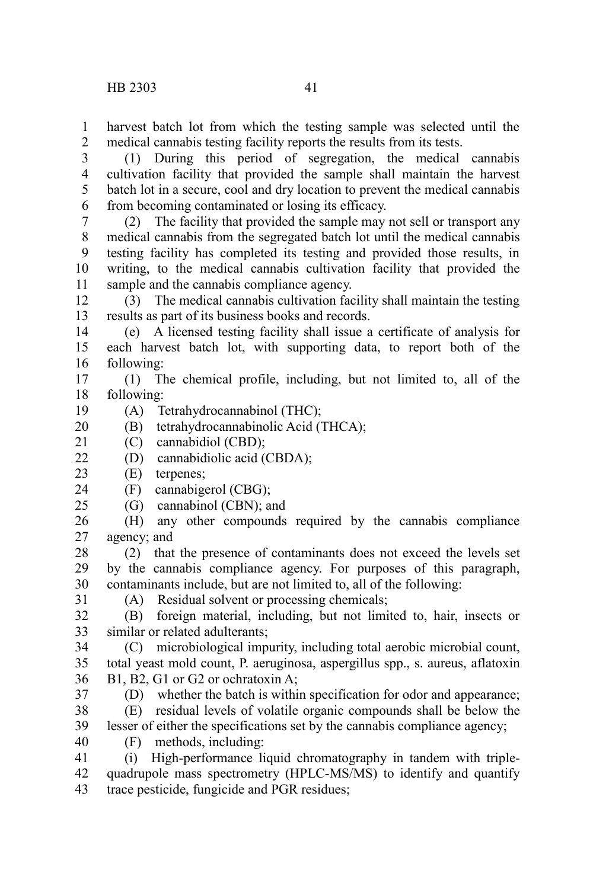harvest batch lot from which the testing sample was selected until the medical cannabis testing facility reports the results from its tests.

(1) During this period of segregation, the medical cannabis cultivation facility that provided the sample shall maintain the harvest batch lot in a secure, cool and dry location to prevent the medical cannabis from becoming contaminated or losing its efficacy.

(2) The facility that provided the sample may not sell or transport any medical cannabis from the segregated batch lot until the medical cannabis testing facility has completed its testing and provided those results, in writing, to the medical cannabis cultivation facility that provided the sample and the cannabis compliance agency.

(3) The medical cannabis cultivation facility shall maintain the testing results as part of its business books and records.

(e) A licensed testing facility shall issue a certificate of analysis for each harvest batch lot, with supporting data, to report both of the following:

(1) The chemical profile, including, but not limited to, all of the following:

(A) Tetrahydrocannabinol (THC);

(B) tetrahydrocannabinolic Acid (THCA);

(C) cannabidiol (CBD);

(D) cannabidiolic acid (CBDA);

(E) terpenes;

(F) cannabigerol (CBG);

(G) cannabinol (CBN); and

(H) any other compounds required by the cannabis compliance agency; and

(2) that the presence of contaminants does not exceed the levels set by the cannabis compliance agency. For purposes of this paragraph, contaminants include, but are not limited to, all of the following:

(A) Residual solvent or processing chemicals;

(B) foreign material, including, but not limited to, hair, insects or similar or related adulterants;

(C) microbiological impurity, including total aerobic microbial count, total yeast mold count, P. aeruginosa, aspergillus spp., s. aureus, aflatoxin B1, B2, G1 or G2 or ochratoxin A;

(D) whether the batch is within specification for odor and appearance;

(E) residual levels of volatile organic compounds shall be below the lesser of either the specifications set by the cannabis compliance agency;

(F) methods, including:

(i) High-performance liquid chromatography in tandem with triple-quadrupole mass spectrometry (HPLC-MS/MS) to identify and quantify trace pesticide, fungicide and PGR residues;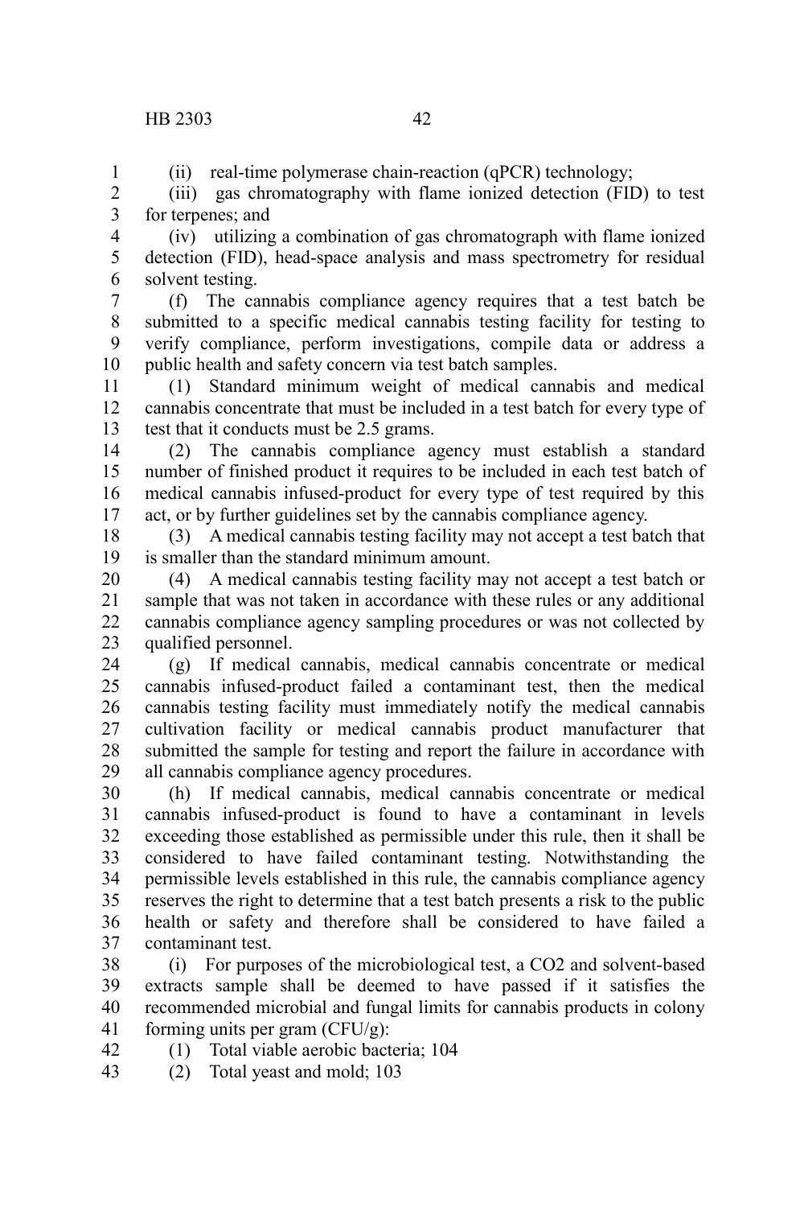(ii) real-time polymerase chain-reaction (qPCR) technology;

(iii) gas chromatography with flame ionized detection (FID) to test for terpenes; and

(iv) utilizing a combination of gas chromatograph with flame ionized detection (FID), head-space analysis and mass spectrometry for residual solvent testing.

(f) The cannabis compliance agency requires that a test batch be submitted to a specific medical cannabis testing facility for testing to verify compliance, perform investigations, compile data or address a public health and safety concern via test batch samples.

(1) Standard minimum weight of medical cannabis and medical cannabis concentrate that must be included in a test batch for every type of test that it conducts must be 2.5 grams.

(2) The cannabis compliance agency must establish a standard number of finished product it requires to be included in each test batch of medical cannabis infused-product for every type of test required by this act, or by further guidelines set by the cannabis compliance agency.

(3) A medical cannabis testing facility may not accept a test batch that is smaller than the standard minimum amount.

(4) A medical cannabis testing facility may not accept a test batch or sample that was not taken in accordance with these rules or any additional cannabis compliance agency sampling procedures or was not collected by qualified personnel.

(g) If medical cannabis, medical cannabis concentrate or medical cannabis infused-product failed a contaminant test, then the medical cannabis testing facility must immediately notify the medical cannabis cultivation facility or medical cannabis product manufacturer that submitted the sample for testing and report the failure in accordance with all cannabis compliance agency procedures.

(h) If medical cannabis, medical cannabis concentrate or medical cannabis infused-product is found to have a contaminant in levels exceeding those established as permissible under this rule, then it shall be considered to have failed contaminant testing. Notwithstanding the permissible levels established in this rule, the cannabis compliance agency reserves the right to determine that a test batch presents a risk to the public health or safety and therefore shall be considered to have failed a contaminant test.

(i) For purposes of the microbiological test, a $CO_2$ and solvent-based extracts sample shall be deemed to have passed if it satisfies the recommended microbial and fungal limits for cannabis products in colony forming units per gram (CFU/g):

(1) Total viable aerobic bacteria; 104

(2) Total yeast and mold; 103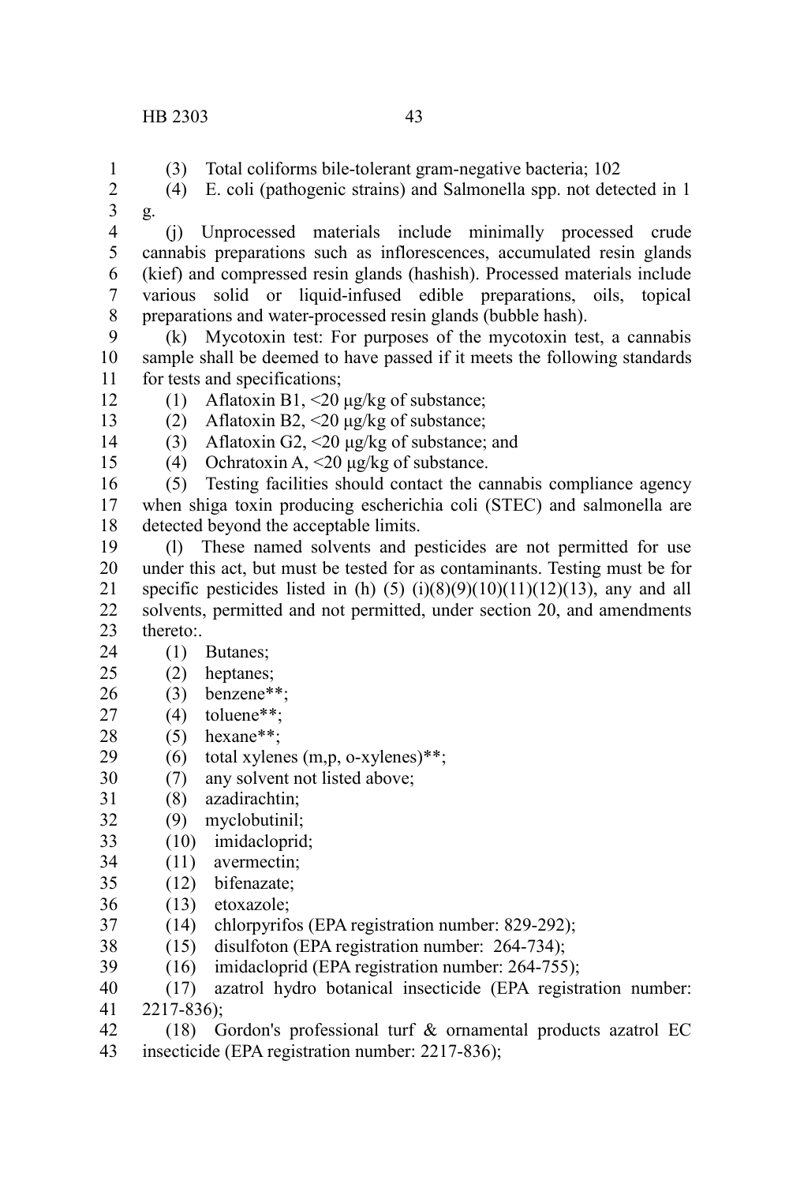(3) Total coliforms bile-tolerant gram-negative bacteria; 102

(4) E. coli (pathogenic strains) and Salmonella spp. not detected in 1 g.

(j) Unprocessed materials include minimally processed crude cannabis preparations such as inflorescences, accumulated resin glands (kief) and compressed resin glands (hashish). Processed materials include various solid or liquid-infused edible preparations, oils, topical preparations and water-processed resin glands (bubble hash).

(k) Mycotoxin test: For purposes of the mycotoxin test, a cannabis sample shall be deemed to have passed if it meets the following standards for tests and specifications;

(1) Aflatoxin B1, <20 μg/kg of substance;

(2) Aflatoxin B2, <20 μg/kg of substance;

(3) Aflatoxin G2, <20 μg/kg of substance; and

(4) Ochratoxin A, <20 μg/kg of substance.

(5) Testing facilities should contact the cannabis compliance agency when shiga toxin producing escherichia coli (STEC) and salmonella are detected beyond the acceptable limits.

(l) These named solvents and pesticides are not permitted for use under this act, but must be tested for as contaminants. Testing must be for specific pesticides listed in (h) (5) (i)(8)(9)(10)(11)(12)(13), any and all solvents, permitted and not permitted, under section 20, and amendments thereto:.

(1) Butanes;

(2) heptanes;

(3) benzene**;

(4) toluene**;

(5) hexane**;

(6) total xylenes (m,p, o-xylenes)**;

(7) any solvent not listed above;

(8) azadirachtin;

(9) myclobutinil;

(10) imidacloprid;

(11) avermectin;

(12) bifenazate;

(13) etoxazole;

(14) chlorpyrifos (EPA registration number: 829-292);

(15) disulfoton (EPA registration number: 264-734);

(16) imidacloprid (EPA registration number: 264-755);

(17) azatrol hydro botanical insecticide (EPA registration number: 2217-836);

(18) Gordon's professional turf & ornamental products azatrol EC insecticide (EPA registration number: 2217-836);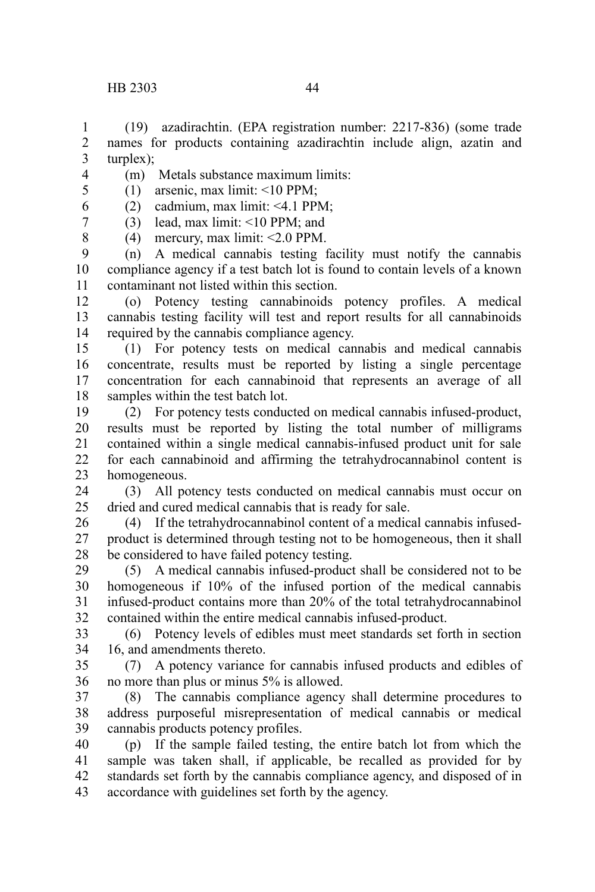(19) azadirachtin. (EPA registration number: 2217-836) (some trade names for products containing azadirachtin include align, azatin and turplex);

(m) Metals substance maximum limits:

(1) arsenic, max limit: <10 PPM;

(2) cadmium, max limit: <4.1 PPM;

(3) lead, max limit: <10 PPM; and

(4) mercury, max limit: <2.0 PPM.

(n) A medical cannabis testing facility must notify the cannabis compliance agency if a test batch lot is found to contain levels of a known contaminant not listed within this section.

(o) Potency testing cannabinoids potency profiles. A medical cannabis testing facility will test and report results for all cannabinoids required by the cannabis compliance agency.

(1) For potency tests on medical cannabis and medical cannabis concentrate, results must be reported by listing a single percentage concentration for each cannabinoid that represents an average of all samples within the test batch lot.

(2) For potency tests conducted on medical cannabis infused-product, results must be reported by listing the total number of milligrams contained within a single medical cannabis-infused product unit for sale for each cannabinoid and affirming the tetrahydrocannabinol content is homogeneous.

(3) All potency tests conducted on medical cannabis must occur on dried and cured medical cannabis that is ready for sale.

(4) If the tetrahydrocannabinol content of a medical cannabis infused-product is determined through testing not to be homogeneous, then it shall be considered to have failed potency testing.

(5) A medical cannabis infused-product shall be considered not to be homogeneous if 10% of the infused portion of the medical cannabis infused-product contains more than 20% of the total tetrahydrocannabinol contained within the entire medical cannabis infused-product.

(6) Potency levels of edibles must meet standards set forth in section 16, and amendments thereto.

(7) A potency variance for cannabis infused products and edibles of no more than plus or minus 5% is allowed.

(8) The cannabis compliance agency shall determine procedures to address purposeful misrepresentation of medical cannabis or medical cannabis products potency profiles.

(p) If the sample failed testing, the entire batch lot from which the sample was taken shall, if applicable, be recalled as provided for by standards set forth by the cannabis compliance agency, and disposed of in accordance with guidelines set forth by the agency.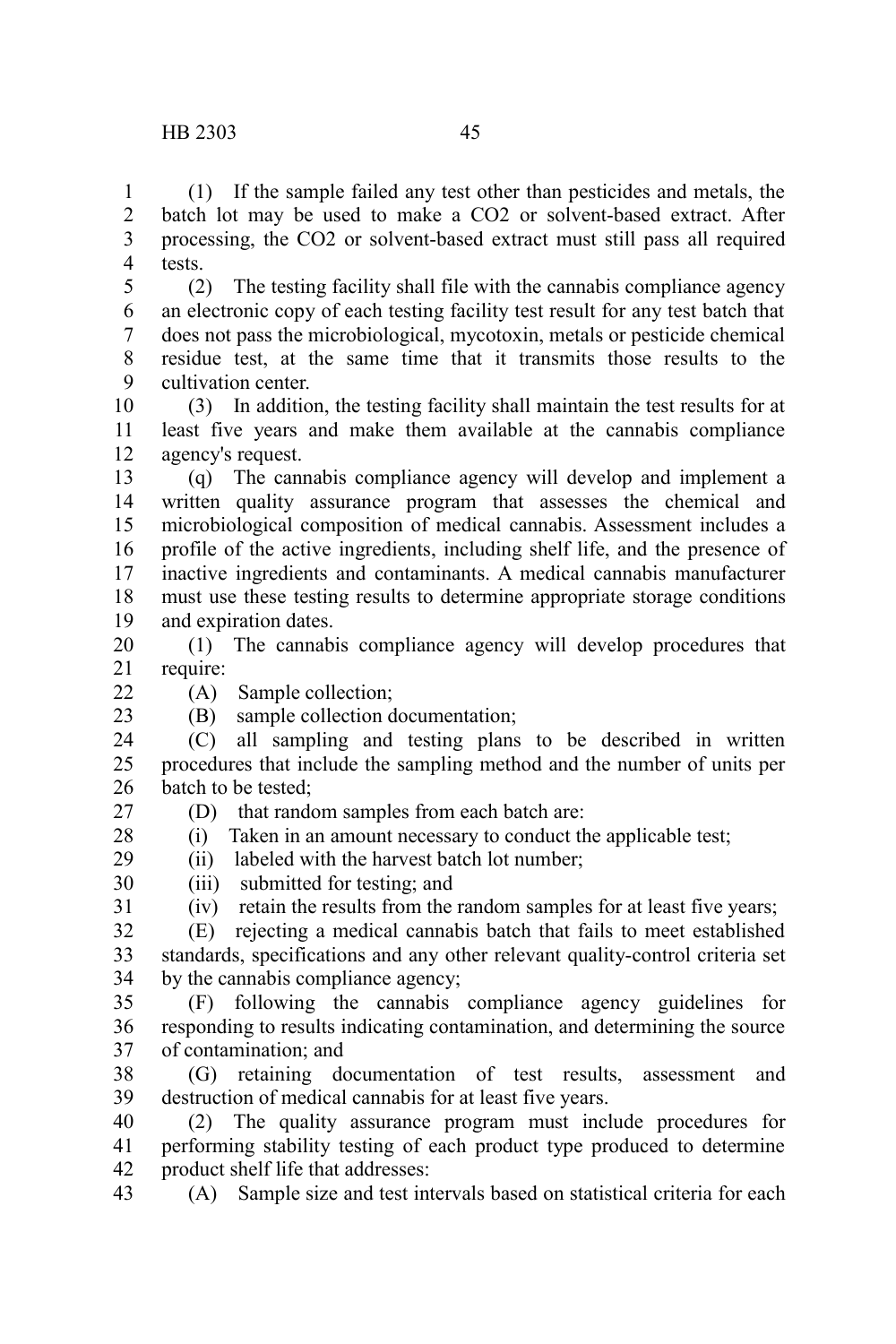(1) If the sample failed any test other than pesticides and metals, the batch lot may be used to make a $CO_2$ or solvent-based extract. After processing, the $CO_2$ or solvent-based extract must still pass all required tests.

(2) The testing facility shall file with the cannabis compliance agency an electronic copy of each testing facility test result for any test batch that does not pass the microbiological, mycotoxin, metals or pesticide chemical residue test, at the same time that it transmits those results to the cultivation center.

(3) In addition, the testing facility shall maintain the test results for at least five years and make them available at the cannabis compliance agency's request.

(q) The cannabis compliance agency will develop and implement a written quality assurance program that assesses the chemical and microbiological composition of medical cannabis. Assessment includes a profile of the active ingredients, including shelf life, and the presence of inactive ingredients and contaminants. A medical cannabis manufacturer must use these testing results to determine appropriate storage conditions and expiration dates.

(1) The cannabis compliance agency will develop procedures that require:

(A) Sample collection;

(B) sample collection documentation;

(C) all sampling and testing plans to be described in written procedures that include the sampling method and the number of units per batch to be tested;

(D) that random samples from each batch are:

(i) Taken in an amount necessary to conduct the applicable test;

(ii) labeled with the harvest batch lot number;

(iii) submitted for testing; and

(iv) retain the results from the random samples for at least five years;

(E) rejecting a medical cannabis batch that fails to meet established standards, specifications and any other relevant quality-control criteria set by the cannabis compliance agency;

(F) following the cannabis compliance agency guidelines for responding to results indicating contamination, and determining the source of contamination; and

(G) retaining documentation of test results, assessment and destruction of medical cannabis for at least five years.

(2) The quality assurance program must include procedures for performing stability testing of each product type produced to determine product shelf life that addresses:

(A) Sample size and test intervals based on statistical criteria for each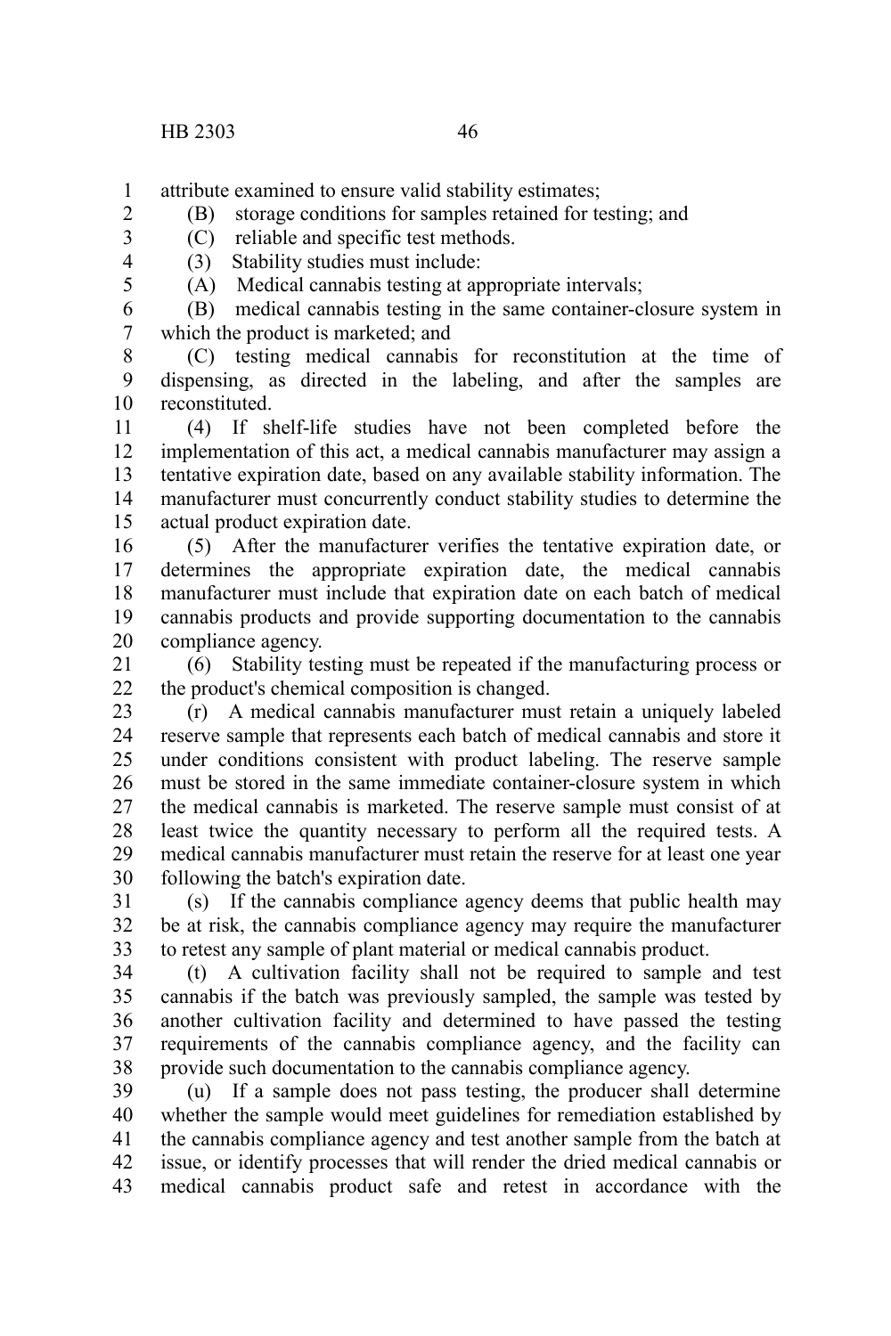attribute examined to ensure valid stability estimates;

(B) storage conditions for samples retained for testing; and

(C) reliable and specific test methods.

(3) Stability studies must include:

(A) Medical cannabis testing at appropriate intervals;

(B) medical cannabis testing in the same container-closure system in which the product is marketed; and

(C) testing medical cannabis for reconstitution at the time of dispensing, as directed in the labeling, and after the samples are reconstituted.

(4) If shelf-life studies have not been completed before the implementation of this act, a medical cannabis manufacturer may assign a tentative expiration date, based on any available stability information. The manufacturer must concurrently conduct stability studies to determine the actual product expiration date.

(5) After the manufacturer verifies the tentative expiration date, or determines the appropriate expiration date, the medical cannabis manufacturer must include that expiration date on each batch of medical cannabis products and provide supporting documentation to the cannabis compliance agency.

(6) Stability testing must be repeated if the manufacturing process or the product's chemical composition is changed.

(r) A medical cannabis manufacturer must retain a uniquely labeled reserve sample that represents each batch of medical cannabis and store it under conditions consistent with product labeling. The reserve sample must be stored in the same immediate container-closure system in which the medical cannabis is marketed. The reserve sample must consist of at least twice the quantity necessary to perform all the required tests. A medical cannabis manufacturer must retain the reserve for at least one year following the batch's expiration date.

(s) If the cannabis compliance agency deems that public health may be at risk, the cannabis compliance agency may require the manufacturer to retest any sample of plant material or medical cannabis product.

(t) A cultivation facility shall not be required to sample and test cannabis if the batch was previously sampled, the sample was tested by another cultivation facility and determined to have passed the testing requirements of the cannabis compliance agency, and the facility can provide such documentation to the cannabis compliance agency.

(u) If a sample does not pass testing, the producer shall determine whether the sample would meet guidelines for remediation established by the cannabis compliance agency and test another sample from the batch at issue, or identify processes that will render the dried medical cannabis or medical cannabis product safe and retest in accordance with the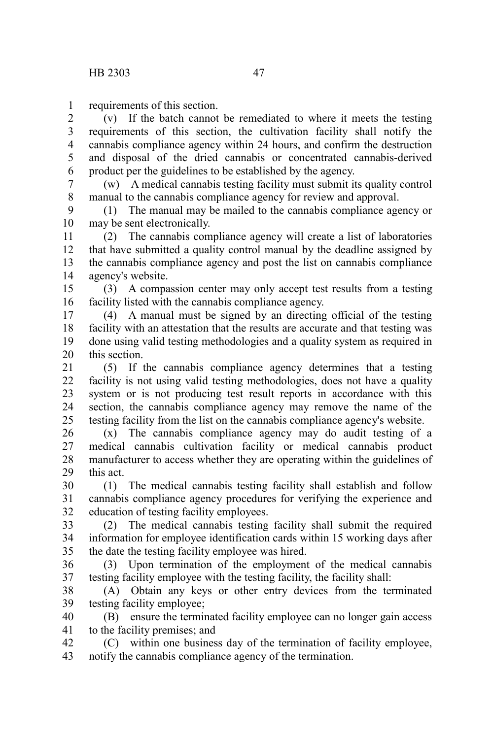requirements of this section.

(v) If the batch cannot be remediated to where it meets the testing requirements of this section, the cultivation facility shall notify the cannabis compliance agency within 24 hours, and confirm the destruction and disposal of the dried cannabis or concentrated cannabis-derived product per the guidelines to be established by the agency.

(w) A medical cannabis testing facility must submit its quality control manual to the cannabis compliance agency for review and approval.

(1) The manual may be mailed to the cannabis compliance agency or may be sent electronically.

(2) The cannabis compliance agency will create a list of laboratories that have submitted a quality control manual by the deadline assigned by the cannabis compliance agency and post the list on cannabis compliance agency's website.

(3) A compassion center may only accept test results from a testing facility listed with the cannabis compliance agency.

(4) A manual must be signed by an directing official of the testing facility with an attestation that the results are accurate and that testing was done using valid testing methodologies and a quality system as required in this section.

(5) If the cannabis compliance agency determines that a testing facility is not using valid testing methodologies, does not have a quality system or is not producing test result reports in accordance with this section, the cannabis compliance agency may remove the name of the testing facility from the list on the cannabis compliance agency's website.

(x) The cannabis compliance agency may do audit testing of a medical cannabis cultivation facility or medical cannabis product manufacturer to access whether they are operating within the guidelines of this act.

(1) The medical cannabis testing facility shall establish and follow cannabis compliance agency procedures for verifying the experience and education of testing facility employees.

(2) The medical cannabis testing facility shall submit the required information for employee identification cards within 15 working days after the date the testing facility employee was hired.

(3) Upon termination of the employment of the medical cannabis testing facility employee with the testing facility, the facility shall:

(A) Obtain any keys or other entry devices from the terminated testing facility employee;

(B) ensure the terminated facility employee can no longer gain access to the facility premises; and

(C) within one business day of the termination of facility employee, notify the cannabis compliance agency of the termination.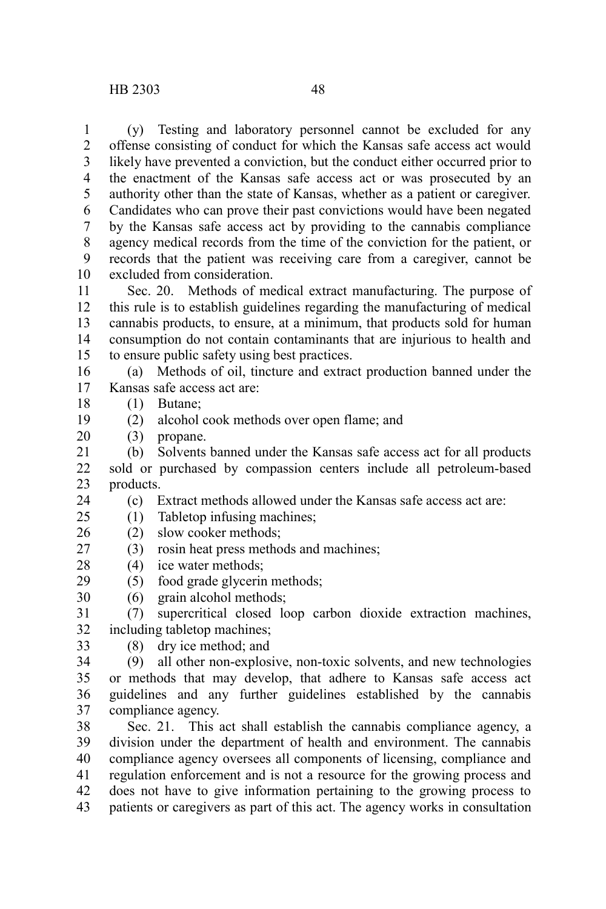(y) Testing and laboratory personnel cannot be excluded for any offense consisting of conduct for which the Kansas safe access act would likely have prevented a conviction, but the conduct either occurred prior to the enactment of the Kansas safe access act or was prosecuted by an authority other than the state of Kansas, whether as a patient or caregiver. Candidates who can prove their past convictions would have been negated by the Kansas safe access act by providing to the cannabis compliance agency medical records from the time of the conviction for the patient, or records that the patient was receiving care from a caregiver, cannot be excluded from consideration.

Sec. 20. Methods of medical extract manufacturing. The purpose of this rule is to establish guidelines regarding the manufacturing of medical cannabis products, to ensure, at a minimum, that products sold for human consumption do not contain contaminants that are injurious to health and to ensure public safety using best practices.

(a) Methods of oil, tincture and extract production banned under the Kansas safe access act are:

(1) Butane;

(2) alcohol cook methods over open flame; and

(3) propane.

(b) Solvents banned under the Kansas safe access act for all products sold or purchased by compassion centers include all petroleum-based products.

(c) Extract methods allowed under the Kansas safe access act are:

(1) Tabletop infusing machines;

(2) slow cooker methods;

(3) rosin heat press methods and machines;

(4) ice water methods;

(5) food grade glycerin methods;

(6) grain alcohol methods;

(7) supercritical closed loop carbon dioxide extraction machines, including tabletop machines;

(8) dry ice method; and

(9) all other non-explosive, non-toxic solvents, and new technologies or methods that may develop, that adhere to Kansas safe access act guidelines and any further guidelines established by the cannabis compliance agency.

Sec. 21. This act shall establish the cannabis compliance agency, a division under the department of health and environment. The cannabis compliance agency oversees all components of licensing, compliance and regulation enforcement and is not a resource for the growing process and does not have to give information pertaining to the growing process to patients or caregivers as part of this act. The agency works in consultation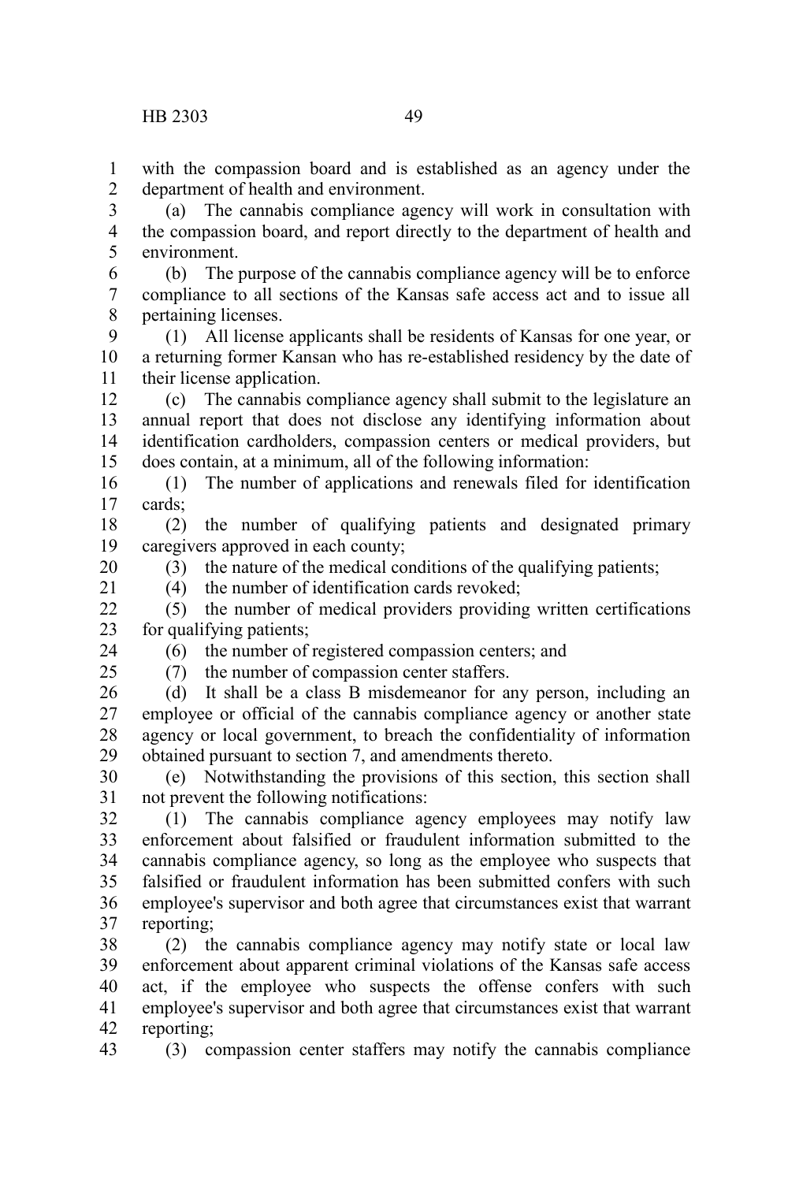with the compassion board and is established as an agency under the department of health and environment.

(a) The cannabis compliance agency will work in consultation with the compassion board, and report directly to the department of health and environment.

(b) The purpose of the cannabis compliance agency will be to enforce compliance to all sections of the Kansas safe access act and to issue all pertaining licenses.

(1) All license applicants shall be residents of Kansas for one year, or a returning former Kansan who has re-established residency by the date of their license application.

(c) The cannabis compliance agency shall submit to the legislature an annual report that does not disclose any identifying information about identification cardholders, compassion centers or medical providers, but does contain, at a minimum, all of the following information:

(1) The number of applications and renewals filed for identification cards;

(2) the number of qualifying patients and designated primary caregivers approved in each county;

(3) the nature of the medical conditions of the qualifying patients;

(4) the number of identification cards revoked;

(5) the number of medical providers providing written certifications for qualifying patients;

(6) the number of registered compassion centers; and

(7) the number of compassion center staffers.

(d) It shall be a class B misdemeanor for any person, including an employee or official of the cannabis compliance agency or another state agency or local government, to breach the confidentiality of information obtained pursuant to section 7, and amendments thereto.

(e) Notwithstanding the provisions of this section, this section shall not prevent the following notifications:

(1) The cannabis compliance agency employees may notify law enforcement about falsified or fraudulent information submitted to the cannabis compliance agency, so long as the employee who suspects that falsified or fraudulent information has been submitted confers with such employee's supervisor and both agree that circumstances exist that warrant reporting;

(2) the cannabis compliance agency may notify state or local law enforcement about apparent criminal violations of the Kansas safe access act, if the employee who suspects the offense confers with such employee's supervisor and both agree that circumstances exist that warrant reporting;

(3) compassion center staffers may notify the cannabis compliance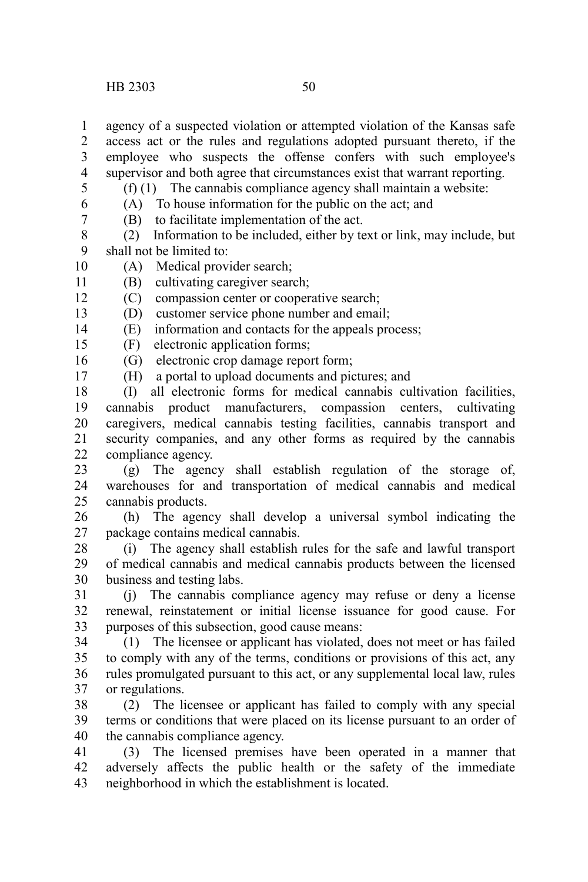agency of a suspected violation or attempted violation of the Kansas safe access act or the rules and regulations adopted pursuant thereto, if the employee who suspects the offense confers with such employee's supervisor and both agree that circumstances exist that warrant reporting.

(f) (1) The cannabis compliance agency shall maintain a website:

(A) To house information for the public on the act; and

(B) to facilitate implementation of the act.

(2) Information to be included, either by text or link, may include, but shall not be limited to:

(A) Medical provider search;

(B) cultivating caregiver search;

(C) compassion center or cooperative search;

(D) customer service phone number and email;

(E) information and contacts for the appeals process;

(F) electronic application forms;

(G) electronic crop damage report form;

(H) a portal to upload documents and pictures; and

(I) all electronic forms for medical cannabis cultivation facilities, cannabis product manufacturers, compassion centers, cultivating caregivers, medical cannabis testing facilities, cannabis transport and security companies, and any other forms as required by the cannabis compliance agency.

(g) The agency shall establish regulation of the storage of, warehouses for and transportation of medical cannabis and medical cannabis products.

(h) The agency shall develop a universal symbol indicating the package contains medical cannabis.

(i) The agency shall establish rules for the safe and lawful transport of medical cannabis and medical cannabis products between the licensed business and testing labs.

(j) The cannabis compliance agency may refuse or deny a license renewal, reinstatement or initial license issuance for good cause. For purposes of this subsection, good cause means:

(1) The licensee or applicant has violated, does not meet or has failed to comply with any of the terms, conditions or provisions of this act, any rules promulgated pursuant to this act, or any supplemental local law, rules or regulations.

(2) The licensee or applicant has failed to comply with any special terms or conditions that were placed on its license pursuant to an order of the cannabis compliance agency.

(3) The licensed premises have been operated in a manner that adversely affects the public health or the safety of the immediate neighborhood in which the establishment is located.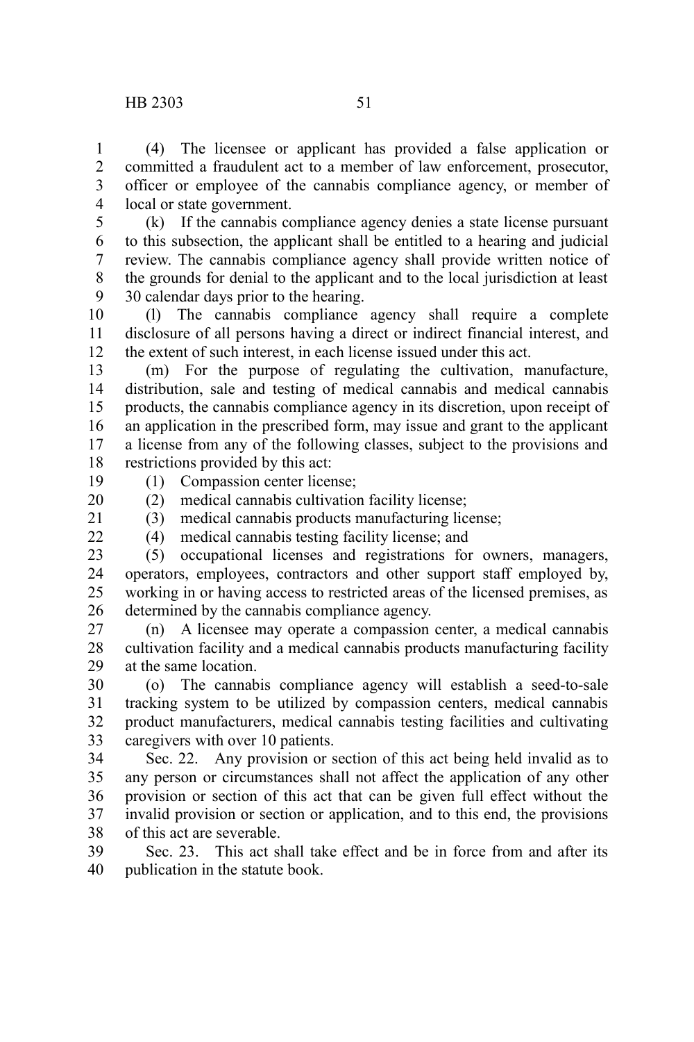(4) The licensee or applicant has provided a false application or committed a fraudulent act to a member of law enforcement, prosecutor, officer or employee of the cannabis compliance agency, or member of local or state government.

(k) If the cannabis compliance agency denies a state license pursuant to this subsection, the applicant shall be entitled to a hearing and judicial review. The cannabis compliance agency shall provide written notice of the grounds for denial to the applicant and to the local jurisdiction at least 30 calendar days prior to the hearing.

(l) The cannabis compliance agency shall require a complete disclosure of all persons having a direct or indirect financial interest, and the extent of such interest, in each license issued under this act.

(m) For the purpose of regulating the cultivation, manufacture, distribution, sale and testing of medical cannabis and medical cannabis products, the cannabis compliance agency in its discretion, upon receipt of an application in the prescribed form, may issue and grant to the applicant a license from any of the following classes, subject to the provisions and restrictions provided by this act:

(1) Compassion center license;

(2) medical cannabis cultivation facility license;

(3) medical cannabis products manufacturing license;

(4) medical cannabis testing facility license; and

(5) occupational licenses and registrations for owners, managers, operators, employees, contractors and other support staff employed by, working in or having access to restricted areas of the licensed premises, as determined by the cannabis compliance agency.

(n) A licensee may operate a compassion center, a medical cannabis cultivation facility and a medical cannabis products manufacturing facility at the same location.

(o) The cannabis compliance agency will establish a seed-to-sale tracking system to be utilized by compassion centers, medical cannabis product manufacturers, medical cannabis testing facilities and cultivating caregivers with over 10 patients.

Sec. 22. Any provision or section of this act being held invalid as to any person or circumstances shall not affect the application of any other provision or section of this act that can be given full effect without the invalid provision or section or application, and to this end, the provisions of this act are severable.

Sec. 23. This act shall take effect and be in force from and after its publication in the statute book.